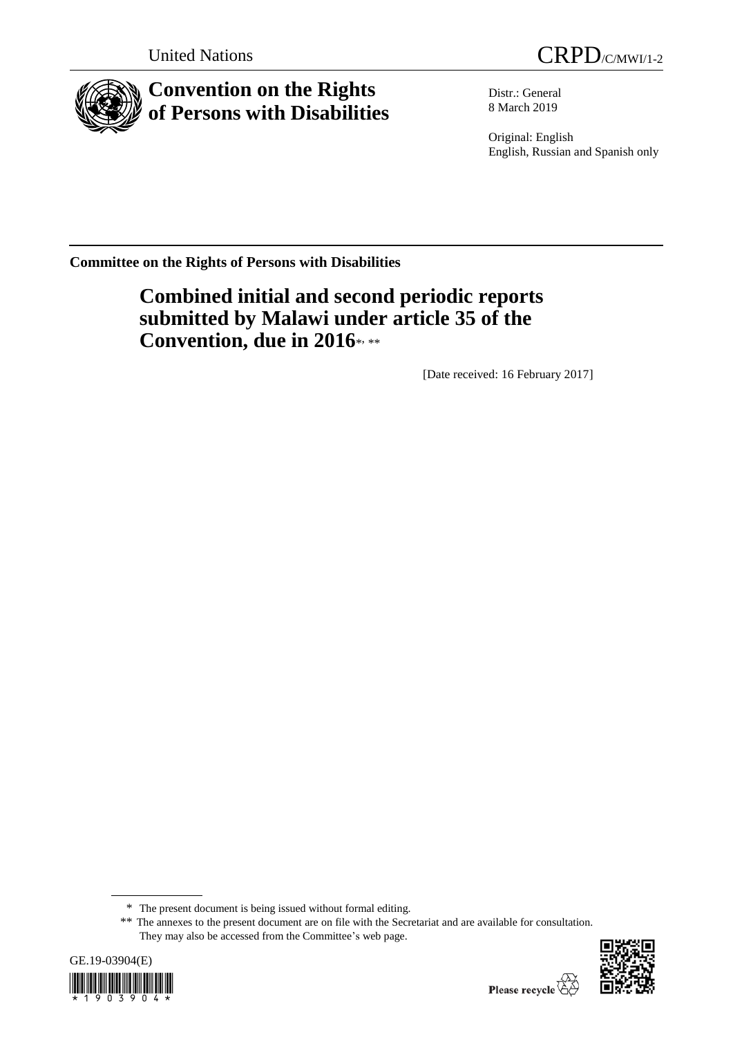United Nations

CRPD/C/MWI/1-2

# Convention on the Rights of Persons with Disabilities

Distr.: General
8 March 2019

Original: English
English, Russian and Spanish only

**Committee on the Rights of Persons with Disabilities**

## Combined initial and second periodic reports submitted by Malawi under article 35 of the Convention, due in 2016*, **

[Date received: 16 February 2017]

\* The present document is being issued without formal editing.

\*\* The annexes to the present document are on file with the Secretariat and are available for consultation. They may also be accessed from the Committee's web page.

GE.19-03904(E)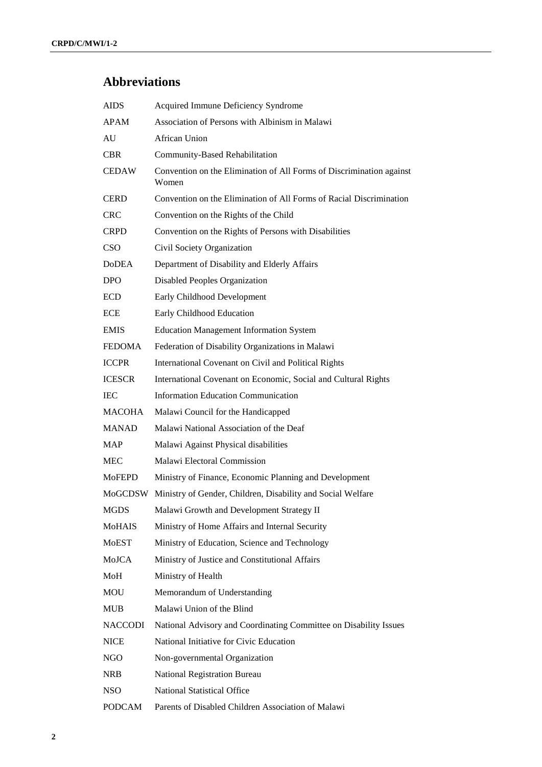## Abbreviations

| | |
|---|---|
| AIDS | Acquired Immune Deficiency Syndrome |
| APAM | Association of Persons with Albinism in Malawi |
| AU | African Union |
| CBR | Community-Based Rehabilitation |
| CEDAW | Convention on the Elimination of All Forms of Discrimination against Women |
| CERD | Convention on the Elimination of All Forms of Racial Discrimination |
| CRC | Convention on the Rights of the Child |
| CRPD | Convention on the Rights of Persons with Disabilities |
| CSO | Civil Society Organization |
| DoDEA | Department of Disability and Elderly Affairs |
| DPO | Disabled Peoples Organization |
| ECD | Early Childhood Development |
| ECE | Early Childhood Education |
| EMIS | Education Management Information System |
| FEDOMA | Federation of Disability Organizations in Malawi |
| ICCPR | International Covenant on Civil and Political Rights |
| ICESCR | International Covenant on Economic, Social and Cultural Rights |
| IEC | Information Education Communication |
| MACOHA | Malawi Council for the Handicapped |
| MANAD | Malawi National Association of the Deaf |
| MAP | Malawi Against Physical disabilities |
| MEC | Malawi Electoral Commission |
| MoFEPD | Ministry of Finance, Economic Planning and Development |
| MoGCDSW | Ministry of Gender, Children, Disability and Social Welfare |
| MGDS | Malawi Growth and Development Strategy II |
| MoHAIS | Ministry of Home Affairs and Internal Security |
| MoEST | Ministry of Education, Science and Technology |
| MoJCA | Ministry of Justice and Constitutional Affairs |
| MoH | Ministry of Health |
| MOU | Memorandum of Understanding |
| MUB | Malawi Union of the Blind |
| NACCODI | National Advisory and Coordinating Committee on Disability Issues |
| NICE | National Initiative for Civic Education |
| NGO | Non-governmental Organization |
| NRB | National Registration Bureau |
| NSO | National Statistical Office |
| PODCAM | Parents of Disabled Children Association of Malawi |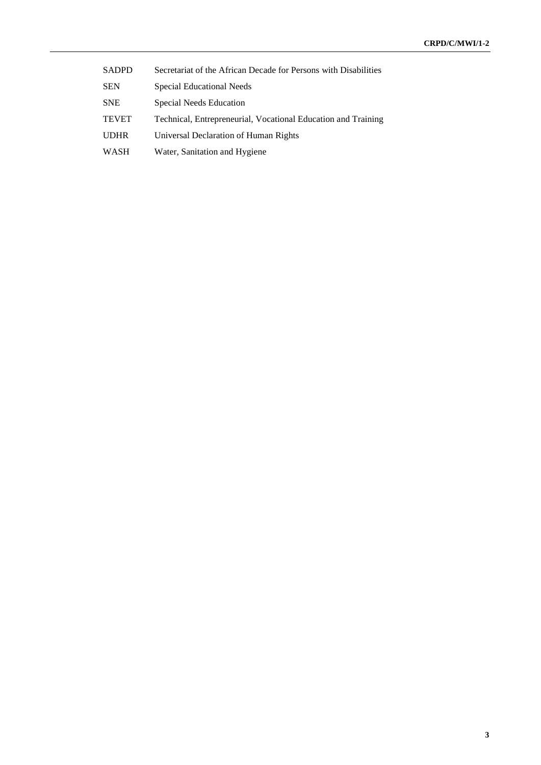| | |
|---|---|
| SADPD | Secretariat of the African Decade for Persons with Disabilities |
| SEN | Special Educational Needs |
| SNE | Special Needs Education |
| TEVET | Technical, Entrepreneurial, Vocational Education and Training |
| UDHR | Universal Declaration of Human Rights |
| WASH | Water, Sanitation and Hygiene |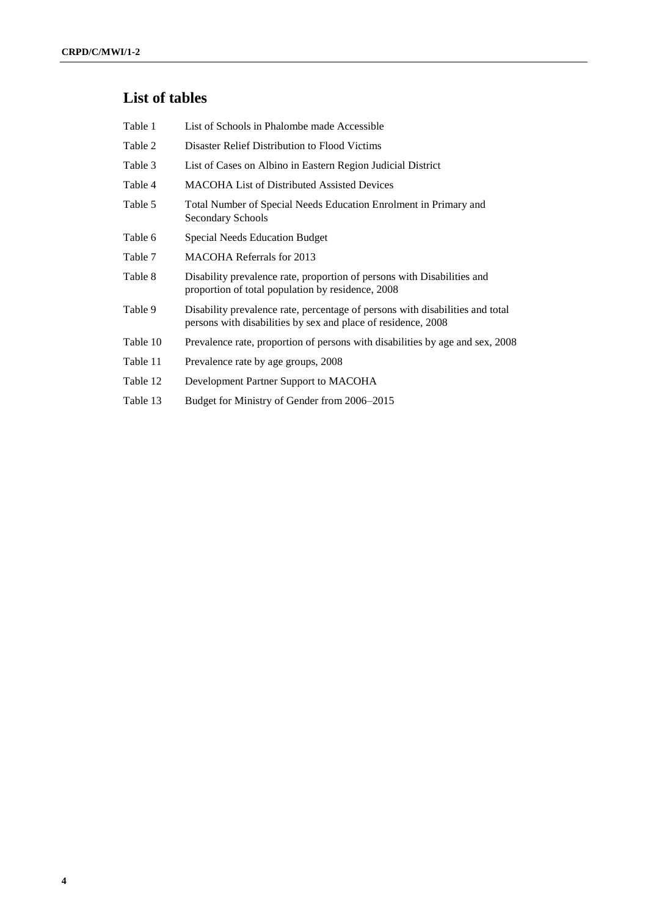## List of tables

| | |
|---|---|
| Table 1 | List of Schools in Phalombe made Accessible |
| Table 2 | Disaster Relief Distribution to Flood Victims |
| Table 3 | List of Cases on Albino in Eastern Region Judicial District |
| Table 4 | MACOHA List of Distributed Assisted Devices |
| Table 5 | Total Number of Special Needs Education Enrolment in Primary and Secondary Schools |
| Table 6 | Special Needs Education Budget |
| Table 7 | MACOHA Referrals for 2013 |
| Table 8 | Disability prevalence rate, proportion of persons with Disabilities and proportion of total population by residence, 2008 |
| Table 9 | Disability prevalence rate, percentage of persons with disabilities and total persons with disabilities by sex and place of residence, 2008 |
| Table 10 | Prevalence rate, proportion of persons with disabilities by age and sex, 2008 |
| Table 11 | Prevalence rate by age groups, 2008 |
| Table 12 | Development Partner Support to MACOHA |
| Table 13 | Budget for Ministry of Gender from 2006–2015 |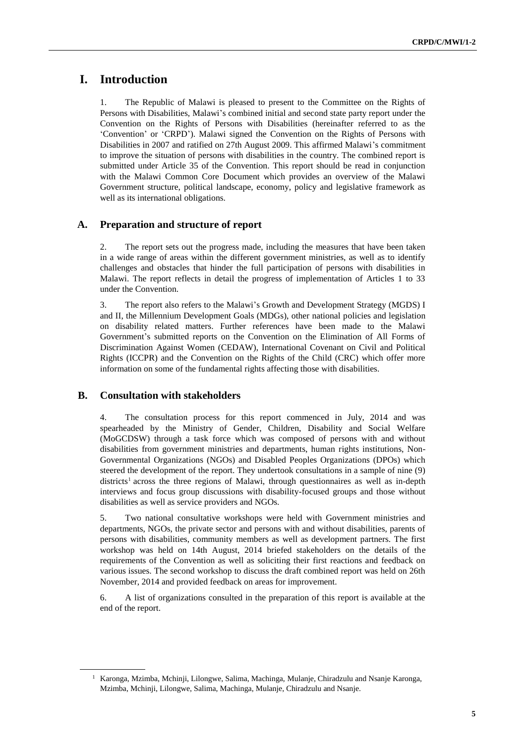# I. Introduction

1. The Republic of Malawi is pleased to present to the Committee on the Rights of Persons with Disabilities, Malawi's combined initial and second state party report under the Convention on the Rights of Persons with Disabilities (hereinafter referred to as the 'Convention' or 'CRPD'). Malawi signed the Convention on the Rights of Persons with Disabilities in 2007 and ratified on 27th August 2009. This affirmed Malawi's commitment to improve the situation of persons with disabilities in the country. The combined report is submitted under Article 35 of the Convention. This report should be read in conjunction with the Malawi Common Core Document which provides an overview of the Malawi Government structure, political landscape, economy, policy and legislative framework as well as its international obligations.

## A. Preparation and structure of report

2. The report sets out the progress made, including the measures that have been taken in a wide range of areas within the different government ministries, as well as to identify challenges and obstacles that hinder the full participation of persons with disabilities in Malawi. The report reflects in detail the progress of implementation of Articles 1 to 33 under the Convention.

3. The report also refers to the Malawi's Growth and Development Strategy (MGDS) I and II, the Millennium Development Goals (MDGs), other national policies and legislation on disability related matters. Further references have been made to the Malawi Government's submitted reports on the Convention on the Elimination of All Forms of Discrimination Against Women (CEDAW), International Covenant on Civil and Political Rights (ICCPR) and the Convention on the Rights of the Child (CRC) which offer more information on some of the fundamental rights affecting those with disabilities.

## B. Consultation with stakeholders

4. The consultation process for this report commenced in July, 2014 and was spearheaded by the Ministry of Gender, Children, Disability and Social Welfare (MoGCDSW) through a task force which was composed of persons with and without disabilities from government ministries and departments, human rights institutions, Non-Governmental Organizations (NGOs) and Disabled Peoples Organizations (DPOs) which steered the development of the report. They undertook consultations in a sample of nine (9) districts[1] across the three regions of Malawi, through questionnaires as well as in-depth interviews and focus group discussions with disability-focused groups and those without disabilities as well as service providers and NGOs.

5. Two national consultative workshops were held with Government ministries and departments, NGOs, the private sector and persons with and without disabilities, parents of persons with disabilities, community members as well as development partners. The first workshop was held on 14th August, 2014 briefed stakeholders on the details of the requirements of the Convention as well as soliciting their first reactions and feedback on various issues. The second workshop to discuss the draft combined report was held on 26th November, 2014 and provided feedback on areas for improvement.

6. A list of organizations consulted in the preparation of this report is available at the end of the report.

[1] Karonga, Mzimba, Mchinji, Lilongwe, Salima, Machinga, Mulanje, Chiradzulu and Nsanje Karonga, Mzimba, Mchinji, Lilongwe, Salima, Machinga, Mulanje, Chiradzulu and Nsanje.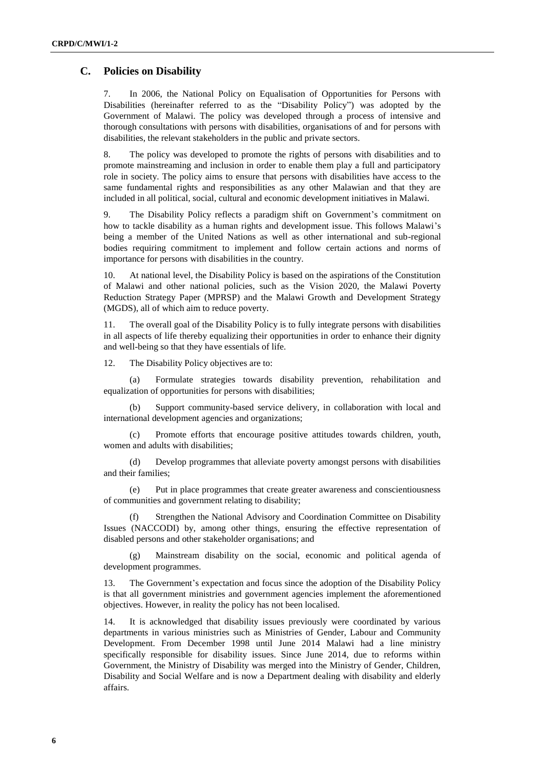## C. Policies on Disability

7. In 2006, the National Policy on Equalisation of Opportunities for Persons with Disabilities (hereinafter referred to as the "Disability Policy") was adopted by the Government of Malawi. The policy was developed through a process of intensive and thorough consultations with persons with disabilities, organisations of and for persons with disabilities, the relevant stakeholders in the public and private sectors.

8. The policy was developed to promote the rights of persons with disabilities and to promote mainstreaming and inclusion in order to enable them play a full and participatory role in society. The policy aims to ensure that persons with disabilities have access to the same fundamental rights and responsibilities as any other Malawian and that they are included in all political, social, cultural and economic development initiatives in Malawi.

9. The Disability Policy reflects a paradigm shift on Government's commitment on how to tackle disability as a human rights and development issue. This follows Malawi's being a member of the United Nations as well as other international and sub-regional bodies requiring commitment to implement and follow certain actions and norms of importance for persons with disabilities in the country.

10. At national level, the Disability Policy is based on the aspirations of the Constitution of Malawi and other national policies, such as the Vision 2020, the Malawi Poverty Reduction Strategy Paper (MPRSP) and the Malawi Growth and Development Strategy (MGDS), all of which aim to reduce poverty.

11. The overall goal of the Disability Policy is to fully integrate persons with disabilities in all aspects of life thereby equalizing their opportunities in order to enhance their dignity and well-being so that they have essentials of life.

12. The Disability Policy objectives are to:

(a) Formulate strategies towards disability prevention, rehabilitation and equalization of opportunities for persons with disabilities;

(b) Support community-based service delivery, in collaboration with local and international development agencies and organizations;

(c) Promote efforts that encourage positive attitudes towards children, youth, women and adults with disabilities;

(d) Develop programmes that alleviate poverty amongst persons with disabilities and their families;

(e) Put in place programmes that create greater awareness and conscientiousness of communities and government relating to disability;

(f) Strengthen the National Advisory and Coordination Committee on Disability Issues (NACCODI) by, among other things, ensuring the effective representation of disabled persons and other stakeholder organisations; and

(g) Mainstream disability on the social, economic and political agenda of development programmes.

13. The Government's expectation and focus since the adoption of the Disability Policy is that all government ministries and government agencies implement the aforementioned objectives. However, in reality the policy has not been localised.

14. It is acknowledged that disability issues previously were coordinated by various departments in various ministries such as Ministries of Gender, Labour and Community Development. From December 1998 until June 2014 Malawi had a line ministry specifically responsible for disability issues. Since June 2014, due to reforms within Government, the Ministry of Disability was merged into the Ministry of Gender, Children, Disability and Social Welfare and is now a Department dealing with disability and elderly affairs.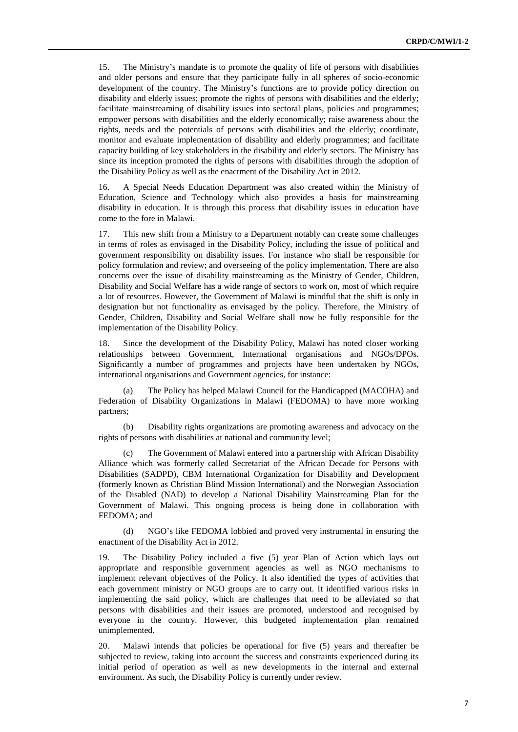15. The Ministry's mandate is to promote the quality of life of persons with disabilities and older persons and ensure that they participate fully in all spheres of socio-economic development of the country. The Ministry's functions are to provide policy direction on disability and elderly issues; promote the rights of persons with disabilities and the elderly; facilitate mainstreaming of disability issues into sectoral plans, policies and programmes; empower persons with disabilities and the elderly economically; raise awareness about the rights, needs and the potentials of persons with disabilities and the elderly; coordinate, monitor and evaluate implementation of disability and elderly programmes; and facilitate capacity building of key stakeholders in the disability and elderly sectors. The Ministry has since its inception promoted the rights of persons with disabilities through the adoption of the Disability Policy as well as the enactment of the Disability Act in 2012.

16. A Special Needs Education Department was also created within the Ministry of Education, Science and Technology which also provides a basis for mainstreaming disability in education. It is through this process that disability issues in education have come to the fore in Malawi.

17. This new shift from a Ministry to a Department notably can create some challenges in terms of roles as envisaged in the Disability Policy, including the issue of political and government responsibility on disability issues. For instance who shall be responsible for policy formulation and review; and overseeing of the policy implementation. There are also concerns over the issue of disability mainstreaming as the Ministry of Gender, Children, Disability and Social Welfare has a wide range of sectors to work on, most of which require a lot of resources. However, the Government of Malawi is mindful that the shift is only in designation but not functionality as envisaged by the policy. Therefore, the Ministry of Gender, Children, Disability and Social Welfare shall now be fully responsible for the implementation of the Disability Policy.

18. Since the development of the Disability Policy, Malawi has noted closer working relationships between Government, International organisations and NGOs/DPOs. Significantly a number of programmes and projects have been undertaken by NGOs, international organisations and Government agencies, for instance:

(a) The Policy has helped Malawi Council for the Handicapped (MACOHA) and Federation of Disability Organizations in Malawi (FEDOMA) to have more working partners;

(b) Disability rights organizations are promoting awareness and advocacy on the rights of persons with disabilities at national and community level;

(c) The Government of Malawi entered into a partnership with African Disability Alliance which was formerly called Secretariat of the African Decade for Persons with Disabilities (SADPD), CBM International Organization for Disability and Development (formerly known as Christian Blind Mission International) and the Norwegian Association of the Disabled (NAD) to develop a National Disability Mainstreaming Plan for the Government of Malawi. This ongoing process is being done in collaboration with FEDOMA; and

(d) NGO's like FEDOMA lobbied and proved very instrumental in ensuring the enactment of the Disability Act in 2012.

19. The Disability Policy included a five (5) year Plan of Action which lays out appropriate and responsible government agencies as well as NGO mechanisms to implement relevant objectives of the Policy. It also identified the types of activities that each government ministry or NGO groups are to carry out. It identified various risks in implementing the said policy, which are challenges that need to be alleviated so that persons with disabilities and their issues are promoted, understood and recognised by everyone in the country. However, this budgeted implementation plan remained unimplemented.

20. Malawi intends that policies be operational for five (5) years and thereafter be subjected to review, taking into account the success and constraints experienced during its initial period of operation as well as new developments in the internal and external environment. As such, the Disability Policy is currently under review.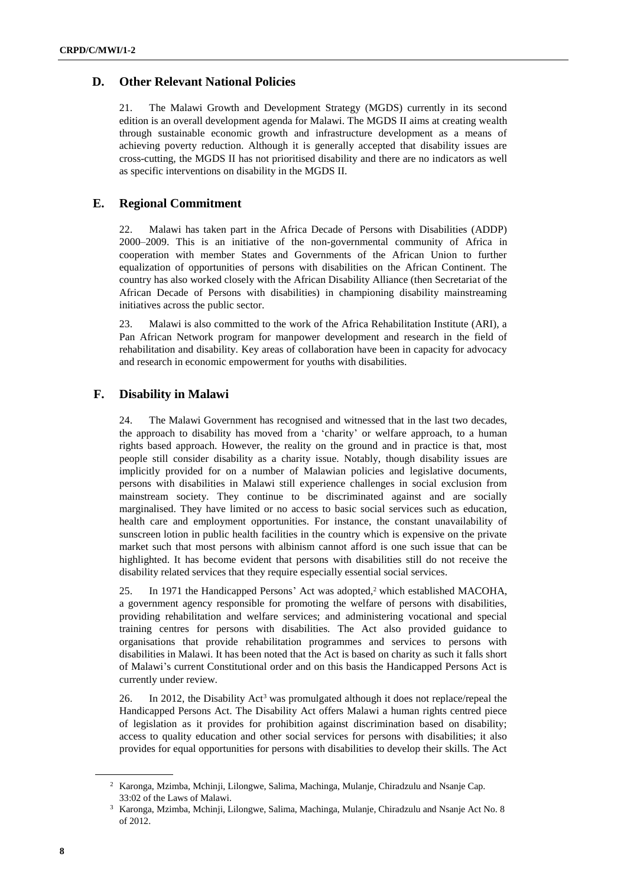## D. Other Relevant National Policies

21. The Malawi Growth and Development Strategy (MGDS) currently in its second edition is an overall development agenda for Malawi. The MGDS II aims at creating wealth through sustainable economic growth and infrastructure development as a means of achieving poverty reduction. Although it is generally accepted that disability issues are cross-cutting, the MGDS II has not prioritised disability and there are no indicators as well as specific interventions on disability in the MGDS II.

## E. Regional Commitment

22. Malawi has taken part in the Africa Decade of Persons with Disabilities (ADDP) 2000–2009. This is an initiative of the non-governmental community of Africa in cooperation with member States and Governments of the African Union to further equalization of opportunities of persons with disabilities on the African Continent. The country has also worked closely with the African Disability Alliance (then Secretariat of the African Decade of Persons with disabilities) in championing disability mainstreaming initiatives across the public sector.

23. Malawi is also committed to the work of the Africa Rehabilitation Institute (ARI), a Pan African Network program for manpower development and research in the field of rehabilitation and disability. Key areas of collaboration have been in capacity for advocacy and research in economic empowerment for youths with disabilities.

## F. Disability in Malawi

24. The Malawi Government has recognised and witnessed that in the last two decades, the approach to disability has moved from a 'charity' or welfare approach, to a human rights based approach. However, the reality on the ground and in practice is that, most people still consider disability as a charity issue. Notably, though disability issues are implicitly provided for on a number of Malawian policies and legislative documents, persons with disabilities in Malawi still experience challenges in social exclusion from mainstream society. They continue to be discriminated against and are socially marginalised. They have limited or no access to basic social services such as education, health care and employment opportunities. For instance, the constant unavailability of sunscreen lotion in public health facilities in the country which is expensive on the private market such that most persons with albinism cannot afford is one such issue that can be highlighted. It has become evident that persons with disabilities still do not receive the disability related services that they require especially essential social services.

25. In 1971 the Handicapped Persons' Act was adopted,[2] which established MACOHA, a government agency responsible for promoting the welfare of persons with disabilities, providing rehabilitation and welfare services; and administering vocational and special training centres for persons with disabilities. The Act also provided guidance to organisations that provide rehabilitation programmes and services to persons with disabilities in Malawi. It has been noted that the Act is based on charity as such it falls short of Malawi's current Constitutional order and on this basis the Handicapped Persons Act is currently under review.

26. In 2012, the Disability Act[3] was promulgated although it does not replace/repeal the Handicapped Persons Act. The Disability Act offers Malawi a human rights centred piece of legislation as it provides for prohibition against discrimination based on disability; access to quality education and other social services for persons with disabilities; it also provides for equal opportunities for persons with disabilities to develop their skills. The Act

---

[2] Karonga, Mzimba, Mchinji, Lilongwe, Salima, Machinga, Mulanje, Chiradzulu and Nsanje Cap. 33:02 of the Laws of Malawi.

[3] Karonga, Mzimba, Mchinji, Lilongwe, Salima, Machinga, Mulanje, Chiradzulu and Nsanje Act No. 8 of 2012.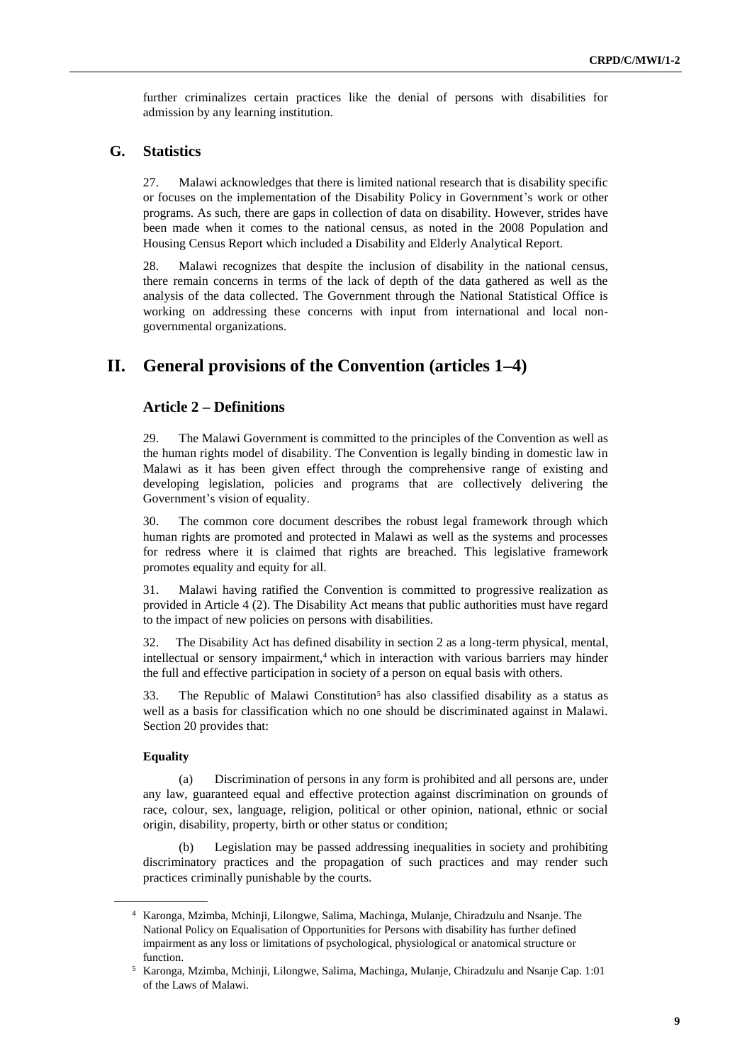further criminalizes certain practices like the denial of persons with disabilities for admission by any learning institution.

## G. Statistics

27. Malawi acknowledges that there is limited national research that is disability specific or focuses on the implementation of the Disability Policy in Government's work or other programs. As such, there are gaps in collection of data on disability. However, strides have been made when it comes to the national census, as noted in the 2008 Population and Housing Census Report which included a Disability and Elderly Analytical Report.

28. Malawi recognizes that despite the inclusion of disability in the national census, there remain concerns in terms of the lack of depth of the data gathered as well as the analysis of the data collected. The Government through the National Statistical Office is working on addressing these concerns with input from international and local non-governmental organizations.

# II. General provisions of the Convention (articles 1–4)

## Article 2 – Definitions

29. The Malawi Government is committed to the principles of the Convention as well as the human rights model of disability. The Convention is legally binding in domestic law in Malawi as it has been given effect through the comprehensive range of existing and developing legislation, policies and programs that are collectively delivering the Government's vision of equality.

30. The common core document describes the robust legal framework through which human rights are promoted and protected in Malawi as well as the systems and processes for redress where it is claimed that rights are breached. This legislative framework promotes equality and equity for all.

31. Malawi having ratified the Convention is committed to progressive realization as provided in Article 4 (2). The Disability Act means that public authorities must have regard to the impact of new policies on persons with disabilities.

32. The Disability Act has defined disability in section 2 as a long-term physical, mental, intellectual or sensory impairment,[4] which in interaction with various barriers may hinder the full and effective participation in society of a person on equal basis with others.

33. The Republic of Malawi Constitution[5] has also classified disability as a status as well as a basis for classification which no one should be discriminated against in Malawi. Section 20 provides that:

**Equality**

(a) Discrimination of persons in any form is prohibited and all persons are, under any law, guaranteed equal and effective protection against discrimination on grounds of race, colour, sex, language, religion, political or other opinion, national, ethnic or social origin, disability, property, birth or other status or condition;

(b) Legislation may be passed addressing inequalities in society and prohibiting discriminatory practices and the propagation of such practices and may render such practices criminally punishable by the courts.

---

[4] Karonga, Mzimba, Mchinji, Lilongwe, Salima, Machinga, Mulanje, Chiradzulu and Nsanje. The National Policy on Equalisation of Opportunities for Persons with disability has further defined impairment as any loss or limitations of psychological, physiological or anatomical structure or function.

[5] Karonga, Mzimba, Mchinji, Lilongwe, Salima, Machinga, Mulanje, Chiradzulu and Nsanje Cap. 1:01 of the Laws of Malawi.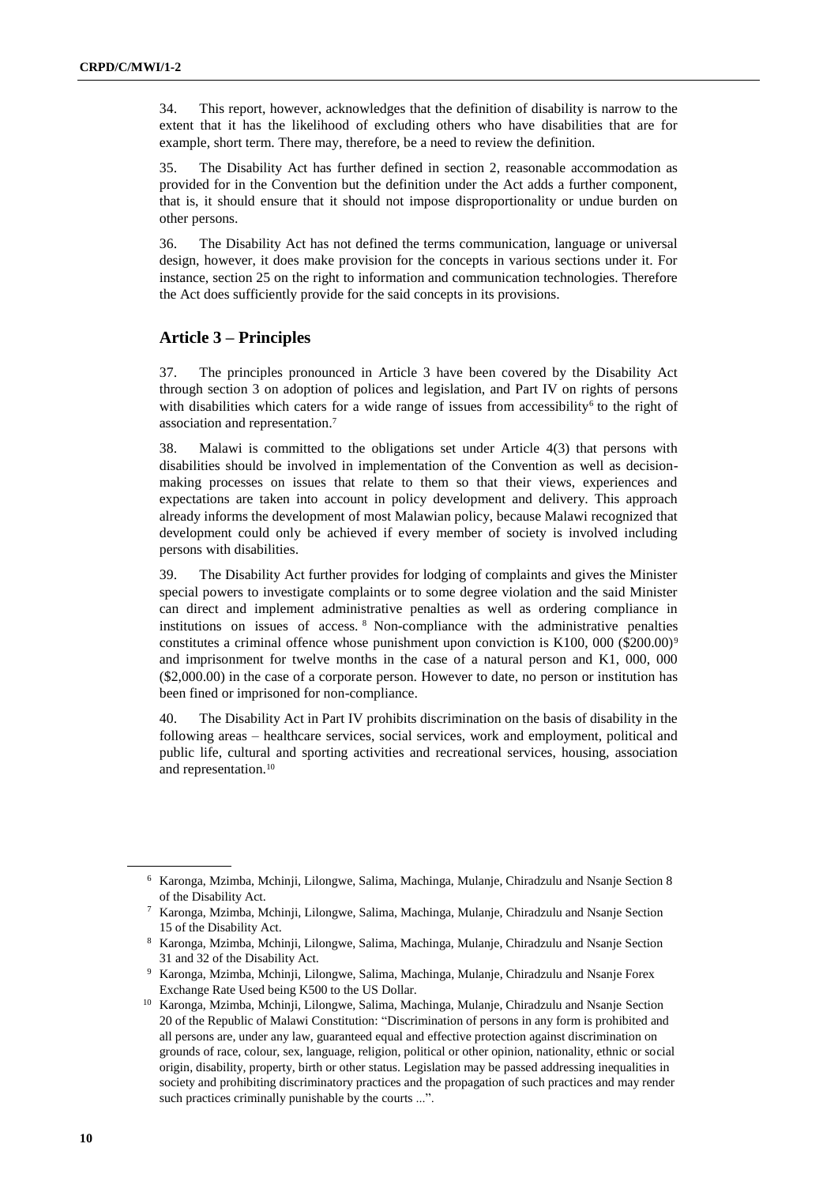34. This report, however, acknowledges that the definition of disability is narrow to the extent that it has the likelihood of excluding others who have disabilities that are for example, short term. There may, therefore, be a need to review the definition.

35. The Disability Act has further defined in section 2, reasonable accommodation as provided for in the Convention but the definition under the Act adds a further component, that is, it should ensure that it should not impose disproportionality or undue burden on other persons.

36. The Disability Act has not defined the terms communication, language or universal design, however, it does make provision for the concepts in various sections under it. For instance, section 25 on the right to information and communication technologies. Therefore the Act does sufficiently provide for the said concepts in its provisions.

### Article 3 – Principles

37. The principles pronounced in Article 3 have been covered by the Disability Act through section 3 on adoption of polices and legislation, and Part IV on rights of persons with disabilities which caters for a wide range of issues from accessibility[6] to the right of association and representation.[7]

38. Malawi is committed to the obligations set under Article 4(3) that persons with disabilities should be involved in implementation of the Convention as well as decision-making processes on issues that relate to them so that their views, experiences and expectations are taken into account in policy development and delivery. This approach already informs the development of most Malawian policy, because Malawi recognized that development could only be achieved if every member of society is involved including persons with disabilities.

39. The Disability Act further provides for lodging of complaints and gives the Minister special powers to investigate complaints or to some degree violation and the said Minister can direct and implement administrative penalties as well as ordering compliance in institutions on issues of access.[8] Non-compliance with the administrative penalties constitutes a criminal offence whose punishment upon conviction is K100, 000 ($200.00)[9] and imprisonment for twelve months in the case of a natural person and K1, 000, 000 ($2,000.00) in the case of a corporate person. However to date, no person or institution has been fined or imprisoned for non-compliance.

40. The Disability Act in Part IV prohibits discrimination on the basis of disability in the following areas – healthcare services, social services, work and employment, political and public life, cultural and sporting activities and recreational services, housing, association and representation.[10]

---

[6] Karonga, Mzimba, Mchinji, Lilongwe, Salima, Machinga, Mulanje, Chiradzulu and Nsanje Section 8 of the Disability Act.

[7] Karonga, Mzimba, Mchinji, Lilongwe, Salima, Machinga, Mulanje, Chiradzulu and Nsanje Section 15 of the Disability Act.

[8] Karonga, Mzimba, Mchinji, Lilongwe, Salima, Machinga, Mulanje, Chiradzulu and Nsanje Section 31 and 32 of the Disability Act.

[9] Karonga, Mzimba, Mchinji, Lilongwe, Salima, Machinga, Mulanje, Chiradzulu and Nsanje Forex Exchange Rate Used being K500 to the US Dollar.

[10] Karonga, Mzimba, Mchinji, Lilongwe, Salima, Machinga, Mulanje, Chiradzulu and Nsanje Section 20 of the Republic of Malawi Constitution: "Discrimination of persons in any form is prohibited and all persons are, under any law, guaranteed equal and effective protection against discrimination on grounds of race, colour, sex, language, religion, political or other opinion, nationality, ethnic or social origin, disability, property, birth or other status. Legislation may be passed addressing inequalities in society and prohibiting discriminatory practices and the propagation of such practices and may render such practices criminally punishable by the courts ...".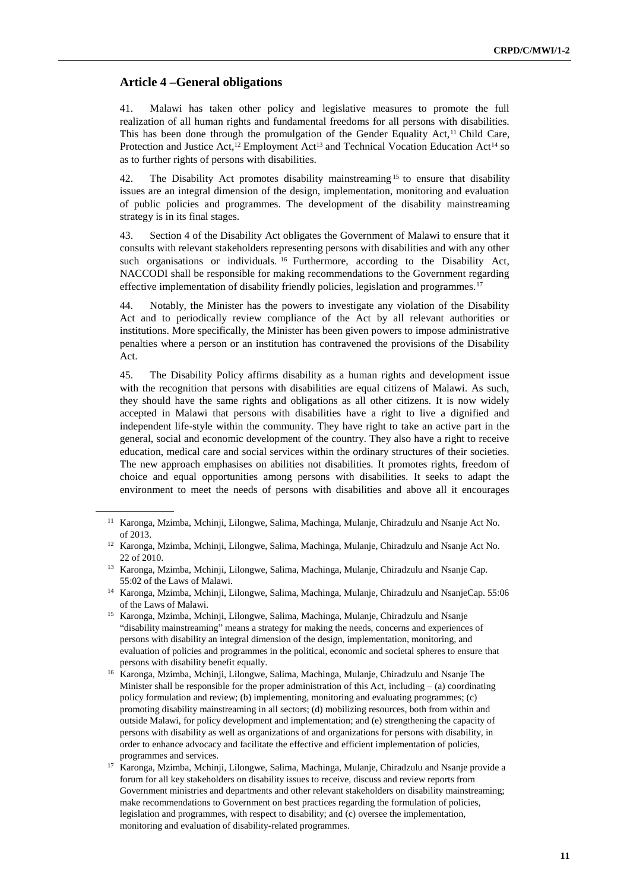## Article 4 –General obligations

41. Malawi has taken other policy and legislative measures to promote the full realization of all human rights and fundamental freedoms for all persons with disabilities. This has been done through the promulgation of the Gender Equality Act,[11] Child Care, Protection and Justice Act,[12] Employment Act[13] and Technical Vocation Education Act[14] so as to further rights of persons with disabilities.

42. The Disability Act promotes disability mainstreaming[15] to ensure that disability issues are an integral dimension of the design, implementation, monitoring and evaluation of public policies and programmes. The development of the disability mainstreaming strategy is in its final stages.

43. Section 4 of the Disability Act obligates the Government of Malawi to ensure that it consults with relevant stakeholders representing persons with disabilities and with any other such organisations or individuals.[16] Furthermore, according to the Disability Act, NACCODI shall be responsible for making recommendations to the Government regarding effective implementation of disability friendly policies, legislation and programmes.[17]

44. Notably, the Minister has the powers to investigate any violation of the Disability Act and to periodically review compliance of the Act by all relevant authorities or institutions. More specifically, the Minister has been given powers to impose administrative penalties where a person or an institution has contravened the provisions of the Disability Act.

45. The Disability Policy affirms disability as a human rights and development issue with the recognition that persons with disabilities are equal citizens of Malawi. As such, they should have the same rights and obligations as all other citizens. It is now widely accepted in Malawi that persons with disabilities have a right to live a dignified and independent life-style within the community. They have right to take an active part in the general, social and economic development of the country. They also have a right to receive education, medical care and social services within the ordinary structures of their societies. The new approach emphasises on abilities not disabilities. It promotes rights, freedom of choice and equal opportunities among persons with disabilities. It seeks to adapt the environment to meet the needs of persons with disabilities and above all it encourages

---

[11] Karonga, Mzimba, Mchinji, Lilongwe, Salima, Machinga, Mulanje, Chiradzulu and Nsanje Act No. of 2013.

[12] Karonga, Mzimba, Mchinji, Lilongwe, Salima, Machinga, Mulanje, Chiradzulu and Nsanje Act No. 22 of 2010.

[13] Karonga, Mzimba, Mchinji, Lilongwe, Salima, Machinga, Mulanje, Chiradzulu and Nsanje Cap. 55:02 of the Laws of Malawi.

[14] Karonga, Mzimba, Mchinji, Lilongwe, Salima, Machinga, Mulanje, Chiradzulu and NsanjeCap. 55:06 of the Laws of Malawi.

[15] Karonga, Mzimba, Mchinji, Lilongwe, Salima, Machinga, Mulanje, Chiradzulu and Nsanje "disability mainstreaming" means a strategy for making the needs, concerns and experiences of persons with disability an integral dimension of the design, implementation, monitoring, and evaluation of policies and programmes in the political, economic and societal spheres to ensure that persons with disability benefit equally.

[16] Karonga, Mzimba, Mchinji, Lilongwe, Salima, Machinga, Mulanje, Chiradzulu and Nsanje The Minister shall be responsible for the proper administration of this Act, including – (a) coordinating policy formulation and review; (b) implementing, monitoring and evaluating programmes; (c) promoting disability mainstreaming in all sectors; (d) mobilizing resources, both from within and outside Malawi, for policy development and implementation; and (e) strengthening the capacity of persons with disability as well as organizations of and organizations for persons with disability, in order to enhance advocacy and facilitate the effective and efficient implementation of policies, programmes and services.

[17] Karonga, Mzimba, Mchinji, Lilongwe, Salima, Machinga, Mulanje, Chiradzulu and Nsanje provide a forum for all key stakeholders on disability issues to receive, discuss and review reports from Government ministries and departments and other relevant stakeholders on disability mainstreaming; make recommendations to Government on best practices regarding the formulation of policies, legislation and programmes, with respect to disability; and (c) oversee the implementation, monitoring and evaluation of disability-related programmes.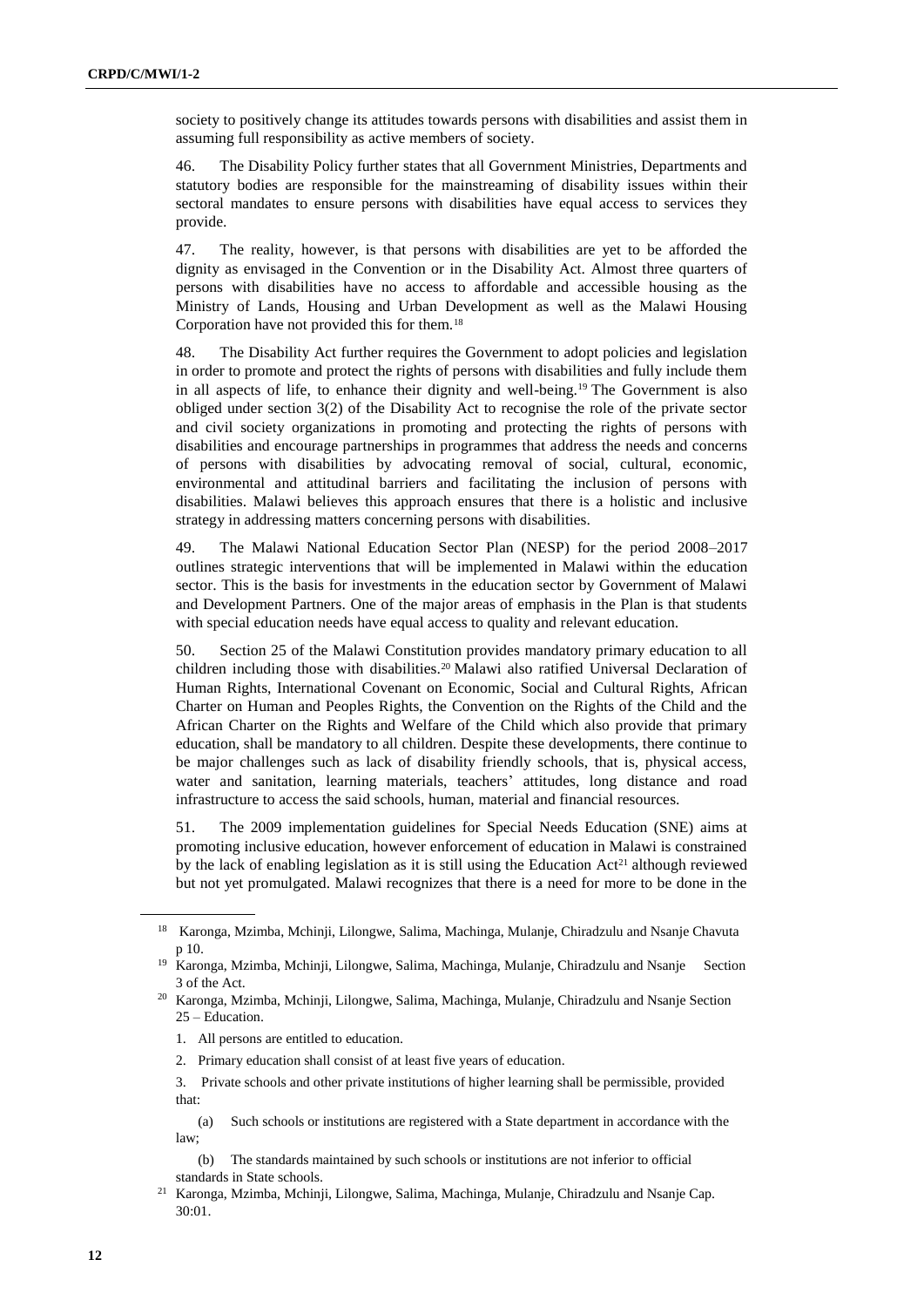society to positively change its attitudes towards persons with disabilities and assist them in assuming full responsibility as active members of society.

46. The Disability Policy further states that all Government Ministries, Departments and statutory bodies are responsible for the mainstreaming of disability issues within their sectoral mandates to ensure persons with disabilities have equal access to services they provide.

47. The reality, however, is that persons with disabilities are yet to be afforded the dignity as envisaged in the Convention or in the Disability Act. Almost three quarters of persons with disabilities have no access to affordable and accessible housing as the Ministry of Lands, Housing and Urban Development as well as the Malawi Housing Corporation have not provided this for them.[18]

48. The Disability Act further requires the Government to adopt policies and legislation in order to promote and protect the rights of persons with disabilities and fully include them in all aspects of life, to enhance their dignity and well-being.[19] The Government is also obliged under section 3(2) of the Disability Act to recognise the role of the private sector and civil society organizations in promoting and protecting the rights of persons with disabilities and encourage partnerships in programmes that address the needs and concerns of persons with disabilities by advocating removal of social, cultural, economic, environmental and attitudinal barriers and facilitating the inclusion of persons with disabilities. Malawi believes this approach ensures that there is a holistic and inclusive strategy in addressing matters concerning persons with disabilities.

49. The Malawi National Education Sector Plan (NESP) for the period 2008–2017 outlines strategic interventions that will be implemented in Malawi within the education sector. This is the basis for investments in the education sector by Government of Malawi and Development Partners. One of the major areas of emphasis in the Plan is that students with special education needs have equal access to quality and relevant education.

50. Section 25 of the Malawi Constitution provides mandatory primary education to all children including those with disabilities.[20] Malawi also ratified Universal Declaration of Human Rights, International Covenant on Economic, Social and Cultural Rights, African Charter on Human and Peoples Rights, the Convention on the Rights of the Child and the African Charter on the Rights and Welfare of the Child which also provide that primary education, shall be mandatory to all children. Despite these developments, there continue to be major challenges such as lack of disability friendly schools, that is, physical access, water and sanitation, learning materials, teachers' attitudes, long distance and road infrastructure to access the said schools, human, material and financial resources.

51. The 2009 implementation guidelines for Special Needs Education (SNE) aims at promoting inclusive education, however enforcement of education in Malawi is constrained by the lack of enabling legislation as it is still using the Education Act[21] although reviewed but not yet promulgated. Malawi recognizes that there is a need for more to be done in the

---

[18] Karonga, Mzimba, Mchinji, Lilongwe, Salima, Machinga, Mulanje, Chiradzulu and Nsanje Chavuta p 10.

[19] Karonga, Mzimba, Mchinji, Lilongwe, Salima, Machinga, Mulanje, Chiradzulu and Nsanje Section 3 of the Act.

[20] Karonga, Mzimba, Mchinji, Lilongwe, Salima, Machinga, Mulanje, Chiradzulu and Nsanje Section 25 – Education.

1. All persons are entitled to education.
2. Primary education shall consist of at least five years of education.
3. Private schools and other private institutions of higher learning shall be permissible, provided that:

   (a) Such schools or institutions are registered with a State department in accordance with the law;

   (b) The standards maintained by such schools or institutions are not inferior to official standards in State schools.

[21] Karonga, Mzimba, Mchinji, Lilongwe, Salima, Machinga, Mulanje, Chiradzulu and Nsanje Cap. 30:01.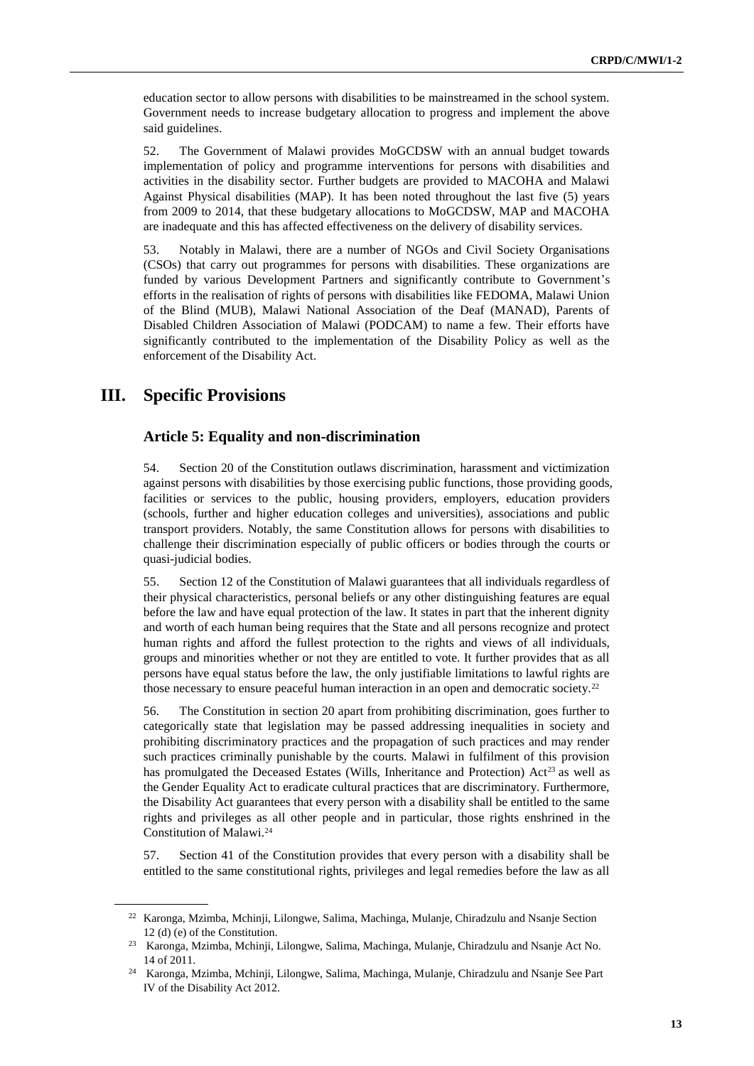education sector to allow persons with disabilities to be mainstreamed in the school system. Government needs to increase budgetary allocation to progress and implement the above said guidelines.

52. The Government of Malawi provides MoGCDSW with an annual budget towards implementation of policy and programme interventions for persons with disabilities and activities in the disability sector. Further budgets are provided to MACOHA and Malawi Against Physical disabilities (MAP). It has been noted throughout the last five (5) years from 2009 to 2014, that these budgetary allocations to MoGCDSW, MAP and MACOHA are inadequate and this has affected effectiveness on the delivery of disability services.

53. Notably in Malawi, there are a number of NGOs and Civil Society Organisations (CSOs) that carry out programmes for persons with disabilities. These organizations are funded by various Development Partners and significantly contribute to Government's efforts in the realisation of rights of persons with disabilities like FEDOMA, Malawi Union of the Blind (MUB), Malawi National Association of the Deaf (MANAD), Parents of Disabled Children Association of Malawi (PODCAM) to name a few. Their efforts have significantly contributed to the implementation of the Disability Policy as well as the enforcement of the Disability Act.

# III. Specific Provisions

## Article 5: Equality and non-discrimination

54. Section 20 of the Constitution outlaws discrimination, harassment and victimization against persons with disabilities by those exercising public functions, those providing goods, facilities or services to the public, housing providers, employers, education providers (schools, further and higher education colleges and universities), associations and public transport providers. Notably, the same Constitution allows for persons with disabilities to challenge their discrimination especially of public officers or bodies through the courts or quasi-judicial bodies.

55. Section 12 of the Constitution of Malawi guarantees that all individuals regardless of their physical characteristics, personal beliefs or any other distinguishing features are equal before the law and have equal protection of the law. It states in part that the inherent dignity and worth of each human being requires that the State and all persons recognize and protect human rights and afford the fullest protection to the rights and views of all individuals, groups and minorities whether or not they are entitled to vote. It further provides that as all persons have equal status before the law, the only justifiable limitations to lawful rights are those necessary to ensure peaceful human interaction in an open and democratic society.[22]

56. The Constitution in section 20 apart from prohibiting discrimination, goes further to categorically state that legislation may be passed addressing inequalities in society and prohibiting discriminatory practices and the propagation of such practices and may render such practices criminally punishable by the courts. Malawi in fulfilment of this provision has promulgated the Deceased Estates (Wills, Inheritance and Protection) Act[23] as well as the Gender Equality Act to eradicate cultural practices that are discriminatory. Furthermore, the Disability Act guarantees that every person with a disability shall be entitled to the same rights and privileges as all other people and in particular, those rights enshrined in the Constitution of Malawi.[24]

57. Section 41 of the Constitution provides that every person with a disability shall be entitled to the same constitutional rights, privileges and legal remedies before the law as all

---

[22] Karonga, Mzimba, Mchinji, Lilongwe, Salima, Machinga, Mulanje, Chiradzulu and Nsanje Section 12 (d) (e) of the Constitution.

[23] Karonga, Mzimba, Mchinji, Lilongwe, Salima, Machinga, Mulanje, Chiradzulu and Nsanje Act No. 14 of 2011.

[24] Karonga, Mzimba, Mchinji, Lilongwe, Salima, Machinga, Mulanje, Chiradzulu and Nsanje See Part IV of the Disability Act 2012.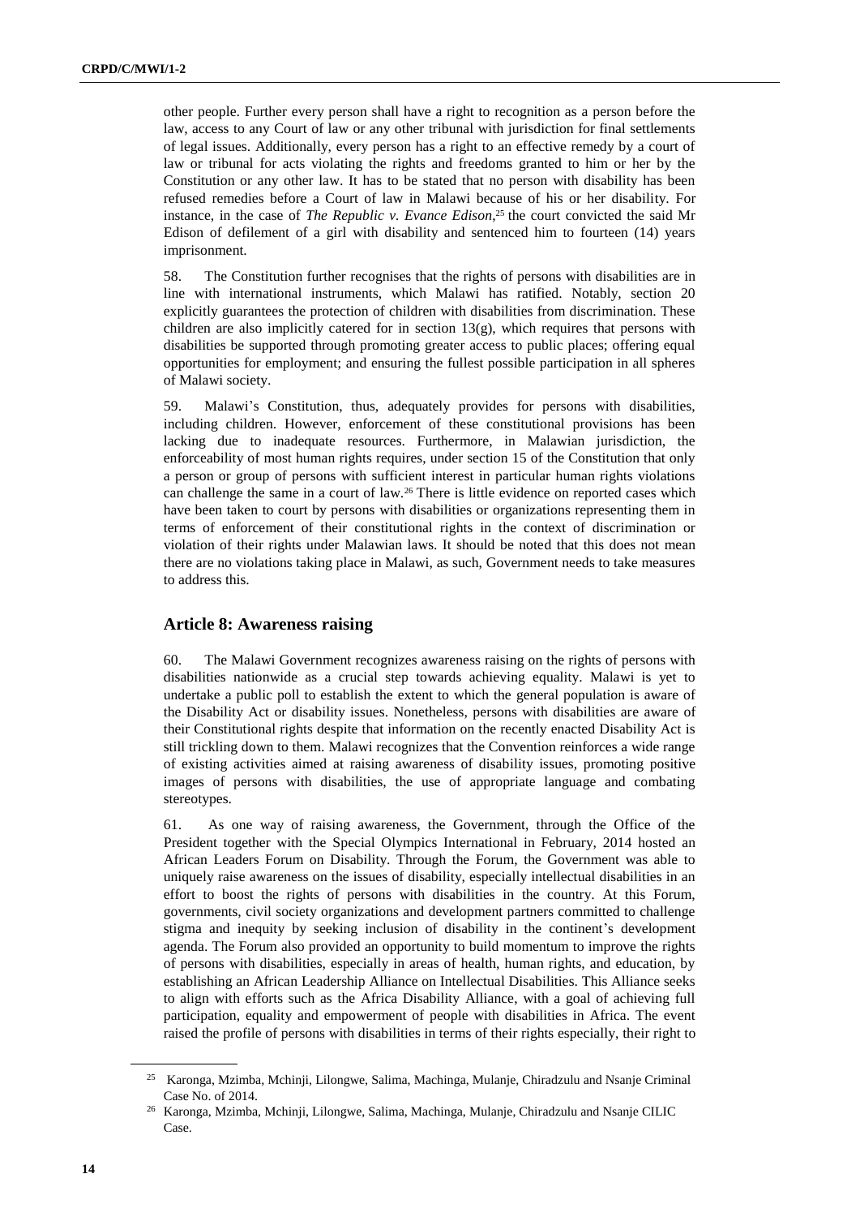other people. Further every person shall have a right to recognition as a person before the law, access to any Court of law or any other tribunal with jurisdiction for final settlements of legal issues. Additionally, every person has a right to an effective remedy by a court of law or tribunal for acts violating the rights and freedoms granted to him or her by the Constitution or any other law. It has to be stated that no person with disability has been refused remedies before a Court of law in Malawi because of his or her disability. For instance, in the case of *The Republic v. Evance Edison*,[25] the court convicted the said Mr Edison of defilement of a girl with disability and sentenced him to fourteen (14) years imprisonment.

58. The Constitution further recognises that the rights of persons with disabilities are in line with international instruments, which Malawi has ratified. Notably, section 20 explicitly guarantees the protection of children with disabilities from discrimination. These children are also implicitly catered for in section 13(g), which requires that persons with disabilities be supported through promoting greater access to public places; offering equal opportunities for employment; and ensuring the fullest possible participation in all spheres of Malawi society.

59. Malawi's Constitution, thus, adequately provides for persons with disabilities, including children. However, enforcement of these constitutional provisions has been lacking due to inadequate resources. Furthermore, in Malawian jurisdiction, the enforceability of most human rights requires, under section 15 of the Constitution that only a person or group of persons with sufficient interest in particular human rights violations can challenge the same in a court of law.[26] There is little evidence on reported cases which have been taken to court by persons with disabilities or organizations representing them in terms of enforcement of their constitutional rights in the context of discrimination or violation of their rights under Malawian laws. It should be noted that this does not mean there are no violations taking place in Malawi, as such, Government needs to take measures to address this.

## Article 8: Awareness raising

60. The Malawi Government recognizes awareness raising on the rights of persons with disabilities nationwide as a crucial step towards achieving equality. Malawi is yet to undertake a public poll to establish the extent to which the general population is aware of the Disability Act or disability issues. Nonetheless, persons with disabilities are aware of their Constitutional rights despite that information on the recently enacted Disability Act is still trickling down to them. Malawi recognizes that the Convention reinforces a wide range of existing activities aimed at raising awareness of disability issues, promoting positive images of persons with disabilities, the use of appropriate language and combating stereotypes.

61. As one way of raising awareness, the Government, through the Office of the President together with the Special Olympics International in February, 2014 hosted an African Leaders Forum on Disability. Through the Forum, the Government was able to uniquely raise awareness on the issues of disability, especially intellectual disabilities in an effort to boost the rights of persons with disabilities in the country. At this Forum, governments, civil society organizations and development partners committed to challenge stigma and inequity by seeking inclusion of disability in the continent's development agenda. The Forum also provided an opportunity to build momentum to improve the rights of persons with disabilities, especially in areas of health, human rights, and education, by establishing an African Leadership Alliance on Intellectual Disabilities. This Alliance seeks to align with efforts such as the Africa Disability Alliance, with a goal of achieving full participation, equality and empowerment of people with disabilities in Africa. The event raised the profile of persons with disabilities in terms of their rights especially, their right to

---

[25] Karonga, Mzimba, Mchinji, Lilongwe, Salima, Machinga, Mulanje, Chiradzulu and Nsanje Criminal Case No. of 2014.

[26] Karonga, Mzimba, Mchinji, Lilongwe, Salima, Machinga, Mulanje, Chiradzulu and Nsanje CILIC Case.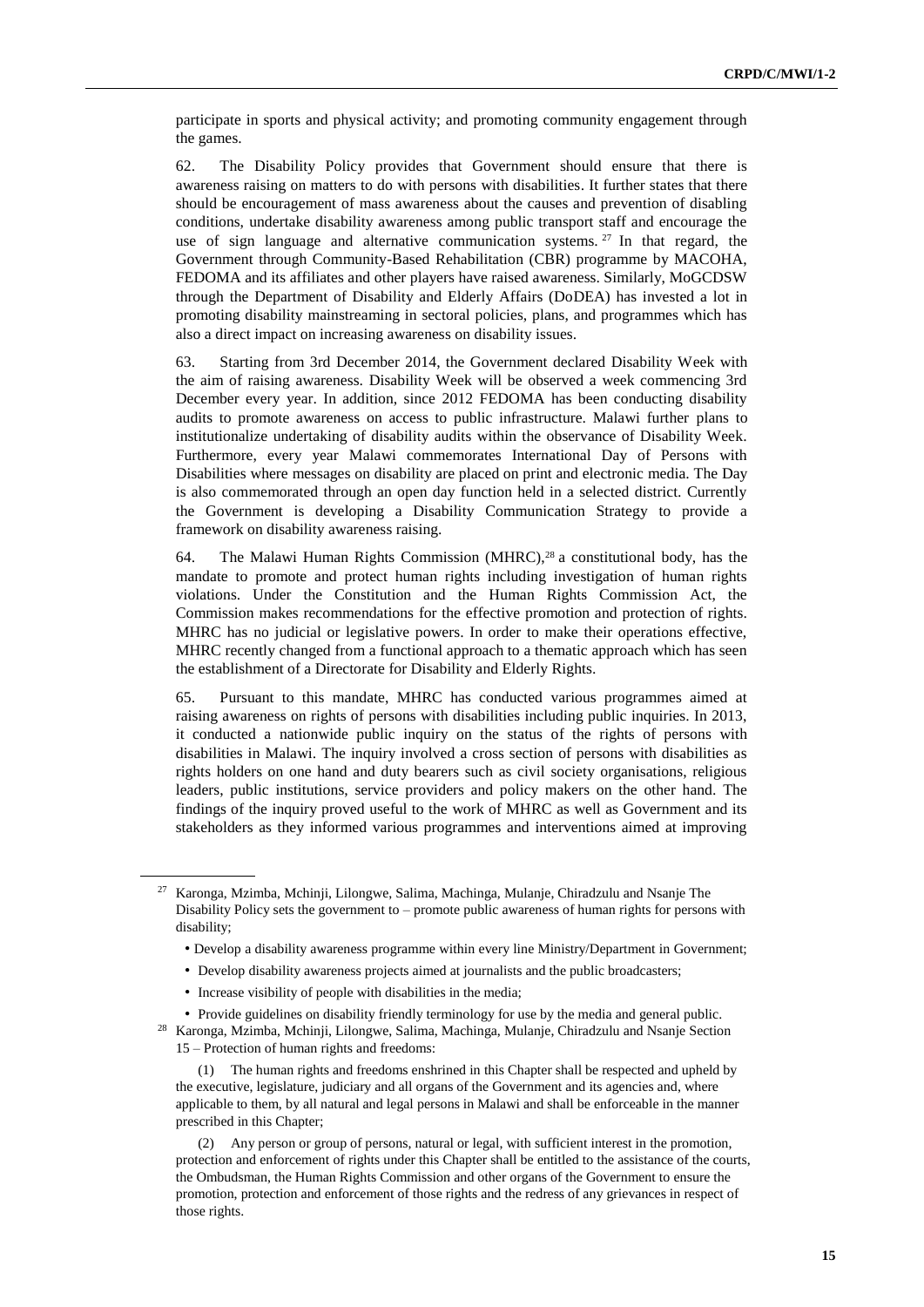participate in sports and physical activity; and promoting community engagement through the games.

62. The Disability Policy provides that Government should ensure that there is awareness raising on matters to do with persons with disabilities. It further states that there should be encouragement of mass awareness about the causes and prevention of disabling conditions, undertake disability awareness among public transport staff and encourage the use of sign language and alternative communication systems. [27] In that regard, the Government through Community-Based Rehabilitation (CBR) programme by MACOHA, FEDOMA and its affiliates and other players have raised awareness. Similarly, MoGCDSW through the Department of Disability and Elderly Affairs (DoDEA) has invested a lot in promoting disability mainstreaming in sectoral policies, plans, and programmes which has also a direct impact on increasing awareness on disability issues.

63. Starting from 3rd December 2014, the Government declared Disability Week with the aim of raising awareness. Disability Week will be observed a week commencing 3rd December every year. In addition, since 2012 FEDOMA has been conducting disability audits to promote awareness on access to public infrastructure. Malawi further plans to institutionalize undertaking of disability audits within the observance of Disability Week. Furthermore, every year Malawi commemorates International Day of Persons with Disabilities where messages on disability are placed on print and electronic media. The Day is also commemorated through an open day function held in a selected district. Currently the Government is developing a Disability Communication Strategy to provide a framework on disability awareness raising.

64. The Malawi Human Rights Commission (MHRC),[28] a constitutional body, has the mandate to promote and protect human rights including investigation of human rights violations. Under the Constitution and the Human Rights Commission Act, the Commission makes recommendations for the effective promotion and protection of rights. MHRC has no judicial or legislative powers. In order to make their operations effective, MHRC recently changed from a functional approach to a thematic approach which has seen the establishment of a Directorate for Disability and Elderly Rights.

65. Pursuant to this mandate, MHRC has conducted various programmes aimed at raising awareness on rights of persons with disabilities including public inquiries. In 2013, it conducted a nationwide public inquiry on the status of the rights of persons with disabilities in Malawi. The inquiry involved a cross section of persons with disabilities as rights holders on one hand and duty bearers such as civil society organisations, religious leaders, public institutions, service providers and policy makers on the other hand. The findings of the inquiry proved useful to the work of MHRC as well as Government and its stakeholders as they informed various programmes and interventions aimed at improving

---

[27] Karonga, Mzimba, Mchinji, Lilongwe, Salima, Machinga, Mulanje, Chiradzulu and Nsanje The Disability Policy sets the government to – promote public awareness of human rights for persons with disability;

- Develop a disability awareness programme within every line Ministry/Department in Government;
- Develop disability awareness projects aimed at journalists and the public broadcasters;
- Increase visibility of people with disabilities in the media;
- Provide guidelines on disability friendly terminology for use by the media and general public.

[28] Karonga, Mzimba, Mchinji, Lilongwe, Salima, Machinga, Mulanje, Chiradzulu and Nsanje Section 15 – Protection of human rights and freedoms:

(1) The human rights and freedoms enshrined in this Chapter shall be respected and upheld by the executive, legislature, judiciary and all organs of the Government and its agencies and, where applicable to them, by all natural and legal persons in Malawi and shall be enforceable in the manner prescribed in this Chapter;

(2) Any person or group of persons, natural or legal, with sufficient interest in the promotion, protection and enforcement of rights under this Chapter shall be entitled to the assistance of the courts, the Ombudsman, the Human Rights Commission and other organs of the Government to ensure the promotion, protection and enforcement of those rights and the redress of any grievances in respect of those rights.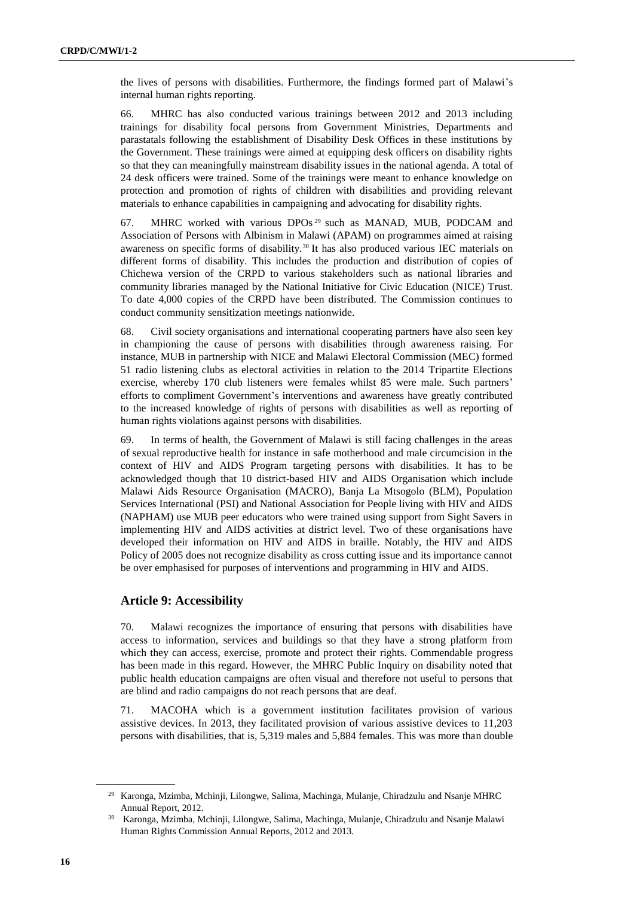the lives of persons with disabilities. Furthermore, the findings formed part of Malawi's internal human rights reporting.

66. MHRC has also conducted various trainings between 2012 and 2013 including trainings for disability focal persons from Government Ministries, Departments and parastatals following the establishment of Disability Desk Offices in these institutions by the Government. These trainings were aimed at equipping desk officers on disability rights so that they can meaningfully mainstream disability issues in the national agenda. A total of 24 desk officers were trained. Some of the trainings were meant to enhance knowledge on protection and promotion of rights of children with disabilities and providing relevant materials to enhance capabilities in campaigning and advocating for disability rights.

67. MHRC worked with various DPOs[29] such as MANAD, MUB, PODCAM and Association of Persons with Albinism in Malawi (APAM) on programmes aimed at raising awareness on specific forms of disability.[30] It has also produced various IEC materials on different forms of disability. This includes the production and distribution of copies of Chichewa version of the CRPD to various stakeholders such as national libraries and community libraries managed by the National Initiative for Civic Education (NICE) Trust. To date 4,000 copies of the CRPD have been distributed. The Commission continues to conduct community sensitization meetings nationwide.

68. Civil society organisations and international cooperating partners have also seen key in championing the cause of persons with disabilities through awareness raising. For instance, MUB in partnership with NICE and Malawi Electoral Commission (MEC) formed 51 radio listening clubs as electoral activities in relation to the 2014 Tripartite Elections exercise, whereby 170 club listeners were females whilst 85 were male. Such partners' efforts to compliment Government's interventions and awareness have greatly contributed to the increased knowledge of rights of persons with disabilities as well as reporting of human rights violations against persons with disabilities.

69. In terms of health, the Government of Malawi is still facing challenges in the areas of sexual reproductive health for instance in safe motherhood and male circumcision in the context of HIV and AIDS Program targeting persons with disabilities. It has to be acknowledged though that 10 district-based HIV and AIDS Organisation which include Malawi Aids Resource Organisation (MACRO), Banja La Mtsogolo (BLM), Population Services International (PSI) and National Association for People living with HIV and AIDS (NAPHAM) use MUB peer educators who were trained using support from Sight Savers in implementing HIV and AIDS activities at district level. Two of these organisations have developed their information on HIV and AIDS in braille. Notably, the HIV and AIDS Policy of 2005 does not recognize disability as cross cutting issue and its importance cannot be over emphasised for purposes of interventions and programming in HIV and AIDS.

## Article 9: Accessibility

70. Malawi recognizes the importance of ensuring that persons with disabilities have access to information, services and buildings so that they have a strong platform from which they can access, exercise, promote and protect their rights. Commendable progress has been made in this regard. However, the MHRC Public Inquiry on disability noted that public health education campaigns are often visual and therefore not useful to persons that are blind and radio campaigns do not reach persons that are deaf.

71. MACOHA which is a government institution facilitates provision of various assistive devices. In 2013, they facilitated provision of various assistive devices to 11,203 persons with disabilities, that is, 5,319 males and 5,884 females. This was more than double

---

[29] Karonga, Mzimba, Mchinji, Lilongwe, Salima, Machinga, Mulanje, Chiradzulu and Nsanje MHRC Annual Report, 2012.

[30] Karonga, Mzimba, Mchinji, Lilongwe, Salima, Machinga, Mulanje, Chiradzulu and Nsanje Malawi Human Rights Commission Annual Reports, 2012 and 2013.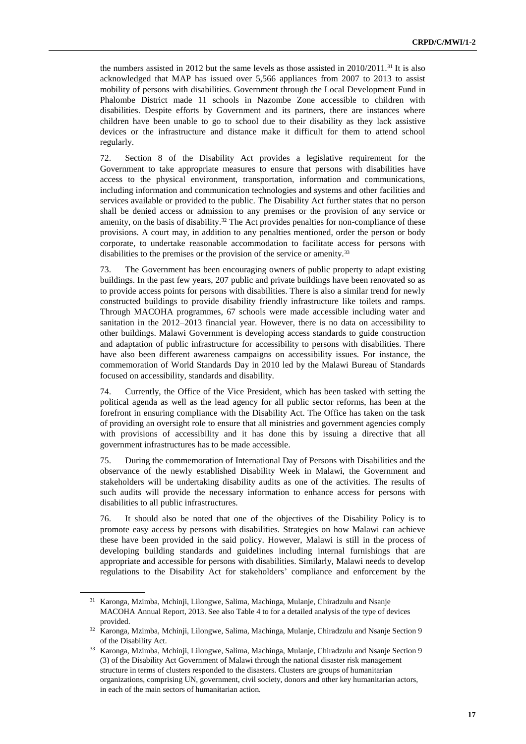the numbers assisted in 2012 but the same levels as those assisted in 2010/2011.[31] It is also acknowledged that MAP has issued over 5,566 appliances from 2007 to 2013 to assist mobility of persons with disabilities. Government through the Local Development Fund in Phalombe District made 11 schools in Nazombe Zone accessible to children with disabilities. Despite efforts by Government and its partners, there are instances where children have been unable to go to school due to their disability as they lack assistive devices or the infrastructure and distance make it difficult for them to attend school regularly.

72. Section 8 of the Disability Act provides a legislative requirement for the Government to take appropriate measures to ensure that persons with disabilities have access to the physical environment, transportation, information and communications, including information and communication technologies and systems and other facilities and services available or provided to the public. The Disability Act further states that no person shall be denied access or admission to any premises or the provision of any service or amenity, on the basis of disability.[32] The Act provides penalties for non-compliance of these provisions. A court may, in addition to any penalties mentioned, order the person or body corporate, to undertake reasonable accommodation to facilitate access for persons with disabilities to the premises or the provision of the service or amenity.[33]

73. The Government has been encouraging owners of public property to adapt existing buildings. In the past few years, 207 public and private buildings have been renovated so as to provide access points for persons with disabilities. There is also a similar trend for newly constructed buildings to provide disability friendly infrastructure like toilets and ramps. Through MACOHA programmes, 67 schools were made accessible including water and sanitation in the 2012–2013 financial year. However, there is no data on accessibility to other buildings. Malawi Government is developing access standards to guide construction and adaptation of public infrastructure for accessibility to persons with disabilities. There have also been different awareness campaigns on accessibility issues. For instance, the commemoration of World Standards Day in 2010 led by the Malawi Bureau of Standards focused on accessibility, standards and disability.

74. Currently, the Office of the Vice President, which has been tasked with setting the political agenda as well as the lead agency for all public sector reforms, has been at the forefront in ensuring compliance with the Disability Act. The Office has taken on the task of providing an oversight role to ensure that all ministries and government agencies comply with provisions of accessibility and it has done this by issuing a directive that all government infrastructures has to be made accessible.

75. During the commemoration of International Day of Persons with Disabilities and the observance of the newly established Disability Week in Malawi, the Government and stakeholders will be undertaking disability audits as one of the activities. The results of such audits will provide the necessary information to enhance access for persons with disabilities to all public infrastructures.

76. It should also be noted that one of the objectives of the Disability Policy is to promote easy access by persons with disabilities. Strategies on how Malawi can achieve these have been provided in the said policy. However, Malawi is still in the process of developing building standards and guidelines including internal furnishings that are appropriate and accessible for persons with disabilities. Similarly, Malawi needs to develop regulations to the Disability Act for stakeholders' compliance and enforcement by the

---

[31] Karonga, Mzimba, Mchinji, Lilongwe, Salima, Machinga, Mulanje, Chiradzulu and Nsanje MACOHA Annual Report, 2013. See also Table 4 to for a detailed analysis of the type of devices provided.

[32] Karonga, Mzimba, Mchinji, Lilongwe, Salima, Machinga, Mulanje, Chiradzulu and Nsanje Section 9 of the Disability Act.

[33] Karonga, Mzimba, Mchinji, Lilongwe, Salima, Machinga, Mulanje, Chiradzulu and Nsanje Section 9 (3) of the Disability Act Government of Malawi through the national disaster risk management structure in terms of clusters responded to the disasters. Clusters are groups of humanitarian organizations, comprising UN, government, civil society, donors and other key humanitarian actors, in each of the main sectors of humanitarian action.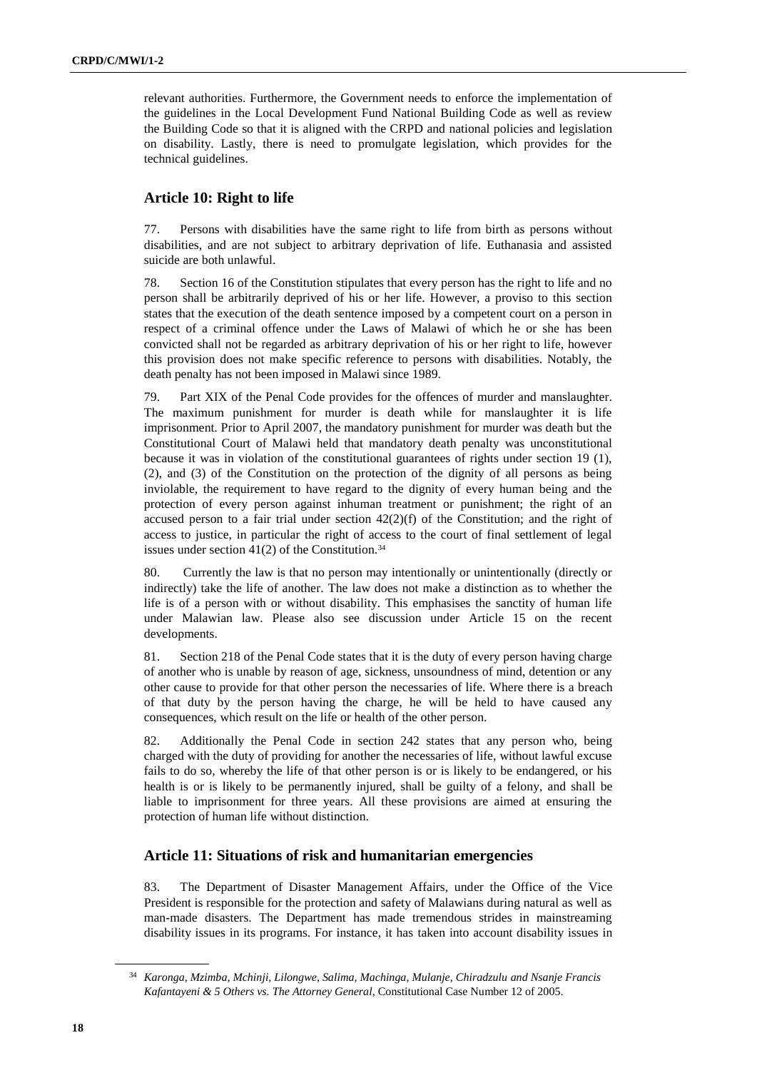relevant authorities. Furthermore, the Government needs to enforce the implementation of the guidelines in the Local Development Fund National Building Code as well as review the Building Code so that it is aligned with the CRPD and national policies and legislation on disability. Lastly, there is need to promulgate legislation, which provides for the technical guidelines.

## Article 10: Right to life

77. Persons with disabilities have the same right to life from birth as persons without disabilities, and are not subject to arbitrary deprivation of life. Euthanasia and assisted suicide are both unlawful.

78. Section 16 of the Constitution stipulates that every person has the right to life and no person shall be arbitrarily deprived of his or her life. However, a proviso to this section states that the execution of the death sentence imposed by a competent court on a person in respect of a criminal offence under the Laws of Malawi of which he or she has been convicted shall not be regarded as arbitrary deprivation of his or her right to life, however this provision does not make specific reference to persons with disabilities. Notably, the death penalty has not been imposed in Malawi since 1989.

79. Part XIX of the Penal Code provides for the offences of murder and manslaughter. The maximum punishment for murder is death while for manslaughter it is life imprisonment. Prior to April 2007, the mandatory punishment for murder was death but the Constitutional Court of Malawi held that mandatory death penalty was unconstitutional because it was in violation of the constitutional guarantees of rights under section 19 (1), (2), and (3) of the Constitution on the protection of the dignity of all persons as being inviolable, the requirement to have regard to the dignity of every human being and the protection of every person against inhuman treatment or punishment; the right of an accused person to a fair trial under section 42(2)(f) of the Constitution; and the right of access to justice, in particular the right of access to the court of final settlement of legal issues under section 41(2) of the Constitution.[34]

80. Currently the law is that no person may intentionally or unintentionally (directly or indirectly) take the life of another. The law does not make a distinction as to whether the life is of a person with or without disability. This emphasises the sanctity of human life under Malawian law. Please also see discussion under Article 15 on the recent developments.

81. Section 218 of the Penal Code states that it is the duty of every person having charge of another who is unable by reason of age, sickness, unsoundness of mind, detention or any other cause to provide for that other person the necessaries of life. Where there is a breach of that duty by the person having the charge, he will be held to have caused any consequences, which result on the life or health of the other person.

82. Additionally the Penal Code in section 242 states that any person who, being charged with the duty of providing for another the necessaries of life, without lawful excuse fails to do so, whereby the life of that other person is or is likely to be endangered, or his health is or is likely to be permanently injured, shall be guilty of a felony, and shall be liable to imprisonment for three years. All these provisions are aimed at ensuring the protection of human life without distinction.

## Article 11: Situations of risk and humanitarian emergencies

83. The Department of Disaster Management Affairs, under the Office of the Vice President is responsible for the protection and safety of Malawians during natural as well as man-made disasters. The Department has made tremendous strides in mainstreaming disability issues in its programs. For instance, it has taken into account disability issues in

---

[34] *Karonga, Mzimba, Mchinji, Lilongwe, Salima, Machinga, Mulanje, Chiradzulu and Nsanje Francis Kafantayeni & 5 Others vs. The Attorney General,* Constitutional Case Number 12 of 2005.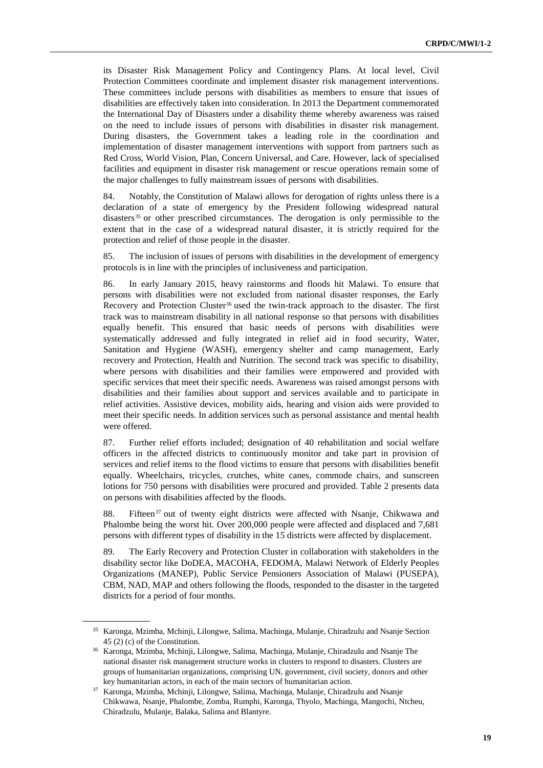its Disaster Risk Management Policy and Contingency Plans. At local level, Civil Protection Committees coordinate and implement disaster risk management interventions. These committees include persons with disabilities as members to ensure that issues of disabilities are effectively taken into consideration. In 2013 the Department commemorated the International Day of Disasters under a disability theme whereby awareness was raised on the need to include issues of persons with disabilities in disaster risk management. During disasters, the Government takes a leading role in the coordination and implementation of disaster management interventions with support from partners such as Red Cross, World Vision, Plan, Concern Universal, and Care. However, lack of specialised facilities and equipment in disaster risk management or rescue operations remain some of the major challenges to fully mainstream issues of persons with disabilities.

84. Notably, the Constitution of Malawi allows for derogation of rights unless there is a declaration of a state of emergency by the President following widespread natural disasters[35] or other prescribed circumstances. The derogation is only permissible to the extent that in the case of a widespread natural disaster, it is strictly required for the protection and relief of those people in the disaster.

85. The inclusion of issues of persons with disabilities in the development of emergency protocols is in line with the principles of inclusiveness and participation.

86. In early January 2015, heavy rainstorms and floods hit Malawi. To ensure that persons with disabilities were not excluded from national disaster responses, the Early Recovery and Protection Cluster[36] used the twin-track approach to the disaster. The first track was to mainstream disability in all national response so that persons with disabilities equally benefit. This ensured that basic needs of persons with disabilities were systematically addressed and fully integrated in relief aid in food security, Water, Sanitation and Hygiene (WASH), emergency shelter and camp management, Early recovery and Protection, Health and Nutrition. The second track was specific to disability, where persons with disabilities and their families were empowered and provided with specific services that meet their specific needs. Awareness was raised amongst persons with disabilities and their families about support and services available and to participate in relief activities. Assistive devices, mobility aids, hearing and vision aids were provided to meet their specific needs. In addition services such as personal assistance and mental health were offered.

87. Further relief efforts included; designation of 40 rehabilitation and social welfare officers in the affected districts to continuously monitor and take part in provision of services and relief items to the flood victims to ensure that persons with disabilities benefit equally. Wheelchairs, tricycles, crutches, white canes, commode chairs, and sunscreen lotions for 750 persons with disabilities were procured and provided. Table 2 presents data on persons with disabilities affected by the floods.

88. Fifteen[37] out of twenty eight districts were affected with Nsanje, Chikwawa and Phalombe being the worst hit. Over 200,000 people were affected and displaced and 7,681 persons with different types of disability in the 15 districts were affected by displacement.

89. The Early Recovery and Protection Cluster in collaboration with stakeholders in the disability sector like DoDEA, MACOHA, FEDOMA, Malawi Network of Elderly Peoples Organizations (MANEP), Public Service Pensioners Association of Malawi (PUSEPA), CBM, NAD, MAP and others following the floods, responded to the disaster in the targeted districts for a period of four months.

---

[35] Karonga, Mzimba, Mchinji, Lilongwe, Salima, Machinga, Mulanje, Chiradzulu and Nsanje Section 45 (2) (c) of the Constitution.

[36] Karonga, Mzimba, Mchinji, Lilongwe, Salima, Machinga, Mulanje, Chiradzulu and Nsanje The national disaster risk management structure works in clusters to respond to disasters. Clusters are groups of humanitarian organizations, comprising UN, government, civil society, donors and other key humanitarian actors, in each of the main sectors of humanitarian action.

[37] Karonga, Mzimba, Mchinji, Lilongwe, Salima, Machinga, Mulanje, Chiradzulu and Nsanje Chikwawa, Nsanje, Phalombe, Zomba, Rumphi, Karonga, Thyolo, Machinga, Mangochi, Ntcheu, Chiradzulu, Mulanje, Balaka, Salima and Blantyre.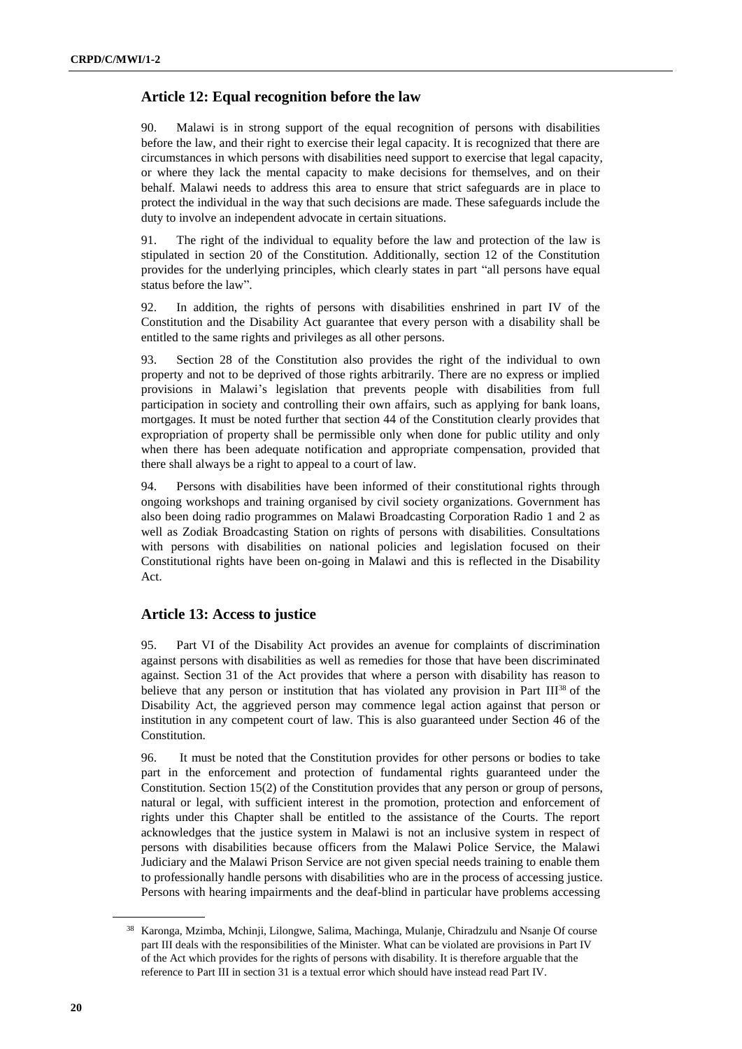## Article 12: Equal recognition before the law

90. Malawi is in strong support of the equal recognition of persons with disabilities before the law, and their right to exercise their legal capacity. It is recognized that there are circumstances in which persons with disabilities need support to exercise that legal capacity, or where they lack the mental capacity to make decisions for themselves, and on their behalf. Malawi needs to address this area to ensure that strict safeguards are in place to protect the individual in the way that such decisions are made. These safeguards include the duty to involve an independent advocate in certain situations.

91. The right of the individual to equality before the law and protection of the law is stipulated in section 20 of the Constitution. Additionally, section 12 of the Constitution provides for the underlying principles, which clearly states in part "all persons have equal status before the law".

92. In addition, the rights of persons with disabilities enshrined in part IV of the Constitution and the Disability Act guarantee that every person with a disability shall be entitled to the same rights and privileges as all other persons.

93. Section 28 of the Constitution also provides the right of the individual to own property and not to be deprived of those rights arbitrarily. There are no express or implied provisions in Malawi's legislation that prevents people with disabilities from full participation in society and controlling their own affairs, such as applying for bank loans, mortgages. It must be noted further that section 44 of the Constitution clearly provides that expropriation of property shall be permissible only when done for public utility and only when there has been adequate notification and appropriate compensation, provided that there shall always be a right to appeal to a court of law.

94. Persons with disabilities have been informed of their constitutional rights through ongoing workshops and training organised by civil society organizations. Government has also been doing radio programmes on Malawi Broadcasting Corporation Radio 1 and 2 as well as Zodiak Broadcasting Station on rights of persons with disabilities. Consultations with persons with disabilities on national policies and legislation focused on their Constitutional rights have been on-going in Malawi and this is reflected in the Disability Act.

## Article 13: Access to justice

95. Part VI of the Disability Act provides an avenue for complaints of discrimination against persons with disabilities as well as remedies for those that have been discriminated against. Section 31 of the Act provides that where a person with disability has reason to believe that any person or institution that has violated any provision in Part III[38] of the Disability Act, the aggrieved person may commence legal action against that person or institution in any competent court of law. This is also guaranteed under Section 46 of the Constitution.

96. It must be noted that the Constitution provides for other persons or bodies to take part in the enforcement and protection of fundamental rights guaranteed under the Constitution. Section 15(2) of the Constitution provides that any person or group of persons, natural or legal, with sufficient interest in the promotion, protection and enforcement of rights under this Chapter shall be entitled to the assistance of the Courts. The report acknowledges that the justice system in Malawi is not an inclusive system in respect of persons with disabilities because officers from the Malawi Police Service, the Malawi Judiciary and the Malawi Prison Service are not given special needs training to enable them to professionally handle persons with disabilities who are in the process of accessing justice. Persons with hearing impairments and the deaf-blind in particular have problems accessing

[38] Karonga, Mzimba, Mchinji, Lilongwe, Salima, Machinga, Mulanje, Chiradzulu and Nsanje Of course part III deals with the responsibilities of the Minister. What can be violated are provisions in Part IV of the Act which provides for the rights of persons with disability. It is therefore arguable that the reference to Part III in section 31 is a textual error which should have instead read Part IV.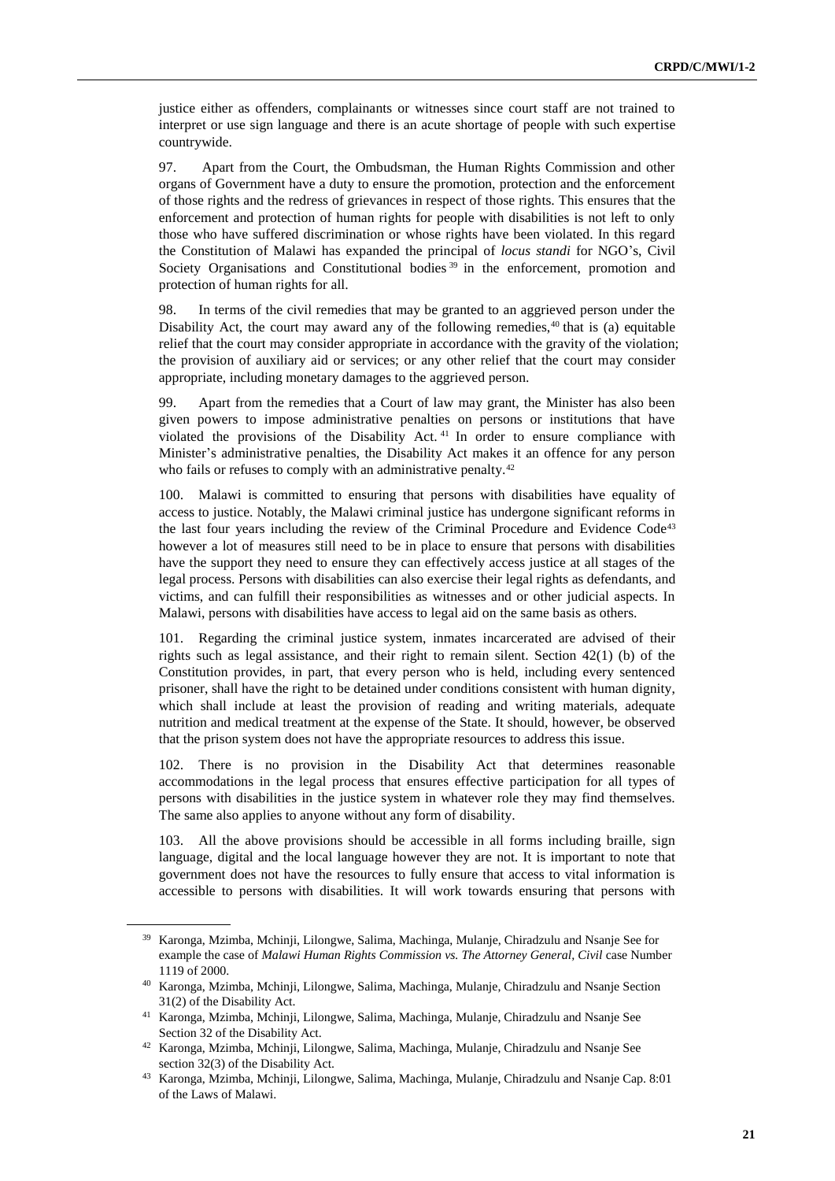justice either as offenders, complainants or witnesses since court staff are not trained to interpret or use sign language and there is an acute shortage of people with such expertise countrywide.

97. Apart from the Court, the Ombudsman, the Human Rights Commission and other organs of Government have a duty to ensure the promotion, protection and the enforcement of those rights and the redress of grievances in respect of those rights. This ensures that the enforcement and protection of human rights for people with disabilities is not left to only those who have suffered discrimination or whose rights have been violated. In this regard the Constitution of Malawi has expanded the principal of *locus standi* for NGO's, Civil Society Organisations and Constitutional bodies [39] in the enforcement, promotion and protection of human rights for all.

98. In terms of the civil remedies that may be granted to an aggrieved person under the Disability Act, the court may award any of the following remedies,[40] that is (a) equitable relief that the court may consider appropriate in accordance with the gravity of the violation; the provision of auxiliary aid or services; or any other relief that the court may consider appropriate, including monetary damages to the aggrieved person.

99. Apart from the remedies that a Court of law may grant, the Minister has also been given powers to impose administrative penalties on persons or institutions that have violated the provisions of the Disability Act.[41] In order to ensure compliance with Minister's administrative penalties, the Disability Act makes it an offence for any person who fails or refuses to comply with an administrative penalty.[42]

100. Malawi is committed to ensuring that persons with disabilities have equality of access to justice. Notably, the Malawi criminal justice has undergone significant reforms in the last four years including the review of the Criminal Procedure and Evidence Code[43] however a lot of measures still need to be in place to ensure that persons with disabilities have the support they need to ensure they can effectively access justice at all stages of the legal process. Persons with disabilities can also exercise their legal rights as defendants, and victims, and can fulfill their responsibilities as witnesses and or other judicial aspects. In Malawi, persons with disabilities have access to legal aid on the same basis as others.

101. Regarding the criminal justice system, inmates incarcerated are advised of their rights such as legal assistance, and their right to remain silent. Section 42(1) (b) of the Constitution provides, in part, that every person who is held, including every sentenced prisoner, shall have the right to be detained under conditions consistent with human dignity, which shall include at least the provision of reading and writing materials, adequate nutrition and medical treatment at the expense of the State. It should, however, be observed that the prison system does not have the appropriate resources to address this issue.

102. There is no provision in the Disability Act that determines reasonable accommodations in the legal process that ensures effective participation for all types of persons with disabilities in the justice system in whatever role they may find themselves. The same also applies to anyone without any form of disability.

103. All the above provisions should be accessible in all forms including braille, sign language, digital and the local language however they are not. It is important to note that government does not have the resources to fully ensure that access to vital information is accessible to persons with disabilities. It will work towards ensuring that persons with

---

[39] Karonga, Mzimba, Mchinji, Lilongwe, Salima, Machinga, Mulanje, Chiradzulu and Nsanje See for example the case of *Malawi Human Rights Commission vs. The Attorney General, Civil* case Number 1119 of 2000.

[40] Karonga, Mzimba, Mchinji, Lilongwe, Salima, Machinga, Mulanje, Chiradzulu and Nsanje Section 31(2) of the Disability Act.

[41] Karonga, Mzimba, Mchinji, Lilongwe, Salima, Machinga, Mulanje, Chiradzulu and Nsanje See Section 32 of the Disability Act.

[42] Karonga, Mzimba, Mchinji, Lilongwe, Salima, Machinga, Mulanje, Chiradzulu and Nsanje See section 32(3) of the Disability Act.

[43] Karonga, Mzimba, Mchinji, Lilongwe, Salima, Machinga, Mulanje, Chiradzulu and Nsanje Cap. 8:01 of the Laws of Malawi.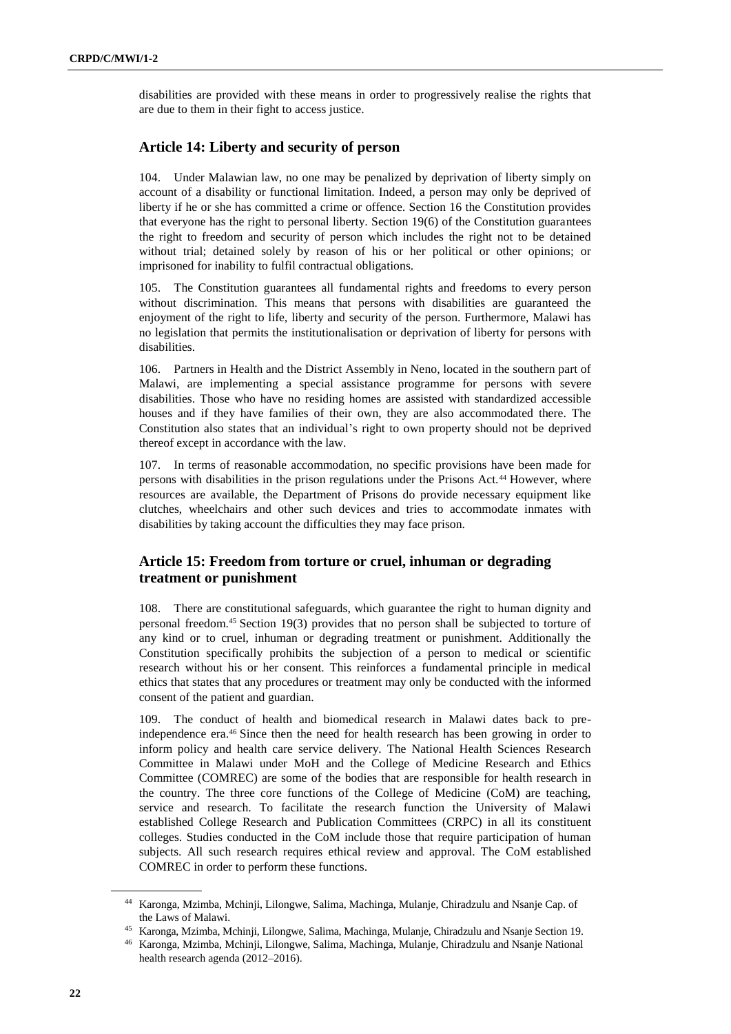disabilities are provided with these means in order to progressively realise the rights that are due to them in their fight to access justice.

## Article 14: Liberty and security of person

104. Under Malawian law, no one may be penalized by deprivation of liberty simply on account of a disability or functional limitation. Indeed, a person may only be deprived of liberty if he or she has committed a crime or offence. Section 16 the Constitution provides that everyone has the right to personal liberty. Section 19(6) of the Constitution guarantees the right to freedom and security of person which includes the right not to be detained without trial; detained solely by reason of his or her political or other opinions; or imprisoned for inability to fulfil contractual obligations.

105. The Constitution guarantees all fundamental rights and freedoms to every person without discrimination. This means that persons with disabilities are guaranteed the enjoyment of the right to life, liberty and security of the person. Furthermore, Malawi has no legislation that permits the institutionalisation or deprivation of liberty for persons with disabilities.

106. Partners in Health and the District Assembly in Neno, located in the southern part of Malawi, are implementing a special assistance programme for persons with severe disabilities. Those who have no residing homes are assisted with standardized accessible houses and if they have families of their own, they are also accommodated there. The Constitution also states that an individual's right to own property should not be deprived thereof except in accordance with the law.

107. In terms of reasonable accommodation, no specific provisions have been made for persons with disabilities in the prison regulations under the Prisons Act.[44] However, where resources are available, the Department of Prisons do provide necessary equipment like clutches, wheelchairs and other such devices and tries to accommodate inmates with disabilities by taking account the difficulties they may face prison.

## Article 15: Freedom from torture or cruel, inhuman or degrading treatment or punishment

108. There are constitutional safeguards, which guarantee the right to human dignity and personal freedom.[45] Section 19(3) provides that no person shall be subjected to torture of any kind or to cruel, inhuman or degrading treatment or punishment. Additionally the Constitution specifically prohibits the subjection of a person to medical or scientific research without his or her consent. This reinforces a fundamental principle in medical ethics that states that any procedures or treatment may only be conducted with the informed consent of the patient and guardian.

109. The conduct of health and biomedical research in Malawi dates back to pre-independence era.[46] Since then the need for health research has been growing in order to inform policy and health care service delivery. The National Health Sciences Research Committee in Malawi under MoH and the College of Medicine Research and Ethics Committee (COMREC) are some of the bodies that are responsible for health research in the country. The three core functions of the College of Medicine (CoM) are teaching, service and research. To facilitate the research function the University of Malawi established College Research and Publication Committees (CRPC) in all its constituent colleges. Studies conducted in the CoM include those that require participation of human subjects. All such research requires ethical review and approval. The CoM established COMREC in order to perform these functions.

---

[44] Karonga, Mzimba, Mchinji, Lilongwe, Salima, Machinga, Mulanje, Chiradzulu and Nsanje Cap. of the Laws of Malawi.

[45] Karonga, Mzimba, Mchinji, Lilongwe, Salima, Machinga, Mulanje, Chiradzulu and Nsanje Section 19.

[46] Karonga, Mzimba, Mchinji, Lilongwe, Salima, Machinga, Mulanje, Chiradzulu and Nsanje National health research agenda (2012–2016).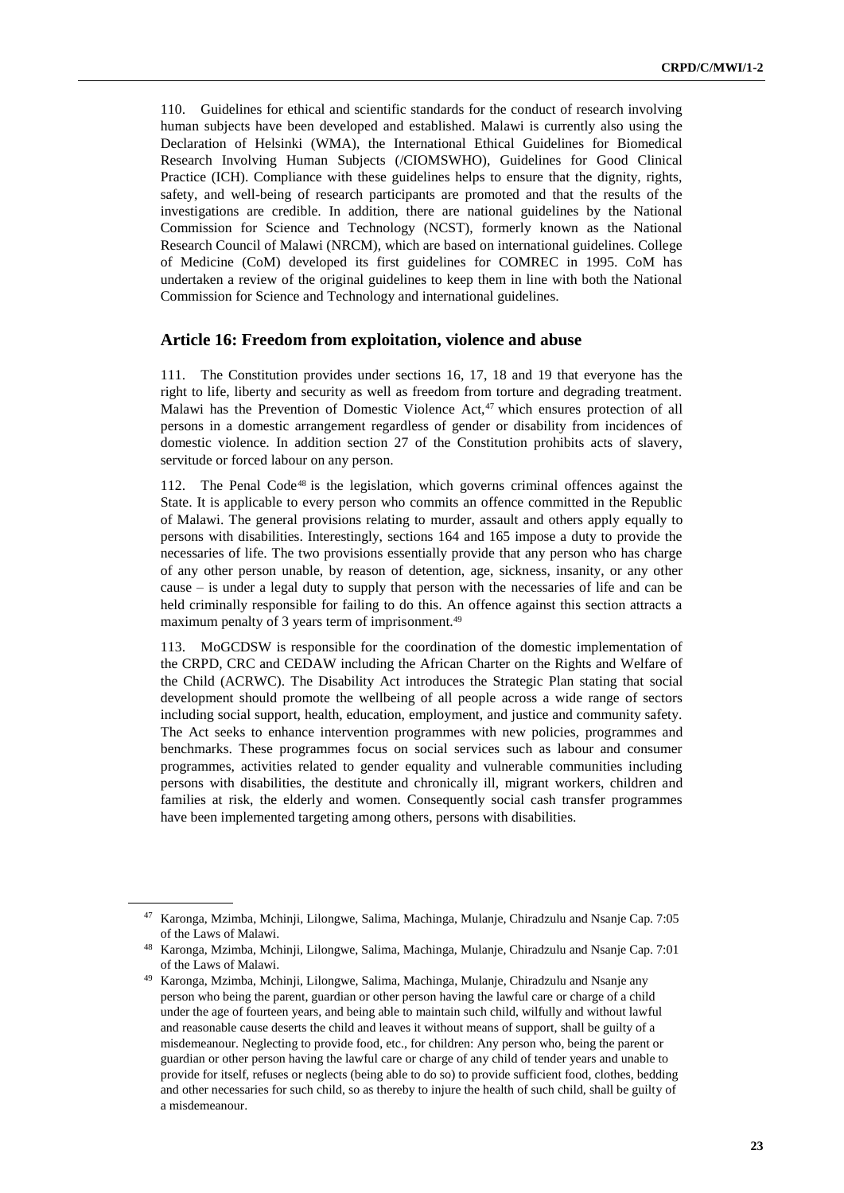110. Guidelines for ethical and scientific standards for the conduct of research involving human subjects have been developed and established. Malawi is currently also using the Declaration of Helsinki (WMA), the International Ethical Guidelines for Biomedical Research Involving Human Subjects (/CIOMSWHO), Guidelines for Good Clinical Practice (ICH). Compliance with these guidelines helps to ensure that the dignity, rights, safety, and well-being of research participants are promoted and that the results of the investigations are credible. In addition, there are national guidelines by the National Commission for Science and Technology (NCST), formerly known as the National Research Council of Malawi (NRCM), which are based on international guidelines. College of Medicine (CoM) developed its first guidelines for COMREC in 1995. CoM has undertaken a review of the original guidelines to keep them in line with both the National Commission for Science and Technology and international guidelines.

## Article 16: Freedom from exploitation, violence and abuse

111. The Constitution provides under sections 16, 17, 18 and 19 that everyone has the right to life, liberty and security as well as freedom from torture and degrading treatment. Malawi has the Prevention of Domestic Violence Act,[47] which ensures protection of all persons in a domestic arrangement regardless of gender or disability from incidences of domestic violence. In addition section 27 of the Constitution prohibits acts of slavery, servitude or forced labour on any person.

112. The Penal Code[48] is the legislation, which governs criminal offences against the State. It is applicable to every person who commits an offence committed in the Republic of Malawi. The general provisions relating to murder, assault and others apply equally to persons with disabilities. Interestingly, sections 164 and 165 impose a duty to provide the necessaries of life. The two provisions essentially provide that any person who has charge of any other person unable, by reason of detention, age, sickness, insanity, or any other cause – is under a legal duty to supply that person with the necessaries of life and can be held criminally responsible for failing to do this. An offence against this section attracts a maximum penalty of 3 years term of imprisonment.[49]

113. MoGCDSW is responsible for the coordination of the domestic implementation of the CRPD, CRC and CEDAW including the African Charter on the Rights and Welfare of the Child (ACRWC). The Disability Act introduces the Strategic Plan stating that social development should promote the wellbeing of all people across a wide range of sectors including social support, health, education, employment, and justice and community safety. The Act seeks to enhance intervention programmes with new policies, programmes and benchmarks. These programmes focus on social services such as labour and consumer programmes, activities related to gender equality and vulnerable communities including persons with disabilities, the destitute and chronically ill, migrant workers, children and families at risk, the elderly and women. Consequently social cash transfer programmes have been implemented targeting among others, persons with disabilities.

---

[47] Karonga, Mzimba, Mchinji, Lilongwe, Salima, Machinga, Mulanje, Chiradzulu and Nsanje Cap. 7:05 of the Laws of Malawi.

[48] Karonga, Mzimba, Mchinji, Lilongwe, Salima, Machinga, Mulanje, Chiradzulu and Nsanje Cap. 7:01 of the Laws of Malawi.

[49] Karonga, Mzimba, Mchinji, Lilongwe, Salima, Machinga, Mulanje, Chiradzulu and Nsanje any person who being the parent, guardian or other person having the lawful care or charge of a child under the age of fourteen years, and being able to maintain such child, wilfully and without lawful and reasonable cause deserts the child and leaves it without means of support, shall be guilty of a misdemeanour. Neglecting to provide food, etc., for children: Any person who, being the parent or guardian or other person having the lawful care or charge of any child of tender years and unable to provide for itself, refuses or neglects (being able to do so) to provide sufficient food, clothes, bedding and other necessaries for such child, so as thereby to injure the health of such child, shall be guilty of a misdemeanour.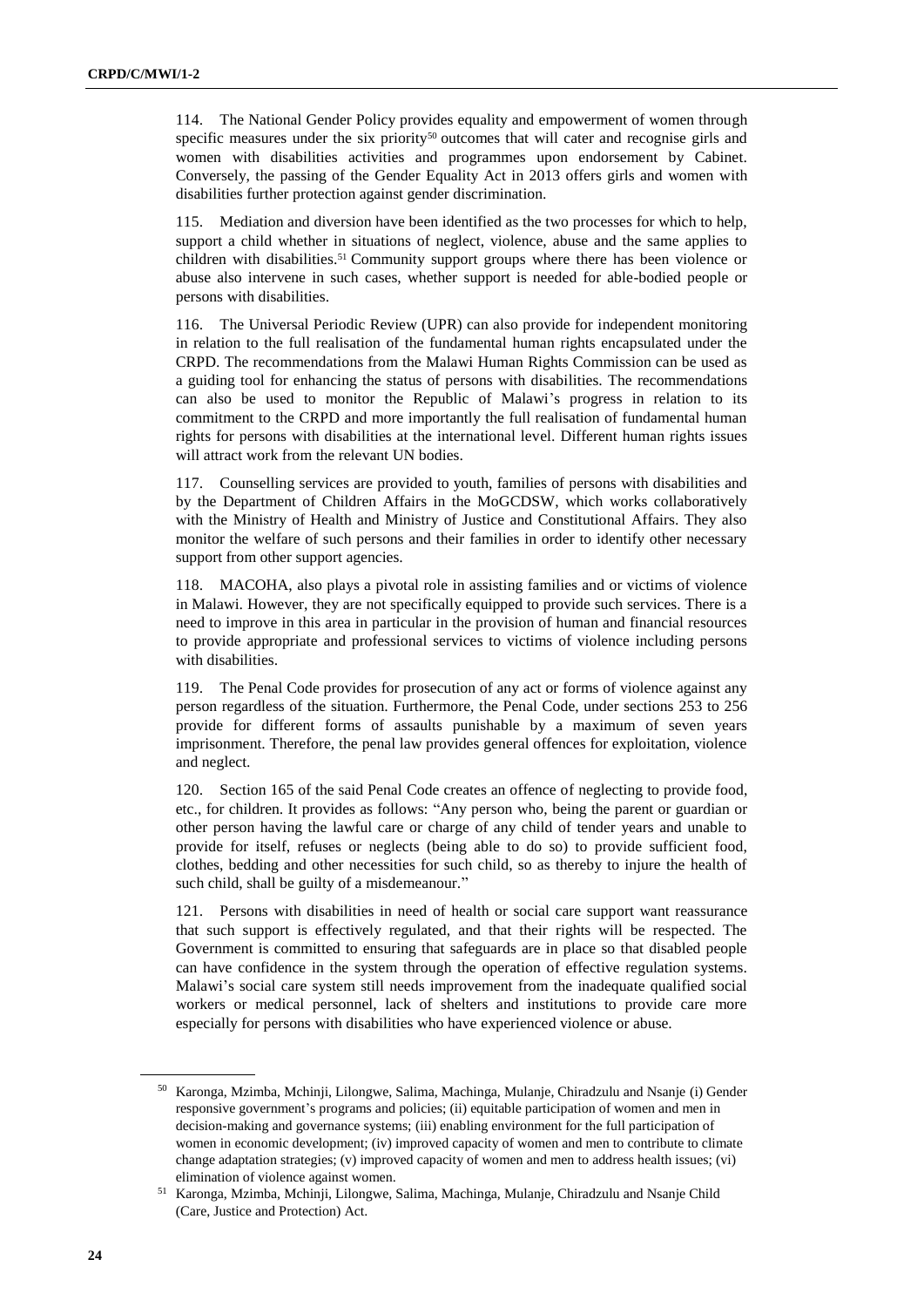114. The National Gender Policy provides equality and empowerment of women through specific measures under the six priority[50] outcomes that will cater and recognise girls and women with disabilities activities and programmes upon endorsement by Cabinet. Conversely, the passing of the Gender Equality Act in 2013 offers girls and women with disabilities further protection against gender discrimination.

115. Mediation and diversion have been identified as the two processes for which to help, support a child whether in situations of neglect, violence, abuse and the same applies to children with disabilities.[51] Community support groups where there has been violence or abuse also intervene in such cases, whether support is needed for able-bodied people or persons with disabilities.

116. The Universal Periodic Review (UPR) can also provide for independent monitoring in relation to the full realisation of the fundamental human rights encapsulated under the CRPD. The recommendations from the Malawi Human Rights Commission can be used as a guiding tool for enhancing the status of persons with disabilities. The recommendations can also be used to monitor the Republic of Malawi's progress in relation to its commitment to the CRPD and more importantly the full realisation of fundamental human rights for persons with disabilities at the international level. Different human rights issues will attract work from the relevant UN bodies.

117. Counselling services are provided to youth, families of persons with disabilities and by the Department of Children Affairs in the MoGCDSW, which works collaboratively with the Ministry of Health and Ministry of Justice and Constitutional Affairs. They also monitor the welfare of such persons and their families in order to identify other necessary support from other support agencies.

118. MACOHA, also plays a pivotal role in assisting families and or victims of violence in Malawi. However, they are not specifically equipped to provide such services. There is a need to improve in this area in particular in the provision of human and financial resources to provide appropriate and professional services to victims of violence including persons with disabilities.

119. The Penal Code provides for prosecution of any act or forms of violence against any person regardless of the situation. Furthermore, the Penal Code, under sections 253 to 256 provide for different forms of assaults punishable by a maximum of seven years imprisonment. Therefore, the penal law provides general offences for exploitation, violence and neglect.

120. Section 165 of the said Penal Code creates an offence of neglecting to provide food, etc., for children. It provides as follows: "Any person who, being the parent or guardian or other person having the lawful care or charge of any child of tender years and unable to provide for itself, refuses or neglects (being able to do so) to provide sufficient food, clothes, bedding and other necessities for such child, so as thereby to injure the health of such child, shall be guilty of a misdemeanour."

121. Persons with disabilities in need of health or social care support want reassurance that such support is effectively regulated, and that their rights will be respected. The Government is committed to ensuring that safeguards are in place so that disabled people can have confidence in the system through the operation of effective regulation systems. Malawi's social care system still needs improvement from the inadequate qualified social workers or medical personnel, lack of shelters and institutions to provide care more especially for persons with disabilities who have experienced violence or abuse.

---

[50] Karonga, Mzimba, Mchinji, Lilongwe, Salima, Machinga, Mulanje, Chiradzulu and Nsanje (i) Gender responsive government's programs and policies; (ii) equitable participation of women and men in decision-making and governance systems; (iii) enabling environment for the full participation of women in economic development; (iv) improved capacity of women and men to contribute to climate change adaptation strategies; (v) improved capacity of women and men to address health issues; (vi) elimination of violence against women.

[51] Karonga, Mzimba, Mchinji, Lilongwe, Salima, Machinga, Mulanje, Chiradzulu and Nsanje Child (Care, Justice and Protection) Act.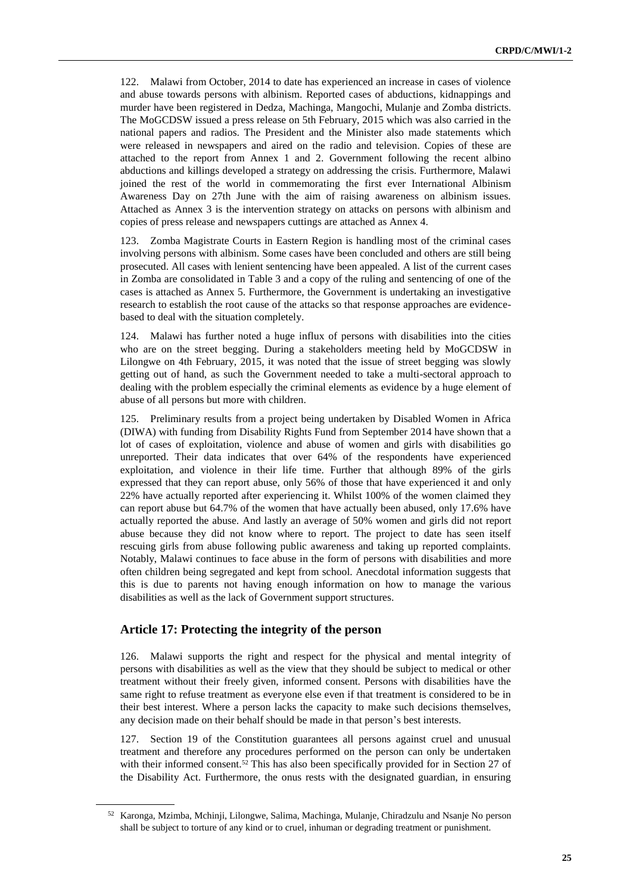122. Malawi from October, 2014 to date has experienced an increase in cases of violence and abuse towards persons with albinism. Reported cases of abductions, kidnappings and murder have been registered in Dedza, Machinga, Mangochi, Mulanje and Zomba districts. The MoGCDSW issued a press release on 5th February, 2015 which was also carried in the national papers and radios. The President and the Minister also made statements which were released in newspapers and aired on the radio and television. Copies of these are attached to the report from Annex 1 and 2. Government following the recent albino abductions and killings developed a strategy on addressing the crisis. Furthermore, Malawi joined the rest of the world in commemorating the first ever International Albinism Awareness Day on 27th June with the aim of raising awareness on albinism issues. Attached as Annex 3 is the intervention strategy on attacks on persons with albinism and copies of press release and newspapers cuttings are attached as Annex 4.

123. Zomba Magistrate Courts in Eastern Region is handling most of the criminal cases involving persons with albinism. Some cases have been concluded and others are still being prosecuted. All cases with lenient sentencing have been appealed. A list of the current cases in Zomba are consolidated in Table 3 and a copy of the ruling and sentencing of one of the cases is attached as Annex 5. Furthermore, the Government is undertaking an investigative research to establish the root cause of the attacks so that response approaches are evidence-based to deal with the situation completely.

124. Malawi has further noted a huge influx of persons with disabilities into the cities who are on the street begging. During a stakeholders meeting held by MoGCDSW in Lilongwe on 4th February, 2015, it was noted that the issue of street begging was slowly getting out of hand, as such the Government needed to take a multi-sectoral approach to dealing with the problem especially the criminal elements as evidence by a huge element of abuse of all persons but more with children.

125. Preliminary results from a project being undertaken by Disabled Women in Africa (DIWA) with funding from Disability Rights Fund from September 2014 have shown that a lot of cases of exploitation, violence and abuse of women and girls with disabilities go unreported. Their data indicates that over 64% of the respondents have experienced exploitation, and violence in their life time. Further that although 89% of the girls expressed that they can report abuse, only 56% of those that have experienced it and only 22% have actually reported after experiencing it. Whilst 100% of the women claimed they can report abuse but 64.7% of the women that have actually been abused, only 17.6% have actually reported the abuse. And lastly an average of 50% women and girls did not report abuse because they did not know where to report. The project to date has seen itself rescuing girls from abuse following public awareness and taking up reported complaints. Notably, Malawi continues to face abuse in the form of persons with disabilities and more often children being segregated and kept from school. Anecdotal information suggests that this is due to parents not having enough information on how to manage the various disabilities as well as the lack of Government support structures.

## Article 17: Protecting the integrity of the person

126. Malawi supports the right and respect for the physical and mental integrity of persons with disabilities as well as the view that they should be subject to medical or other treatment without their freely given, informed consent. Persons with disabilities have the same right to refuse treatment as everyone else even if that treatment is considered to be in their best interest. Where a person lacks the capacity to make such decisions themselves, any decision made on their behalf should be made in that person's best interests.

127. Section 19 of the Constitution guarantees all persons against cruel and unusual treatment and therefore any procedures performed on the person can only be undertaken with their informed consent.[52] This has also been specifically provided for in Section 27 of the Disability Act. Furthermore, the onus rests with the designated guardian, in ensuring

[52] Karonga, Mzimba, Mchinji, Lilongwe, Salima, Machinga, Mulanje, Chiradzulu and Nsanje No person shall be subject to torture of any kind or to cruel, inhuman or degrading treatment or punishment.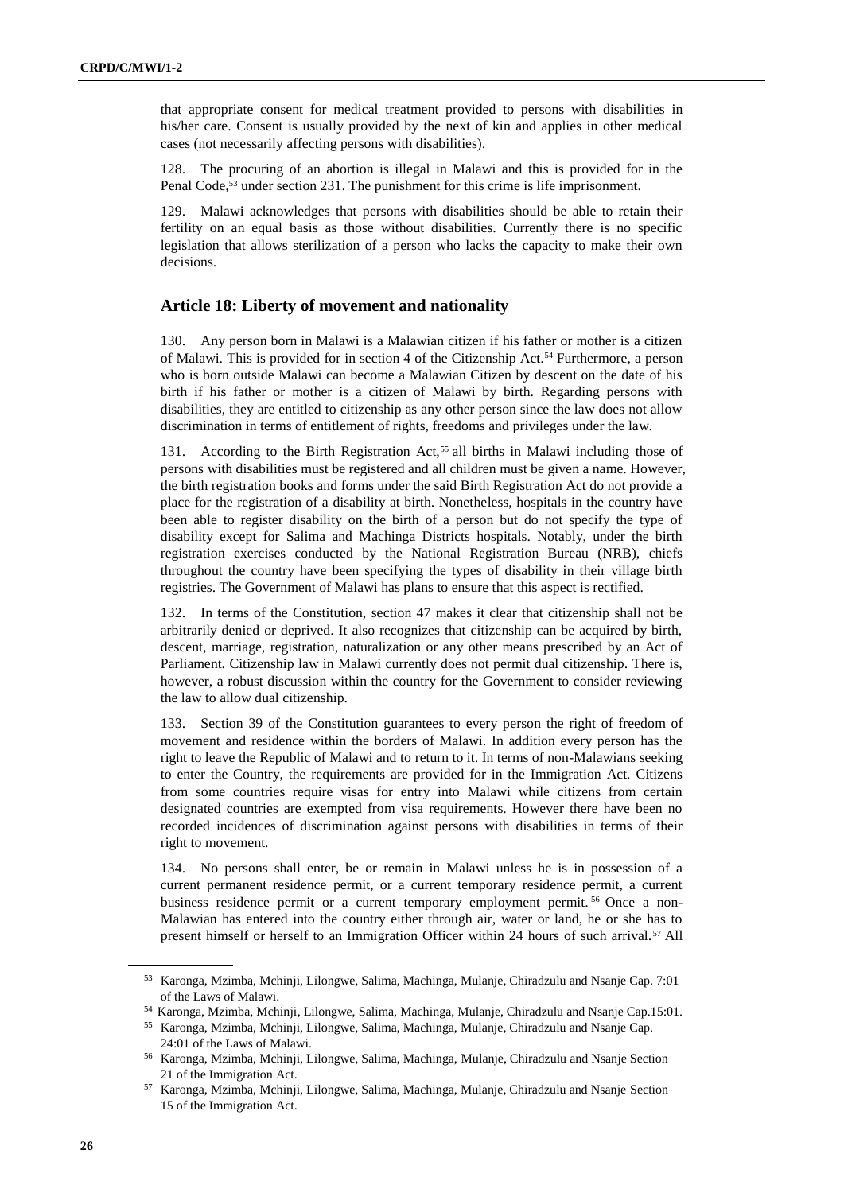that appropriate consent for medical treatment provided to persons with disabilities in his/her care. Consent is usually provided by the next of kin and applies in other medical cases (not necessarily affecting persons with disabilities).

128. The procuring of an abortion is illegal in Malawi and this is provided for in the Penal Code,[53] under section 231. The punishment for this crime is life imprisonment.

129. Malawi acknowledges that persons with disabilities should be able to retain their fertility on an equal basis as those without disabilities. Currently there is no specific legislation that allows sterilization of a person who lacks the capacity to make their own decisions.

## Article 18: Liberty of movement and nationality

130. Any person born in Malawi is a Malawian citizen if his father or mother is a citizen of Malawi. This is provided for in section 4 of the Citizenship Act.[54] Furthermore, a person who is born outside Malawi can become a Malawian Citizen by descent on the date of his birth if his father or mother is a citizen of Malawi by birth. Regarding persons with disabilities, they are entitled to citizenship as any other person since the law does not allow discrimination in terms of entitlement of rights, freedoms and privileges under the law.

131. According to the Birth Registration Act,[55] all births in Malawi including those of persons with disabilities must be registered and all children must be given a name. However, the birth registration books and forms under the said Birth Registration Act do not provide a place for the registration of a disability at birth. Nonetheless, hospitals in the country have been able to register disability on the birth of a person but do not specify the type of disability except for Salima and Machinga Districts hospitals. Notably, under the birth registration exercises conducted by the National Registration Bureau (NRB), chiefs throughout the country have been specifying the types of disability in their village birth registries. The Government of Malawi has plans to ensure that this aspect is rectified.

132. In terms of the Constitution, section 47 makes it clear that citizenship shall not be arbitrarily denied or deprived. It also recognizes that citizenship can be acquired by birth, descent, marriage, registration, naturalization or any other means prescribed by an Act of Parliament. Citizenship law in Malawi currently does not permit dual citizenship. There is, however, a robust discussion within the country for the Government to consider reviewing the law to allow dual citizenship.

133. Section 39 of the Constitution guarantees to every person the right of freedom of movement and residence within the borders of Malawi. In addition every person has the right to leave the Republic of Malawi and to return to it. In terms of non-Malawians seeking to enter the Country, the requirements are provided for in the Immigration Act. Citizens from some countries require visas for entry into Malawi while citizens from certain designated countries are exempted from visa requirements. However there have been no recorded incidences of discrimination against persons with disabilities in terms of their right to movement.

134. No persons shall enter, be or remain in Malawi unless he is in possession of a current permanent residence permit, or a current temporary residence permit, a current business residence permit or a current temporary employment permit.[56] Once a non-Malawian has entered into the country either through air, water or land, he or she has to present himself or herself to an Immigration Officer within 24 hours of such arrival.[57] All

---

[53] Karonga, Mzimba, Mchinji, Lilongwe, Salima, Machinga, Mulanje, Chiradzulu and Nsanje Cap. 7:01 of the Laws of Malawi.

[54] Karonga, Mzimba, Mchinji, Lilongwe, Salima, Machinga, Mulanje, Chiradzulu and Nsanje Cap.15:01.

[55] Karonga, Mzimba, Mchinji, Lilongwe, Salima, Machinga, Mulanje, Chiradzulu and Nsanje Cap. 24:01 of the Laws of Malawi.

[56] Karonga, Mzimba, Mchinji, Lilongwe, Salima, Machinga, Mulanje, Chiradzulu and Nsanje Section 21 of the Immigration Act.

[57] Karonga, Mzimba, Mchinji, Lilongwe, Salima, Machinga, Mulanje, Chiradzulu and Nsanje Section 15 of the Immigration Act.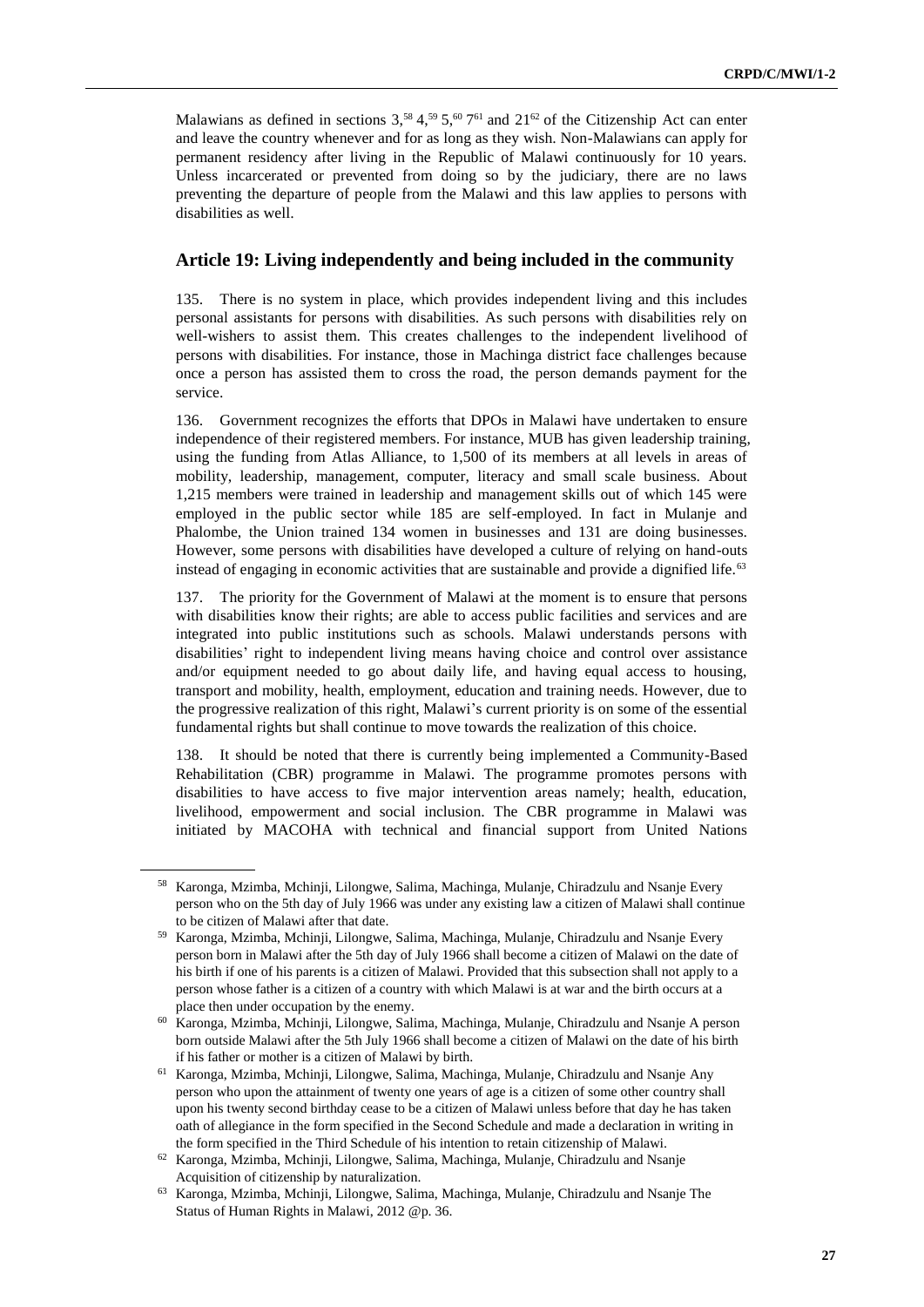Malawians as defined in sections 3,[58] 4,[59] 5,[60] 7[61] and 21[62] of the Citizenship Act can enter and leave the country whenever and for as long as they wish. Non-Malawians can apply for permanent residency after living in the Republic of Malawi continuously for 10 years. Unless incarcerated or prevented from doing so by the judiciary, there are no laws preventing the departure of people from the Malawi and this law applies to persons with disabilities as well.

## Article 19: Living independently and being included in the community

135. There is no system in place, which provides independent living and this includes personal assistants for persons with disabilities. As such persons with disabilities rely on well-wishers to assist them. This creates challenges to the independent livelihood of persons with disabilities. For instance, those in Machinga district face challenges because once a person has assisted them to cross the road, the person demands payment for the service.

136. Government recognizes the efforts that DPOs in Malawi have undertaken to ensure independence of their registered members. For instance, MUB has given leadership training, using the funding from Atlas Alliance, to 1,500 of its members at all levels in areas of mobility, leadership, management, computer, literacy and small scale business. About 1,215 members were trained in leadership and management skills out of which 145 were employed in the public sector while 185 are self-employed. In fact in Mulanje and Phalombe, the Union trained 134 women in businesses and 131 are doing businesses. However, some persons with disabilities have developed a culture of relying on hand-outs instead of engaging in economic activities that are sustainable and provide a dignified life.[63]

137. The priority for the Government of Malawi at the moment is to ensure that persons with disabilities know their rights; are able to access public facilities and services and are integrated into public institutions such as schools. Malawi understands persons with disabilities' right to independent living means having choice and control over assistance and/or equipment needed to go about daily life, and having equal access to housing, transport and mobility, health, employment, education and training needs. However, due to the progressive realization of this right, Malawi's current priority is on some of the essential fundamental rights but shall continue to move towards the realization of this choice.

138. It should be noted that there is currently being implemented a Community-Based Rehabilitation (CBR) programme in Malawi. The programme promotes persons with disabilities to have access to five major intervention areas namely; health, education, livelihood, empowerment and social inclusion. The CBR programme in Malawi was initiated by MACOHA with technical and financial support from United Nations

---

[58] Karonga, Mzimba, Mchinji, Lilongwe, Salima, Machinga, Mulanje, Chiradzulu and Nsanje Every person who on the 5th day of July 1966 was under any existing law a citizen of Malawi shall continue to be citizen of Malawi after that date.

[59] Karonga, Mzimba, Mchinji, Lilongwe, Salima, Machinga, Mulanje, Chiradzulu and Nsanje Every person born in Malawi after the 5th day of July 1966 shall become a citizen of Malawi on the date of his birth if one of his parents is a citizen of Malawi. Provided that this subsection shall not apply to a person whose father is a citizen of a country with which Malawi is at war and the birth occurs at a place then under occupation by the enemy.

[60] Karonga, Mzimba, Mchinji, Lilongwe, Salima, Machinga, Mulanje, Chiradzulu and Nsanje A person born outside Malawi after the 5th July 1966 shall become a citizen of Malawi on the date of his birth if his father or mother is a citizen of Malawi by birth.

[61] Karonga, Mzimba, Mchinji, Lilongwe, Salima, Machinga, Mulanje, Chiradzulu and Nsanje Any person who upon the attainment of twenty one years of age is a citizen of some other country shall upon his twenty second birthday cease to be a citizen of Malawi unless before that day he has taken oath of allegiance in the form specified in the Second Schedule and made a declaration in writing in the form specified in the Third Schedule of his intention to retain citizenship of Malawi.

[62] Karonga, Mzimba, Mchinji, Lilongwe, Salima, Machinga, Mulanje, Chiradzulu and Nsanje Acquisition of citizenship by naturalization.

[63] Karonga, Mzimba, Mchinji, Lilongwe, Salima, Machinga, Mulanje, Chiradzulu and Nsanje The Status of Human Rights in Malawi, 2012 @p. 36.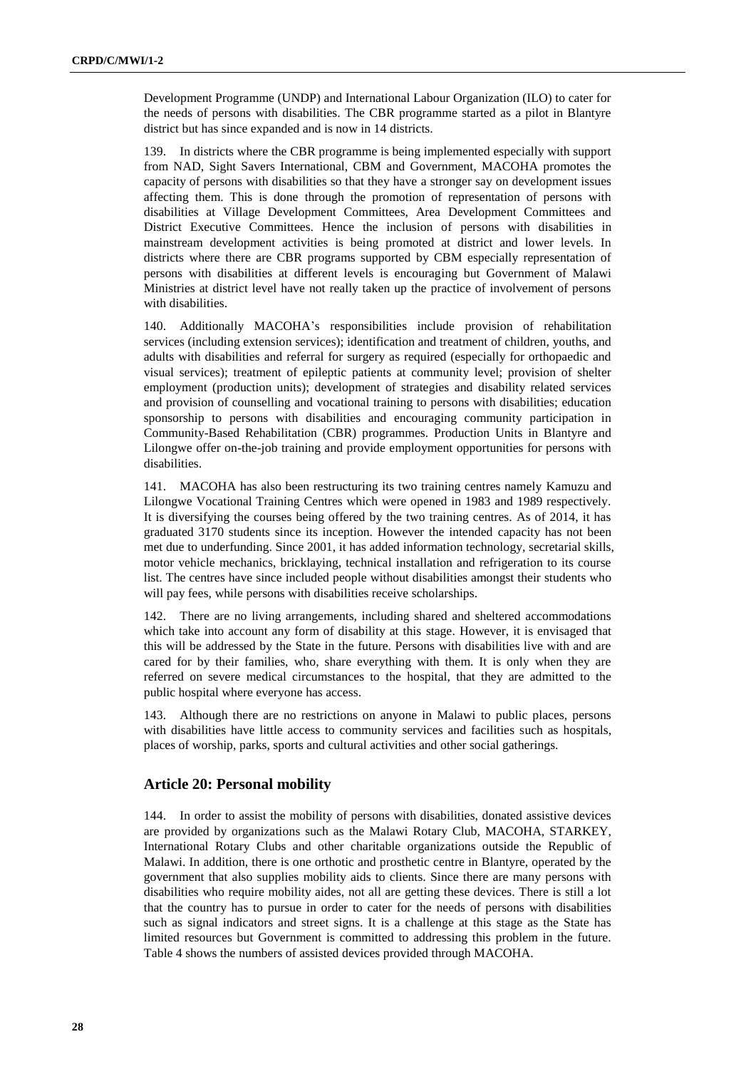Development Programme (UNDP) and International Labour Organization (ILO) to cater for the needs of persons with disabilities. The CBR programme started as a pilot in Blantyre district but has since expanded and is now in 14 districts.

139. In districts where the CBR programme is being implemented especially with support from NAD, Sight Savers International, CBM and Government, MACOHA promotes the capacity of persons with disabilities so that they have a stronger say on development issues affecting them. This is done through the promotion of representation of persons with disabilities at Village Development Committees, Area Development Committees and District Executive Committees. Hence the inclusion of persons with disabilities in mainstream development activities is being promoted at district and lower levels. In districts where there are CBR programs supported by CBM especially representation of persons with disabilities at different levels is encouraging but Government of Malawi Ministries at district level have not really taken up the practice of involvement of persons with disabilities.

140. Additionally MACOHA's responsibilities include provision of rehabilitation services (including extension services); identification and treatment of children, youths, and adults with disabilities and referral for surgery as required (especially for orthopaedic and visual services); treatment of epileptic patients at community level; provision of shelter employment (production units); development of strategies and disability related services and provision of counselling and vocational training to persons with disabilities; education sponsorship to persons with disabilities and encouraging community participation in Community-Based Rehabilitation (CBR) programmes. Production Units in Blantyre and Lilongwe offer on-the-job training and provide employment opportunities for persons with disabilities.

141. MACOHA has also been restructuring its two training centres namely Kamuzu and Lilongwe Vocational Training Centres which were opened in 1983 and 1989 respectively. It is diversifying the courses being offered by the two training centres. As of 2014, it has graduated 3170 students since its inception. However the intended capacity has not been met due to underfunding. Since 2001, it has added information technology, secretarial skills, motor vehicle mechanics, bricklaying, technical installation and refrigeration to its course list. The centres have since included people without disabilities amongst their students who will pay fees, while persons with disabilities receive scholarships.

142. There are no living arrangements, including shared and sheltered accommodations which take into account any form of disability at this stage. However, it is envisaged that this will be addressed by the State in the future. Persons with disabilities live with and are cared for by their families, who, share everything with them. It is only when they are referred on severe medical circumstances to the hospital, that they are admitted to the public hospital where everyone has access.

143. Although there are no restrictions on anyone in Malawi to public places, persons with disabilities have little access to community services and facilities such as hospitals, places of worship, parks, sports and cultural activities and other social gatherings.

## Article 20: Personal mobility

144. In order to assist the mobility of persons with disabilities, donated assistive devices are provided by organizations such as the Malawi Rotary Club, MACOHA, STARKEY, International Rotary Clubs and other charitable organizations outside the Republic of Malawi. In addition, there is one orthotic and prosthetic centre in Blantyre, operated by the government that also supplies mobility aids to clients. Since there are many persons with disabilities who require mobility aides, not all are getting these devices. There is still a lot that the country has to pursue in order to cater for the needs of persons with disabilities such as signal indicators and street signs. It is a challenge at this stage as the State has limited resources but Government is committed to addressing this problem in the future. Table 4 shows the numbers of assisted devices provided through MACOHA.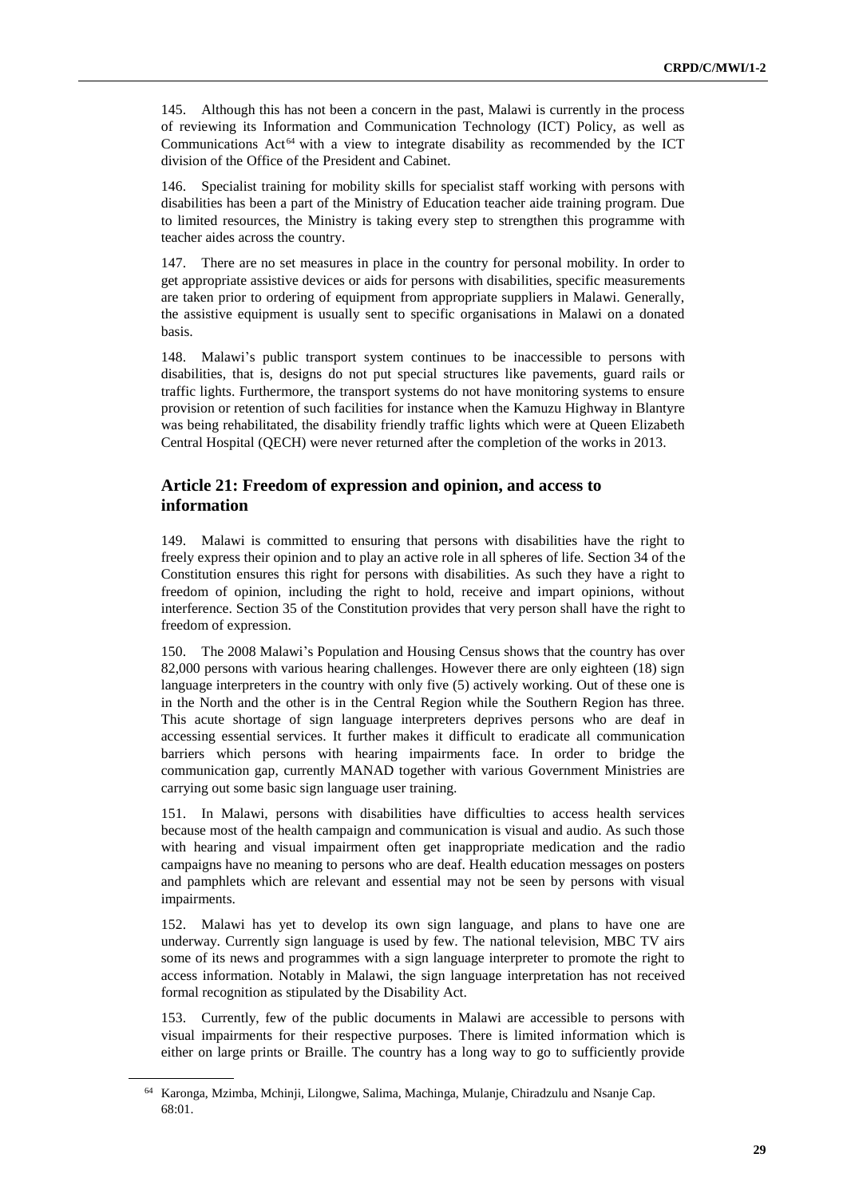145. Although this has not been a concern in the past, Malawi is currently in the process of reviewing its Information and Communication Technology (ICT) Policy, as well as Communications Act[64] with a view to integrate disability as recommended by the ICT division of the Office of the President and Cabinet.

146. Specialist training for mobility skills for specialist staff working with persons with disabilities has been a part of the Ministry of Education teacher aide training program. Due to limited resources, the Ministry is taking every step to strengthen this programme with teacher aides across the country.

147. There are no set measures in place in the country for personal mobility. In order to get appropriate assistive devices or aids for persons with disabilities, specific measurements are taken prior to ordering of equipment from appropriate suppliers in Malawi. Generally, the assistive equipment is usually sent to specific organisations in Malawi on a donated basis.

148. Malawi's public transport system continues to be inaccessible to persons with disabilities, that is, designs do not put special structures like pavements, guard rails or traffic lights. Furthermore, the transport systems do not have monitoring systems to ensure provision or retention of such facilities for instance when the Kamuzu Highway in Blantyre was being rehabilitated, the disability friendly traffic lights which were at Queen Elizabeth Central Hospital (QECH) were never returned after the completion of the works in 2013.

## Article 21: Freedom of expression and opinion, and access to information

149. Malawi is committed to ensuring that persons with disabilities have the right to freely express their opinion and to play an active role in all spheres of life. Section 34 of the Constitution ensures this right for persons with disabilities. As such they have a right to freedom of opinion, including the right to hold, receive and impart opinions, without interference. Section 35 of the Constitution provides that very person shall have the right to freedom of expression.

150. The 2008 Malawi's Population and Housing Census shows that the country has over 82,000 persons with various hearing challenges. However there are only eighteen (18) sign language interpreters in the country with only five (5) actively working. Out of these one is in the North and the other is in the Central Region while the Southern Region has three. This acute shortage of sign language interpreters deprives persons who are deaf in accessing essential services. It further makes it difficult to eradicate all communication barriers which persons with hearing impairments face. In order to bridge the communication gap, currently MANAD together with various Government Ministries are carrying out some basic sign language user training.

151. In Malawi, persons with disabilities have difficulties to access health services because most of the health campaign and communication is visual and audio. As such those with hearing and visual impairment often get inappropriate medication and the radio campaigns have no meaning to persons who are deaf. Health education messages on posters and pamphlets which are relevant and essential may not be seen by persons with visual impairments.

152. Malawi has yet to develop its own sign language, and plans to have one are underway. Currently sign language is used by few. The national television, MBC TV airs some of its news and programmes with a sign language interpreter to promote the right to access information. Notably in Malawi, the sign language interpretation has not received formal recognition as stipulated by the Disability Act.

153. Currently, few of the public documents in Malawi are accessible to persons with visual impairments for their respective purposes. There is limited information which is either on large prints or Braille. The country has a long way to go to sufficiently provide

[64] Karonga, Mzimba, Mchinji, Lilongwe, Salima, Machinga, Mulanje, Chiradzulu and Nsanje Cap. 68:01.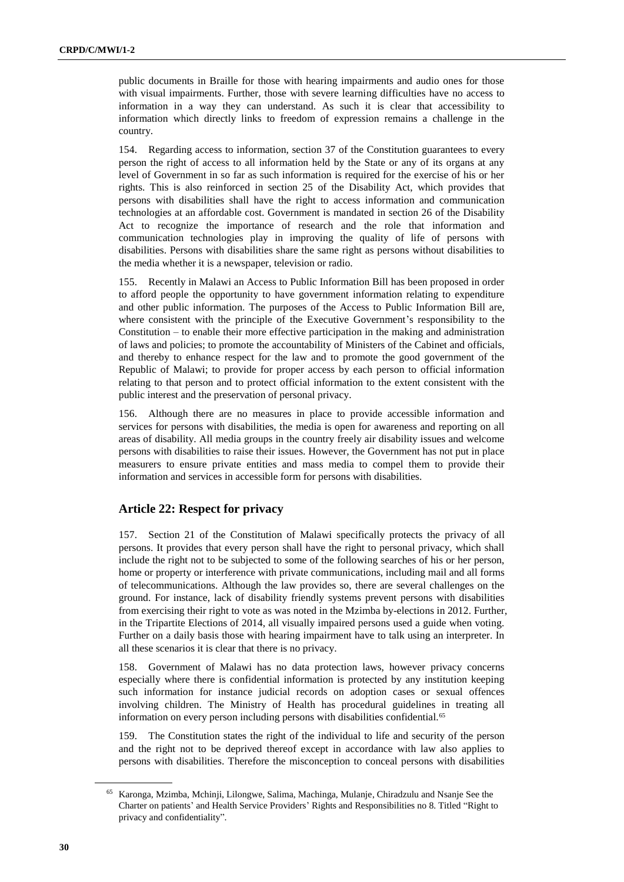public documents in Braille for those with hearing impairments and audio ones for those with visual impairments. Further, those with severe learning difficulties have no access to information in a way they can understand. As such it is clear that accessibility to information which directly links to freedom of expression remains a challenge in the country.

154. Regarding access to information, section 37 of the Constitution guarantees to every person the right of access to all information held by the State or any of its organs at any level of Government in so far as such information is required for the exercise of his or her rights. This is also reinforced in section 25 of the Disability Act, which provides that persons with disabilities shall have the right to access information and communication technologies at an affordable cost. Government is mandated in section 26 of the Disability Act to recognize the importance of research and the role that information and communication technologies play in improving the quality of life of persons with disabilities. Persons with disabilities share the same right as persons without disabilities to the media whether it is a newspaper, television or radio.

155. Recently in Malawi an Access to Public Information Bill has been proposed in order to afford people the opportunity to have government information relating to expenditure and other public information. The purposes of the Access to Public Information Bill are, where consistent with the principle of the Executive Government's responsibility to the Constitution – to enable their more effective participation in the making and administration of laws and policies; to promote the accountability of Ministers of the Cabinet and officials, and thereby to enhance respect for the law and to promote the good government of the Republic of Malawi; to provide for proper access by each person to official information relating to that person and to protect official information to the extent consistent with the public interest and the preservation of personal privacy.

156. Although there are no measures in place to provide accessible information and services for persons with disabilities, the media is open for awareness and reporting on all areas of disability. All media groups in the country freely air disability issues and welcome persons with disabilities to raise their issues. However, the Government has not put in place measurers to ensure private entities and mass media to compel them to provide their information and services in accessible form for persons with disabilities.

## Article 22: Respect for privacy

157. Section 21 of the Constitution of Malawi specifically protects the privacy of all persons. It provides that every person shall have the right to personal privacy, which shall include the right not to be subjected to some of the following searches of his or her person, home or property or interference with private communications, including mail and all forms of telecommunications. Although the law provides so, there are several challenges on the ground. For instance, lack of disability friendly systems prevent persons with disabilities from exercising their right to vote as was noted in the Mzimba by-elections in 2012. Further, in the Tripartite Elections of 2014, all visually impaired persons used a guide when voting. Further on a daily basis those with hearing impairment have to talk using an interpreter. In all these scenarios it is clear that there is no privacy.

158. Government of Malawi has no data protection laws, however privacy concerns especially where there is confidential information is protected by any institution keeping such information for instance judicial records on adoption cases or sexual offences involving children. The Ministry of Health has procedural guidelines in treating all information on every person including persons with disabilities confidential.[65]

159. The Constitution states the right of the individual to life and security of the person and the right not to be deprived thereof except in accordance with law also applies to persons with disabilities. Therefore the misconception to conceal persons with disabilities

[65] Karonga, Mzimba, Mchinji, Lilongwe, Salima, Machinga, Mulanje, Chiradzulu and Nsanje See the Charter on patients' and Health Service Providers' Rights and Responsibilities no 8. Titled "Right to privacy and confidentiality".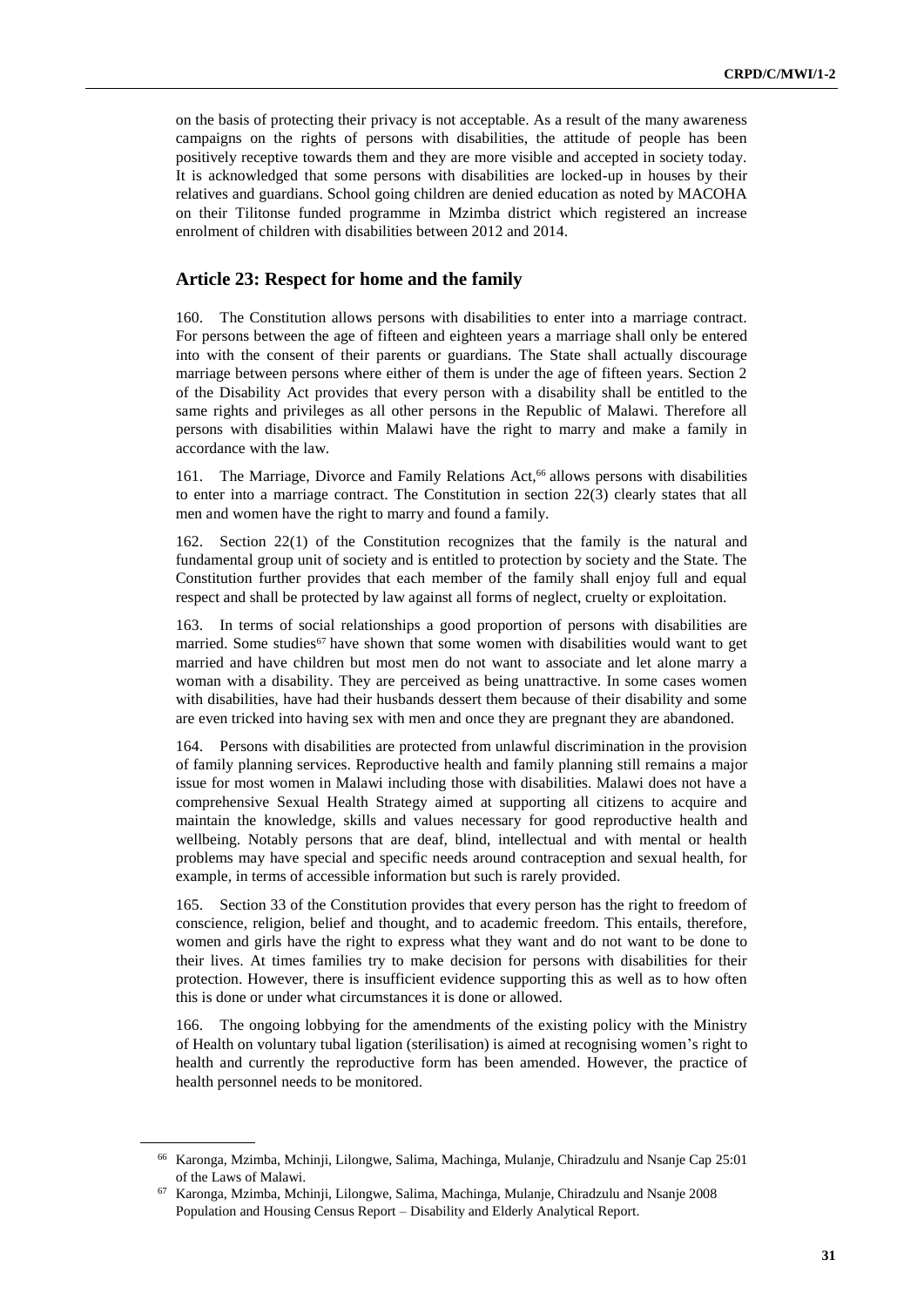on the basis of protecting their privacy is not acceptable. As a result of the many awareness campaigns on the rights of persons with disabilities, the attitude of people has been positively receptive towards them and they are more visible and accepted in society today. It is acknowledged that some persons with disabilities are locked-up in houses by their relatives and guardians. School going children are denied education as noted by MACOHA on their Tilitonse funded programme in Mzimba district which registered an increase enrolment of children with disabilities between 2012 and 2014.

## Article 23: Respect for home and the family

160. The Constitution allows persons with disabilities to enter into a marriage contract. For persons between the age of fifteen and eighteen years a marriage shall only be entered into with the consent of their parents or guardians. The State shall actually discourage marriage between persons where either of them is under the age of fifteen years. Section 2 of the Disability Act provides that every person with a disability shall be entitled to the same rights and privileges as all other persons in the Republic of Malawi. Therefore all persons with disabilities within Malawi have the right to marry and make a family in accordance with the law.

161. The Marriage, Divorce and Family Relations Act,[66] allows persons with disabilities to enter into a marriage contract. The Constitution in section 22(3) clearly states that all men and women have the right to marry and found a family.

162. Section 22(1) of the Constitution recognizes that the family is the natural and fundamental group unit of society and is entitled to protection by society and the State. The Constitution further provides that each member of the family shall enjoy full and equal respect and shall be protected by law against all forms of neglect, cruelty or exploitation.

163. In terms of social relationships a good proportion of persons with disabilities are married. Some studies[67] have shown that some women with disabilities would want to get married and have children but most men do not want to associate and let alone marry a woman with a disability. They are perceived as being unattractive. In some cases women with disabilities, have had their husbands dessert them because of their disability and some are even tricked into having sex with men and once they are pregnant they are abandoned.

164. Persons with disabilities are protected from unlawful discrimination in the provision of family planning services. Reproductive health and family planning still remains a major issue for most women in Malawi including those with disabilities. Malawi does not have a comprehensive Sexual Health Strategy aimed at supporting all citizens to acquire and maintain the knowledge, skills and values necessary for good reproductive health and wellbeing. Notably persons that are deaf, blind, intellectual and with mental or health problems may have special and specific needs around contraception and sexual health, for example, in terms of accessible information but such is rarely provided.

165. Section 33 of the Constitution provides that every person has the right to freedom of conscience, religion, belief and thought, and to academic freedom. This entails, therefore, women and girls have the right to express what they want and do not want to be done to their lives. At times families try to make decision for persons with disabilities for their protection. However, there is insufficient evidence supporting this as well as to how often this is done or under what circumstances it is done or allowed.

166. The ongoing lobbying for the amendments of the existing policy with the Ministry of Health on voluntary tubal ligation (sterilisation) is aimed at recognising women's right to health and currently the reproductive form has been amended. However, the practice of health personnel needs to be monitored.

---

[66] Karonga, Mzimba, Mchinji, Lilongwe, Salima, Machinga, Mulanje, Chiradzulu and Nsanje Cap 25:01 of the Laws of Malawi.

[67] Karonga, Mzimba, Mchinji, Lilongwe, Salima, Machinga, Mulanje, Chiradzulu and Nsanje 2008 Population and Housing Census Report – Disability and Elderly Analytical Report.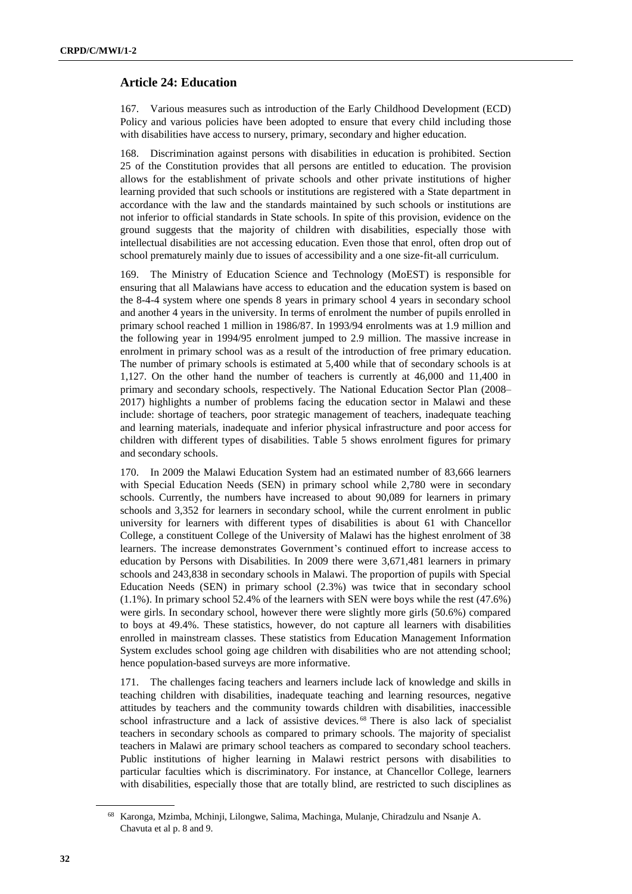## Article 24: Education

167. Various measures such as introduction of the Early Childhood Development (ECD) Policy and various policies have been adopted to ensure that every child including those with disabilities have access to nursery, primary, secondary and higher education.

168. Discrimination against persons with disabilities in education is prohibited. Section 25 of the Constitution provides that all persons are entitled to education. The provision allows for the establishment of private schools and other private institutions of higher learning provided that such schools or institutions are registered with a State department in accordance with the law and the standards maintained by such schools or institutions are not inferior to official standards in State schools. In spite of this provision, evidence on the ground suggests that the majority of children with disabilities, especially those with intellectual disabilities are not accessing education. Even those that enrol, often drop out of school prematurely mainly due to issues of accessibility and a one size-fit-all curriculum.

169. The Ministry of Education Science and Technology (MoEST) is responsible for ensuring that all Malawians have access to education and the education system is based on the 8-4-4 system where one spends 8 years in primary school 4 years in secondary school and another 4 years in the university. In terms of enrolment the number of pupils enrolled in primary school reached 1 million in 1986/87. In 1993/94 enrolments was at 1.9 million and the following year in 1994/95 enrolment jumped to 2.9 million. The massive increase in enrolment in primary school was as a result of the introduction of free primary education. The number of primary schools is estimated at 5,400 while that of secondary schools is at 1,127. On the other hand the number of teachers is currently at 46,000 and 11,400 in primary and secondary schools, respectively. The National Education Sector Plan (2008–2017) highlights a number of problems facing the education sector in Malawi and these include: shortage of teachers, poor strategic management of teachers, inadequate teaching and learning materials, inadequate and inferior physical infrastructure and poor access for children with different types of disabilities. Table 5 shows enrolment figures for primary and secondary schools.

170. In 2009 the Malawi Education System had an estimated number of 83,666 learners with Special Education Needs (SEN) in primary school while 2,780 were in secondary schools. Currently, the numbers have increased to about 90,089 for learners in primary schools and 3,352 for learners in secondary school, while the current enrolment in public university for learners with different types of disabilities is about 61 with Chancellor College, a constituent College of the University of Malawi has the highest enrolment of 38 learners. The increase demonstrates Government's continued effort to increase access to education by Persons with Disabilities. In 2009 there were 3,671,481 learners in primary schools and 243,838 in secondary schools in Malawi. The proportion of pupils with Special Education Needs (SEN) in primary school (2.3%) was twice that in secondary school (1.1%). In primary school 52.4% of the learners with SEN were boys while the rest (47.6%) were girls. In secondary school, however there were slightly more girls (50.6%) compared to boys at 49.4%. These statistics, however, do not capture all learners with disabilities enrolled in mainstream classes. These statistics from Education Management Information System excludes school going age children with disabilities who are not attending school; hence population-based surveys are more informative.

171. The challenges facing teachers and learners include lack of knowledge and skills in teaching children with disabilities, inadequate teaching and learning resources, negative attitudes by teachers and the community towards children with disabilities, inaccessible school infrastructure and a lack of assistive devices.[68] There is also lack of specialist teachers in secondary schools as compared to primary schools. The majority of specialist teachers in Malawi are primary school teachers as compared to secondary school teachers. Public institutions of higher learning in Malawi restrict persons with disabilities to particular faculties which is discriminatory. For instance, at Chancellor College, learners with disabilities, especially those that are totally blind, are restricted to such disciplines as

[68] Karonga, Mzimba, Mchinji, Lilongwe, Salima, Machinga, Mulanje, Chiradzulu and Nsanje A. Chavuta et al p. 8 and 9.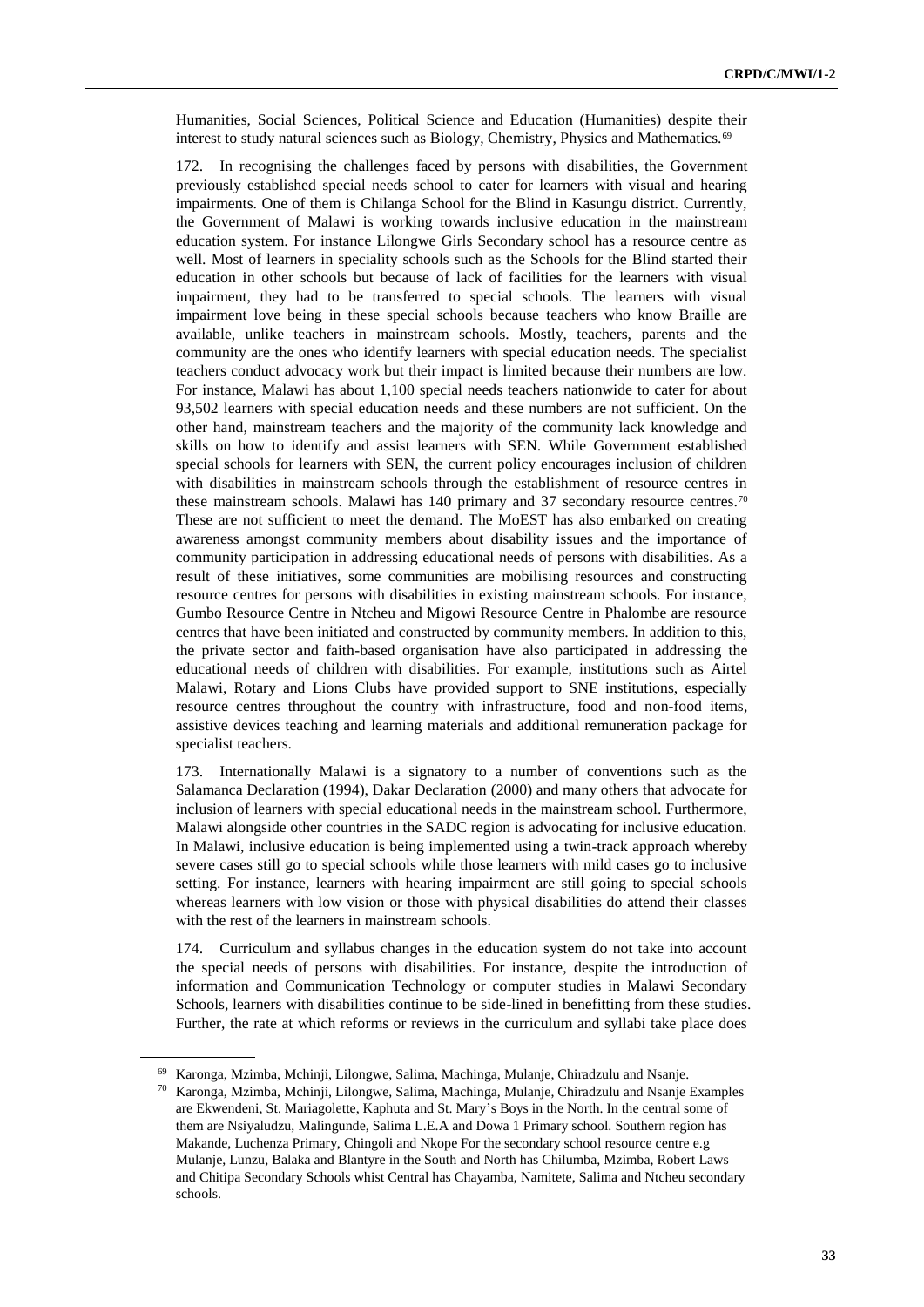Humanities, Social Sciences, Political Science and Education (Humanities) despite their interest to study natural sciences such as Biology, Chemistry, Physics and Mathematics.[69]

172. In recognising the challenges faced by persons with disabilities, the Government previously established special needs school to cater for learners with visual and hearing impairments. One of them is Chilanga School for the Blind in Kasungu district. Currently, the Government of Malawi is working towards inclusive education in the mainstream education system. For instance Lilongwe Girls Secondary school has a resource centre as well. Most of learners in speciality schools such as the Schools for the Blind started their education in other schools but because of lack of facilities for the learners with visual impairment, they had to be transferred to special schools. The learners with visual impairment love being in these special schools because teachers who know Braille are available, unlike teachers in mainstream schools. Mostly, teachers, parents and the community are the ones who identify learners with special education needs. The specialist teachers conduct advocacy work but their impact is limited because their numbers are low. For instance, Malawi has about 1,100 special needs teachers nationwide to cater for about 93,502 learners with special education needs and these numbers are not sufficient. On the other hand, mainstream teachers and the majority of the community lack knowledge and skills on how to identify and assist learners with SEN. While Government established special schools for learners with SEN, the current policy encourages inclusion of children with disabilities in mainstream schools through the establishment of resource centres in these mainstream schools. Malawi has 140 primary and 37 secondary resource centres.[70] These are not sufficient to meet the demand. The MoEST has also embarked on creating awareness amongst community members about disability issues and the importance of community participation in addressing educational needs of persons with disabilities. As a result of these initiatives, some communities are mobilising resources and constructing resource centres for persons with disabilities in existing mainstream schools. For instance, Gumbo Resource Centre in Ntcheu and Migowi Resource Centre in Phalombe are resource centres that have been initiated and constructed by community members. In addition to this, the private sector and faith-based organisation have also participated in addressing the educational needs of children with disabilities. For example, institutions such as Airtel Malawi, Rotary and Lions Clubs have provided support to SNE institutions, especially resource centres throughout the country with infrastructure, food and non-food items, assistive devices teaching and learning materials and additional remuneration package for specialist teachers.

173. Internationally Malawi is a signatory to a number of conventions such as the Salamanca Declaration (1994), Dakar Declaration (2000) and many others that advocate for inclusion of learners with special educational needs in the mainstream school. Furthermore, Malawi alongside other countries in the SADC region is advocating for inclusive education. In Malawi, inclusive education is being implemented using a twin-track approach whereby severe cases still go to special schools while those learners with mild cases go to inclusive setting. For instance, learners with hearing impairment are still going to special schools whereas learners with low vision or those with physical disabilities do attend their classes with the rest of the learners in mainstream schools.

174. Curriculum and syllabus changes in the education system do not take into account the special needs of persons with disabilities. For instance, despite the introduction of information and Communication Technology or computer studies in Malawi Secondary Schools, learners with disabilities continue to be side-lined in benefitting from these studies. Further, the rate at which reforms or reviews in the curriculum and syllabi take place does

---

[69] Karonga, Mzimba, Mchinji, Lilongwe, Salima, Machinga, Mulanje, Chiradzulu and Nsanje.

[70] Karonga, Mzimba, Mchinji, Lilongwe, Salima, Machinga, Mulanje, Chiradzulu and Nsanje Examples are Ekwendeni, St. Mariagolette, Kaphuta and St. Mary's Boys in the North. In the central some of them are Nsiyaludzu, Malingunde, Salima L.E.A and Dowa 1 Primary school. Southern region has Makande, Luchenza Primary, Chingoli and Nkope For the secondary school resource centre e.g Mulanje, Lunzu, Balaka and Blantyre in the South and North has Chilumba, Mzimba, Robert Laws and Chitipa Secondary Schools whist Central has Chayamba, Namitete, Salima and Ntcheu secondary schools.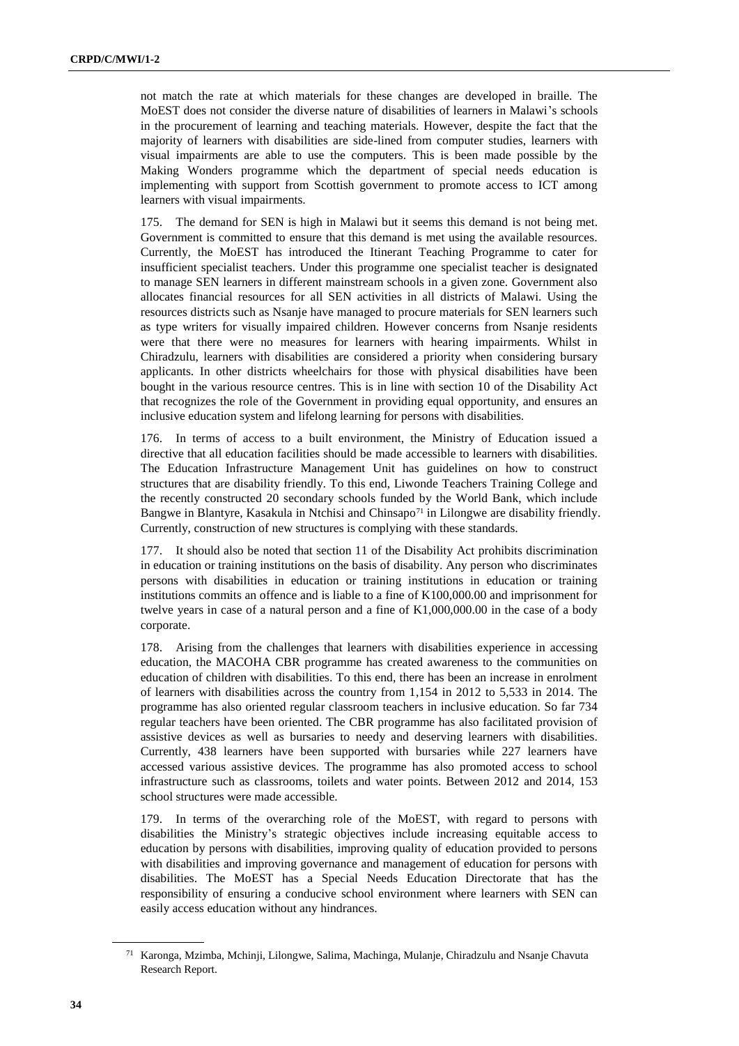not match the rate at which materials for these changes are developed in braille. The MoEST does not consider the diverse nature of disabilities of learners in Malawi's schools in the procurement of learning and teaching materials. However, despite the fact that the majority of learners with disabilities are side-lined from computer studies, learners with visual impairments are able to use the computers. This is been made possible by the Making Wonders programme which the department of special needs education is implementing with support from Scottish government to promote access to ICT among learners with visual impairments.

175. The demand for SEN is high in Malawi but it seems this demand is not being met. Government is committed to ensure that this demand is met using the available resources. Currently, the MoEST has introduced the Itinerant Teaching Programme to cater for insufficient specialist teachers. Under this programme one specialist teacher is designated to manage SEN learners in different mainstream schools in a given zone. Government also allocates financial resources for all SEN activities in all districts of Malawi. Using the resources districts such as Nsanje have managed to procure materials for SEN learners such as type writers for visually impaired children. However concerns from Nsanje residents were that there were no measures for learners with hearing impairments. Whilst in Chiradzulu, learners with disabilities are considered a priority when considering bursary applicants. In other districts wheelchairs for those with physical disabilities have been bought in the various resource centres. This is in line with section 10 of the Disability Act that recognizes the role of the Government in providing equal opportunity, and ensures an inclusive education system and lifelong learning for persons with disabilities.

176. In terms of access to a built environment, the Ministry of Education issued a directive that all education facilities should be made accessible to learners with disabilities. The Education Infrastructure Management Unit has guidelines on how to construct structures that are disability friendly. To this end, Liwonde Teachers Training College and the recently constructed 20 secondary schools funded by the World Bank, which include Bangwe in Blantyre, Kasakula in Ntchisi and Chinsapo[71] in Lilongwe are disability friendly. Currently, construction of new structures is complying with these standards.

177. It should also be noted that section 11 of the Disability Act prohibits discrimination in education or training institutions on the basis of disability. Any person who discriminates persons with disabilities in education or training institutions in education or training institutions commits an offence and is liable to a fine of K100,000.00 and imprisonment for twelve years in case of a natural person and a fine of K1,000,000.00 in the case of a body corporate.

178. Arising from the challenges that learners with disabilities experience in accessing education, the MACOHA CBR programme has created awareness to the communities on education of children with disabilities. To this end, there has been an increase in enrolment of learners with disabilities across the country from 1,154 in 2012 to 5,533 in 2014. The programme has also oriented regular classroom teachers in inclusive education. So far 734 regular teachers have been oriented. The CBR programme has also facilitated provision of assistive devices as well as bursaries to needy and deserving learners with disabilities. Currently, 438 learners have been supported with bursaries while 227 learners have accessed various assistive devices. The programme has also promoted access to school infrastructure such as classrooms, toilets and water points. Between 2012 and 2014, 153 school structures were made accessible.

179. In terms of the overarching role of the MoEST, with regard to persons with disabilities the Ministry's strategic objectives include increasing equitable access to education by persons with disabilities, improving quality of education provided to persons with disabilities and improving governance and management of education for persons with disabilities. The MoEST has a Special Needs Education Directorate that has the responsibility of ensuring a conducive school environment where learners with SEN can easily access education without any hindrances.

---

[71] Karonga, Mzimba, Mchinji, Lilongwe, Salima, Machinga, Mulanje, Chiradzulu and Nsanje Chavuta Research Report.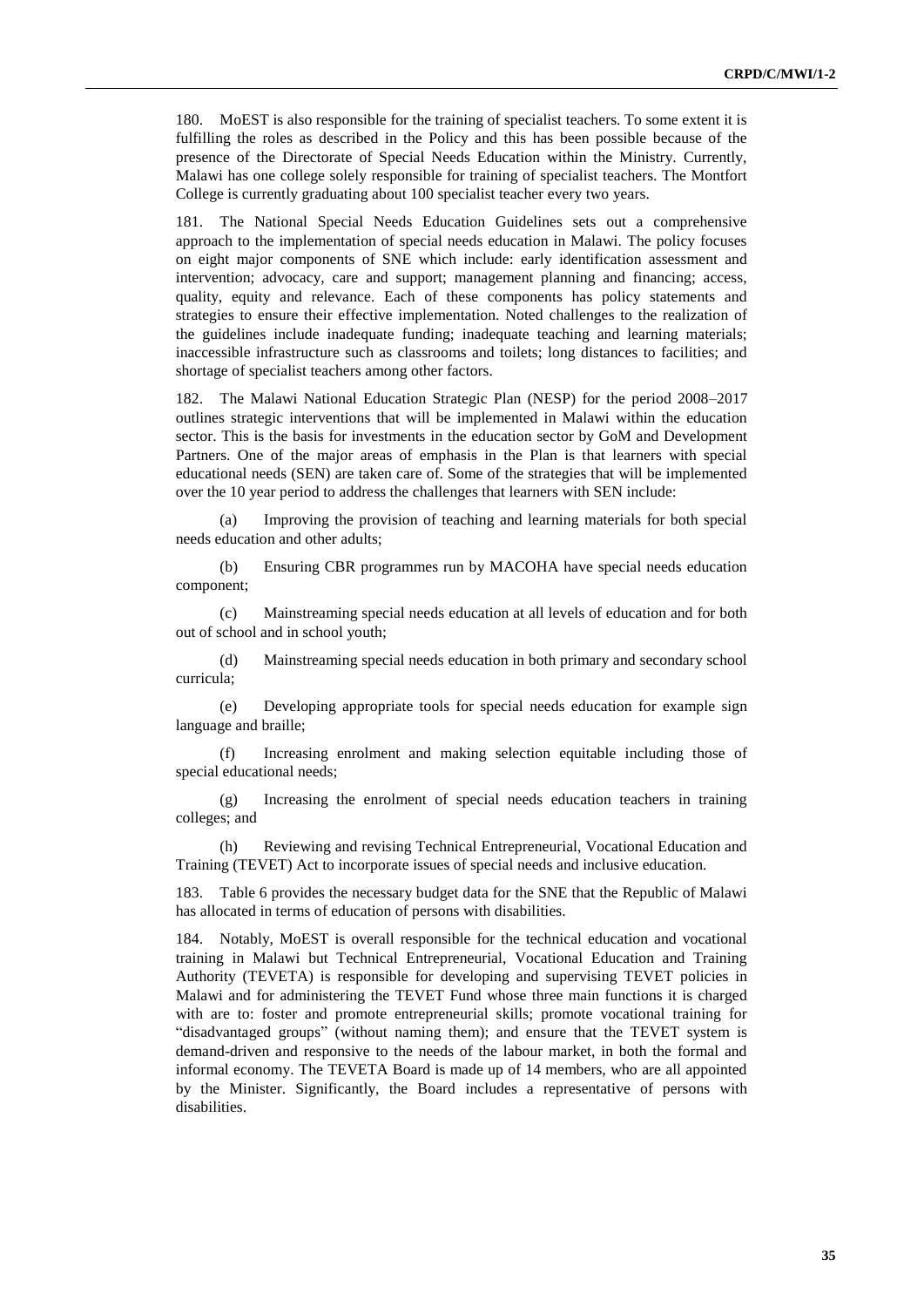180. MoEST is also responsible for the training of specialist teachers. To some extent it is fulfilling the roles as described in the Policy and this has been possible because of the presence of the Directorate of Special Needs Education within the Ministry. Currently, Malawi has one college solely responsible for training of specialist teachers. The Montfort College is currently graduating about 100 specialist teacher every two years.

181. The National Special Needs Education Guidelines sets out a comprehensive approach to the implementation of special needs education in Malawi. The policy focuses on eight major components of SNE which include: early identification assessment and intervention; advocacy, care and support; management planning and financing; access, quality, equity and relevance. Each of these components has policy statements and strategies to ensure their effective implementation. Noted challenges to the realization of the guidelines include inadequate funding; inadequate teaching and learning materials; inaccessible infrastructure such as classrooms and toilets; long distances to facilities; and shortage of specialist teachers among other factors.

182. The Malawi National Education Strategic Plan (NESP) for the period 2008–2017 outlines strategic interventions that will be implemented in Malawi within the education sector. This is the basis for investments in the education sector by GoM and Development Partners. One of the major areas of emphasis in the Plan is that learners with special educational needs (SEN) are taken care of. Some of the strategies that will be implemented over the 10 year period to address the challenges that learners with SEN include:

(a) Improving the provision of teaching and learning materials for both special needs education and other adults;

(b) Ensuring CBR programmes run by MACOHA have special needs education component;

(c) Mainstreaming special needs education at all levels of education and for both out of school and in school youth;

(d) Mainstreaming special needs education in both primary and secondary school curricula;

(e) Developing appropriate tools for special needs education for example sign language and braille;

(f) Increasing enrolment and making selection equitable including those of special educational needs;

(g) Increasing the enrolment of special needs education teachers in training colleges; and

(h) Reviewing and revising Technical Entrepreneurial, Vocational Education and Training (TEVET) Act to incorporate issues of special needs and inclusive education.

183. Table 6 provides the necessary budget data for the SNE that the Republic of Malawi has allocated in terms of education of persons with disabilities.

184. Notably, MoEST is overall responsible for the technical education and vocational training in Malawi but Technical Entrepreneurial, Vocational Education and Training Authority (TEVETA) is responsible for developing and supervising TEVET policies in Malawi and for administering the TEVET Fund whose three main functions it is charged with are to: foster and promote entrepreneurial skills; promote vocational training for "disadvantaged groups" (without naming them); and ensure that the TEVET system is demand-driven and responsive to the needs of the labour market, in both the formal and informal economy. The TEVETA Board is made up of 14 members, who are all appointed by the Minister. Significantly, the Board includes a representative of persons with disabilities.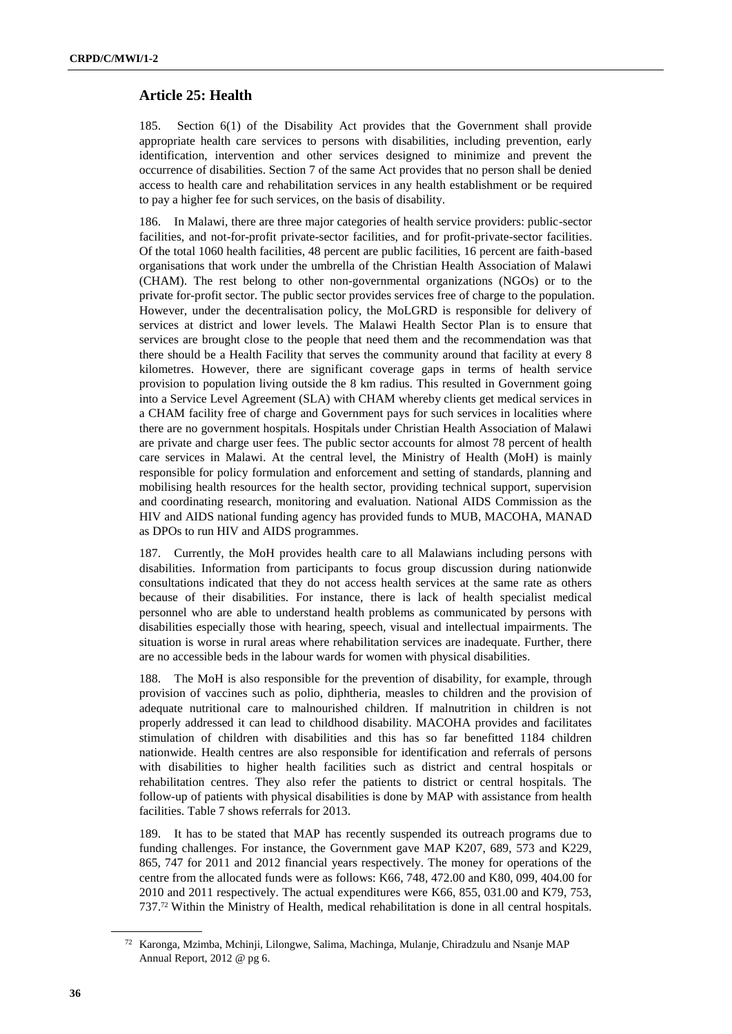## Article 25: Health

185. Section 6(1) of the Disability Act provides that the Government shall provide appropriate health care services to persons with disabilities, including prevention, early identification, intervention and other services designed to minimize and prevent the occurrence of disabilities. Section 7 of the same Act provides that no person shall be denied access to health care and rehabilitation services in any health establishment or be required to pay a higher fee for such services, on the basis of disability.

186. In Malawi, there are three major categories of health service providers: public-sector facilities, and not-for-profit private-sector facilities, and for profit-private-sector facilities. Of the total 1060 health facilities, 48 percent are public facilities, 16 percent are faith-based organisations that work under the umbrella of the Christian Health Association of Malawi (CHAM). The rest belong to other non-governmental organizations (NGOs) or to the private for-profit sector. The public sector provides services free of charge to the population. However, under the decentralisation policy, the MoLGRD is responsible for delivery of services at district and lower levels. The Malawi Health Sector Plan is to ensure that services are brought close to the people that need them and the recommendation was that there should be a Health Facility that serves the community around that facility at every 8 kilometres. However, there are significant coverage gaps in terms of health service provision to population living outside the 8 km radius. This resulted in Government going into a Service Level Agreement (SLA) with CHAM whereby clients get medical services in a CHAM facility free of charge and Government pays for such services in localities where there are no government hospitals. Hospitals under Christian Health Association of Malawi are private and charge user fees. The public sector accounts for almost 78 percent of health care services in Malawi. At the central level, the Ministry of Health (MoH) is mainly responsible for policy formulation and enforcement and setting of standards, planning and mobilising health resources for the health sector, providing technical support, supervision and coordinating research, monitoring and evaluation. National AIDS Commission as the HIV and AIDS national funding agency has provided funds to MUB, MACOHA, MANAD as DPOs to run HIV and AIDS programmes.

187. Currently, the MoH provides health care to all Malawians including persons with disabilities. Information from participants to focus group discussion during nationwide consultations indicated that they do not access health services at the same rate as others because of their disabilities. For instance, there is lack of health specialist medical personnel who are able to understand health problems as communicated by persons with disabilities especially those with hearing, speech, visual and intellectual impairments. The situation is worse in rural areas where rehabilitation services are inadequate. Further, there are no accessible beds in the labour wards for women with physical disabilities.

188. The MoH is also responsible for the prevention of disability, for example, through provision of vaccines such as polio, diphtheria, measles to children and the provision of adequate nutritional care to malnourished children. If malnutrition in children is not properly addressed it can lead to childhood disability. MACOHA provides and facilitates stimulation of children with disabilities and this has so far benefitted 1184 children nationwide. Health centres are also responsible for identification and referrals of persons with disabilities to higher health facilities such as district and central hospitals or rehabilitation centres. They also refer the patients to district or central hospitals. The follow-up of patients with physical disabilities is done by MAP with assistance from health facilities. Table 7 shows referrals for 2013.

189. It has to be stated that MAP has recently suspended its outreach programs due to funding challenges. For instance, the Government gave MAP K207, 689, 573 and K229, 865, 747 for 2011 and 2012 financial years respectively. The money for operations of the centre from the allocated funds were as follows: K66, 748, 472.00 and K80, 099, 404.00 for 2010 and 2011 respectively. The actual expenditures were K66, 855, 031.00 and K79, 753, 737.[72] Within the Ministry of Health, medical rehabilitation is done in all central hospitals.

[72] Karonga, Mzimba, Mchinji, Lilongwe, Salima, Machinga, Mulanje, Chiradzulu and Nsanje MAP Annual Report, 2012 @ pg 6.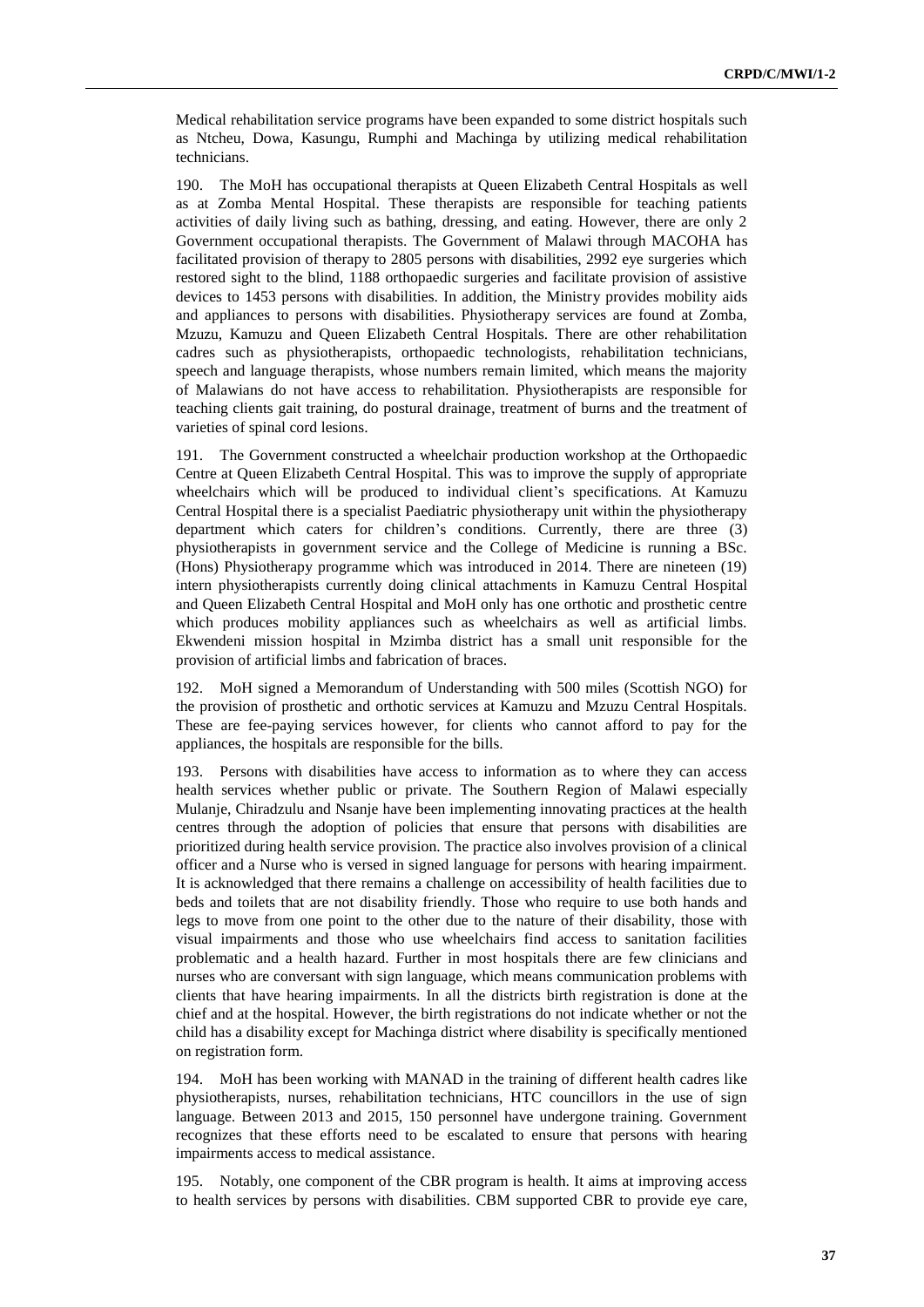Medical rehabilitation service programs have been expanded to some district hospitals such as Ntcheu, Dowa, Kasungu, Rumphi and Machinga by utilizing medical rehabilitation technicians.

190. The MoH has occupational therapists at Queen Elizabeth Central Hospitals as well as at Zomba Mental Hospital. These therapists are responsible for teaching patients activities of daily living such as bathing, dressing, and eating. However, there are only 2 Government occupational therapists. The Government of Malawi through MACOHA has facilitated provision of therapy to 2805 persons with disabilities, 2992 eye surgeries which restored sight to the blind, 1188 orthopaedic surgeries and facilitate provision of assistive devices to 1453 persons with disabilities. In addition, the Ministry provides mobility aids and appliances to persons with disabilities. Physiotherapy services are found at Zomba, Mzuzu, Kamuzu and Queen Elizabeth Central Hospitals. There are other rehabilitation cadres such as physiotherapists, orthopaedic technologists, rehabilitation technicians, speech and language therapists, whose numbers remain limited, which means the majority of Malawians do not have access to rehabilitation. Physiotherapists are responsible for teaching clients gait training, do postural drainage, treatment of burns and the treatment of varieties of spinal cord lesions.

191. The Government constructed a wheelchair production workshop at the Orthopaedic Centre at Queen Elizabeth Central Hospital. This was to improve the supply of appropriate wheelchairs which will be produced to individual client's specifications. At Kamuzu Central Hospital there is a specialist Paediatric physiotherapy unit within the physiotherapy department which caters for children's conditions. Currently, there are three (3) physiotherapists in government service and the College of Medicine is running a BSc. (Hons) Physiotherapy programme which was introduced in 2014. There are nineteen (19) intern physiotherapists currently doing clinical attachments in Kamuzu Central Hospital and Queen Elizabeth Central Hospital and MoH only has one orthotic and prosthetic centre which produces mobility appliances such as wheelchairs as well as artificial limbs. Ekwendeni mission hospital in Mzimba district has a small unit responsible for the provision of artificial limbs and fabrication of braces.

192. MoH signed a Memorandum of Understanding with 500 miles (Scottish NGO) for the provision of prosthetic and orthotic services at Kamuzu and Mzuzu Central Hospitals. These are fee-paying services however, for clients who cannot afford to pay for the appliances, the hospitals are responsible for the bills.

193. Persons with disabilities have access to information as to where they can access health services whether public or private. The Southern Region of Malawi especially Mulanje, Chiradzulu and Nsanje have been implementing innovating practices at the health centres through the adoption of policies that ensure that persons with disabilities are prioritized during health service provision. The practice also involves provision of a clinical officer and a Nurse who is versed in signed language for persons with hearing impairment. It is acknowledged that there remains a challenge on accessibility of health facilities due to beds and toilets that are not disability friendly. Those who require to use both hands and legs to move from one point to the other due to the nature of their disability, those with visual impairments and those who use wheelchairs find access to sanitation facilities problematic and a health hazard. Further in most hospitals there are few clinicians and nurses who are conversant with sign language, which means communication problems with clients that have hearing impairments. In all the districts birth registration is done at the chief and at the hospital. However, the birth registrations do not indicate whether or not the child has a disability except for Machinga district where disability is specifically mentioned on registration form.

194. MoH has been working with MANAD in the training of different health cadres like physiotherapists, nurses, rehabilitation technicians, HTC councillors in the use of sign language. Between 2013 and 2015, 150 personnel have undergone training. Government recognizes that these efforts need to be escalated to ensure that persons with hearing impairments access to medical assistance.

195. Notably, one component of the CBR program is health. It aims at improving access to health services by persons with disabilities. CBM supported CBR to provide eye care,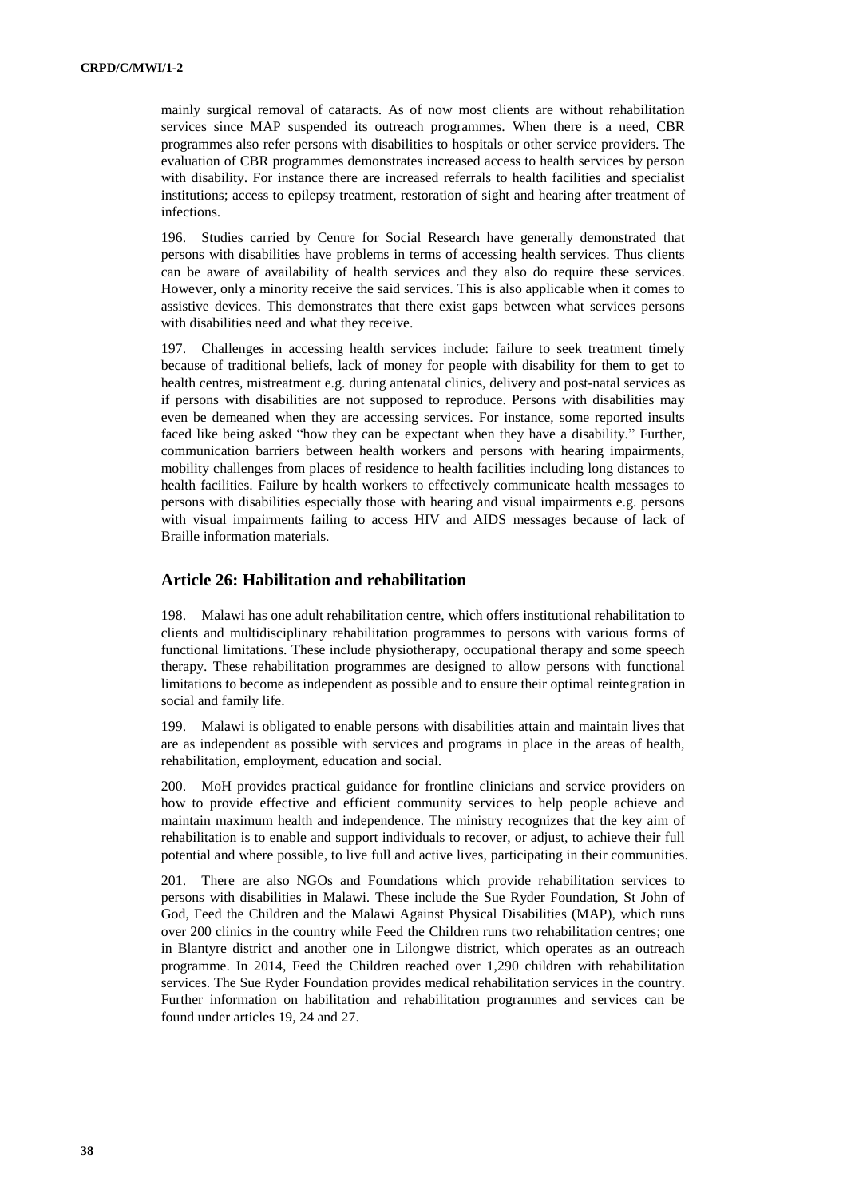mainly surgical removal of cataracts. As of now most clients are without rehabilitation services since MAP suspended its outreach programmes. When there is a need, CBR programmes also refer persons with disabilities to hospitals or other service providers. The evaluation of CBR programmes demonstrates increased access to health services by person with disability. For instance there are increased referrals to health facilities and specialist institutions; access to epilepsy treatment, restoration of sight and hearing after treatment of infections.

196. Studies carried by Centre for Social Research have generally demonstrated that persons with disabilities have problems in terms of accessing health services. Thus clients can be aware of availability of health services and they also do require these services. However, only a minority receive the said services. This is also applicable when it comes to assistive devices. This demonstrates that there exist gaps between what services persons with disabilities need and what they receive.

197. Challenges in accessing health services include: failure to seek treatment timely because of traditional beliefs, lack of money for people with disability for them to get to health centres, mistreatment e.g. during antenatal clinics, delivery and post-natal services as if persons with disabilities are not supposed to reproduce. Persons with disabilities may even be demeaned when they are accessing services. For instance, some reported insults faced like being asked "how they can be expectant when they have a disability." Further, communication barriers between health workers and persons with hearing impairments, mobility challenges from places of residence to health facilities including long distances to health facilities. Failure by health workers to effectively communicate health messages to persons with disabilities especially those with hearing and visual impairments e.g. persons with visual impairments failing to access HIV and AIDS messages because of lack of Braille information materials.

## Article 26: Habilitation and rehabilitation

198. Malawi has one adult rehabilitation centre, which offers institutional rehabilitation to clients and multidisciplinary rehabilitation programmes to persons with various forms of functional limitations. These include physiotherapy, occupational therapy and some speech therapy. These rehabilitation programmes are designed to allow persons with functional limitations to become as independent as possible and to ensure their optimal reintegration in social and family life.

199. Malawi is obligated to enable persons with disabilities attain and maintain lives that are as independent as possible with services and programs in place in the areas of health, rehabilitation, employment, education and social.

200. MoH provides practical guidance for frontline clinicians and service providers on how to provide effective and efficient community services to help people achieve and maintain maximum health and independence. The ministry recognizes that the key aim of rehabilitation is to enable and support individuals to recover, or adjust, to achieve their full potential and where possible, to live full and active lives, participating in their communities.

201. There are also NGOs and Foundations which provide rehabilitation services to persons with disabilities in Malawi. These include the Sue Ryder Foundation, St John of God, Feed the Children and the Malawi Against Physical Disabilities (MAP), which runs over 200 clinics in the country while Feed the Children runs two rehabilitation centres; one in Blantyre district and another one in Lilongwe district, which operates as an outreach programme. In 2014, Feed the Children reached over 1,290 children with rehabilitation services. The Sue Ryder Foundation provides medical rehabilitation services in the country. Further information on habilitation and rehabilitation programmes and services can be found under articles 19, 24 and 27.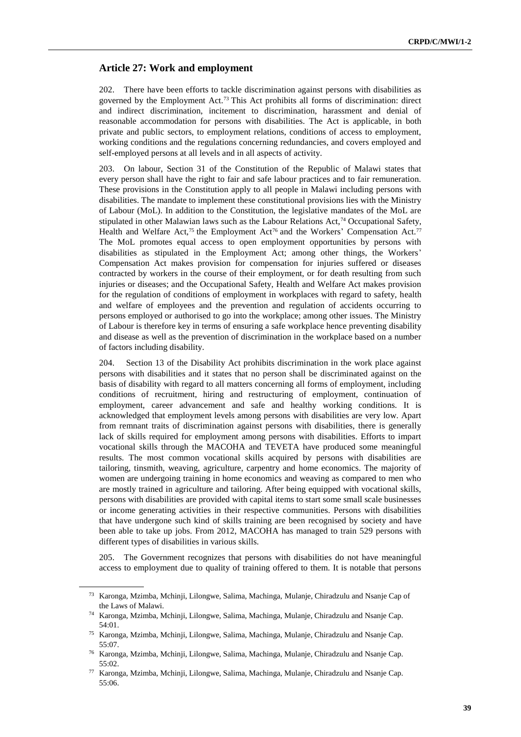## Article 27: Work and employment

202. There have been efforts to tackle discrimination against persons with disabilities as governed by the Employment Act.[73] This Act prohibits all forms of discrimination: direct and indirect discrimination, incitement to discrimination, harassment and denial of reasonable accommodation for persons with disabilities. The Act is applicable, in both private and public sectors, to employment relations, conditions of access to employment, working conditions and the regulations concerning redundancies, and covers employed and self-employed persons at all levels and in all aspects of activity.

203. On labour, Section 31 of the Constitution of the Republic of Malawi states that every person shall have the right to fair and safe labour practices and to fair remuneration. These provisions in the Constitution apply to all people in Malawi including persons with disabilities. The mandate to implement these constitutional provisions lies with the Ministry of Labour (MoL). In addition to the Constitution, the legislative mandates of the MoL are stipulated in other Malawian laws such as the Labour Relations Act,[74] Occupational Safety, Health and Welfare Act,[75] the Employment Act[76] and the Workers' Compensation Act.[77] The MoL promotes equal access to open employment opportunities by persons with disabilities as stipulated in the Employment Act; among other things, the Workers' Compensation Act makes provision for compensation for injuries suffered or diseases contracted by workers in the course of their employment, or for death resulting from such injuries or diseases; and the Occupational Safety, Health and Welfare Act makes provision for the regulation of conditions of employment in workplaces with regard to safety, health and welfare of employees and the prevention and regulation of accidents occurring to persons employed or authorised to go into the workplace; among other issues. The Ministry of Labour is therefore key in terms of ensuring a safe workplace hence preventing disability and disease as well as the prevention of discrimination in the workplace based on a number of factors including disability.

204. Section 13 of the Disability Act prohibits discrimination in the work place against persons with disabilities and it states that no person shall be discriminated against on the basis of disability with regard to all matters concerning all forms of employment, including conditions of recruitment, hiring and restructuring of employment, continuation of employment, career advancement and safe and healthy working conditions. It is acknowledged that employment levels among persons with disabilities are very low. Apart from remnant traits of discrimination against persons with disabilities, there is generally lack of skills required for employment among persons with disabilities. Efforts to impart vocational skills through the MACOHA and TEVETA have produced some meaningful results. The most common vocational skills acquired by persons with disabilities are tailoring, tinsmith, weaving, agriculture, carpentry and home economics. The majority of women are undergoing training in home economics and weaving as compared to men who are mostly trained in agriculture and tailoring. After being equipped with vocational skills, persons with disabilities are provided with capital items to start some small scale businesses or income generating activities in their respective communities. Persons with disabilities that have undergone such kind of skills training are been recognised by society and have been able to take up jobs. From 2012, MACOHA has managed to train 529 persons with different types of disabilities in various skills.

205. The Government recognizes that persons with disabilities do not have meaningful access to employment due to quality of training offered to them. It is notable that persons

---

[73] Karonga, Mzimba, Mchinji, Lilongwe, Salima, Machinga, Mulanje, Chiradzulu and Nsanje Cap of the Laws of Malawi.

[74] Karonga, Mzimba, Mchinji, Lilongwe, Salima, Machinga, Mulanje, Chiradzulu and Nsanje Cap. 54:01.

[75] Karonga, Mzimba, Mchinji, Lilongwe, Salima, Machinga, Mulanje, Chiradzulu and Nsanje Cap. 55:07.

[76] Karonga, Mzimba, Mchinji, Lilongwe, Salima, Machinga, Mulanje, Chiradzulu and Nsanje Cap. 55:02.

[77] Karonga, Mzimba, Mchinji, Lilongwe, Salima, Machinga, Mulanje, Chiradzulu and Nsanje Cap. 55:06.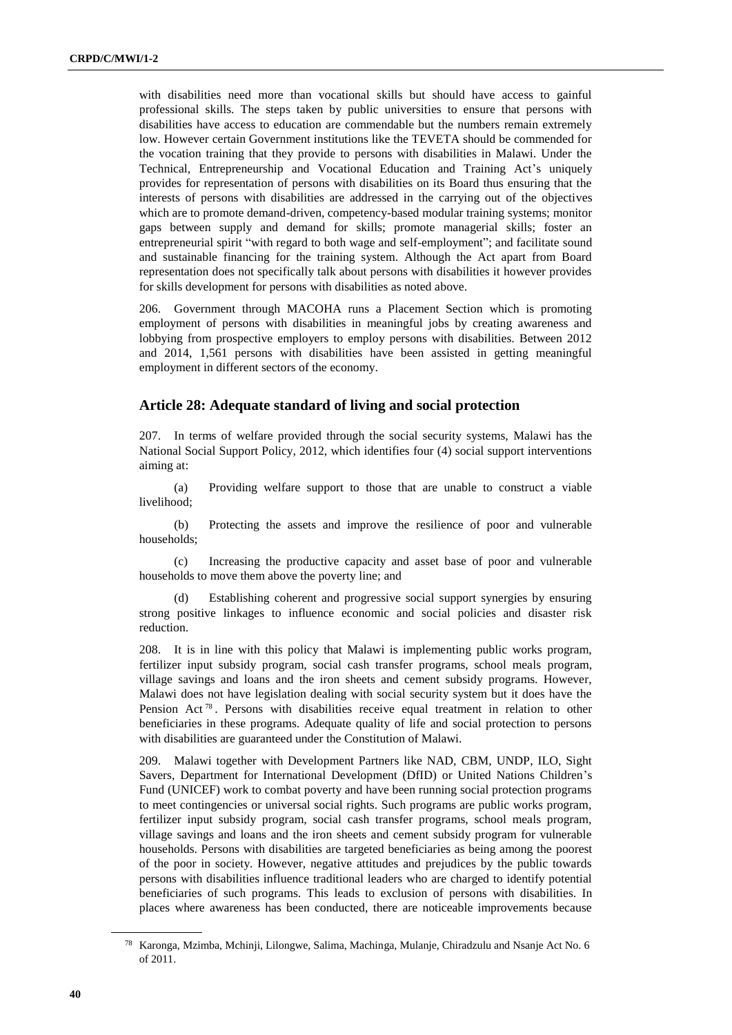with disabilities need more than vocational skills but should have access to gainful professional skills. The steps taken by public universities to ensure that persons with disabilities have access to education are commendable but the numbers remain extremely low. However certain Government institutions like the TEVETA should be commended for the vocation training that they provide to persons with disabilities in Malawi. Under the Technical, Entrepreneurship and Vocational Education and Training Act's uniquely provides for representation of persons with disabilities on its Board thus ensuring that the interests of persons with disabilities are addressed in the carrying out of the objectives which are to promote demand-driven, competency-based modular training systems; monitor gaps between supply and demand for skills; promote managerial skills; foster an entrepreneurial spirit "with regard to both wage and self-employment"; and facilitate sound and sustainable financing for the training system. Although the Act apart from Board representation does not specifically talk about persons with disabilities it however provides for skills development for persons with disabilities as noted above.

206. Government through MACOHA runs a Placement Section which is promoting employment of persons with disabilities in meaningful jobs by creating awareness and lobbying from prospective employers to employ persons with disabilities. Between 2012 and 2014, 1,561 persons with disabilities have been assisted in getting meaningful employment in different sectors of the economy.

## Article 28: Adequate standard of living and social protection

207. In terms of welfare provided through the social security systems, Malawi has the National Social Support Policy, 2012, which identifies four (4) social support interventions aiming at:

(a) Providing welfare support to those that are unable to construct a viable livelihood;

(b) Protecting the assets and improve the resilience of poor and vulnerable households;

(c) Increasing the productive capacity and asset base of poor and vulnerable households to move them above the poverty line; and

(d) Establishing coherent and progressive social support synergies by ensuring strong positive linkages to influence economic and social policies and disaster risk reduction.

208. It is in line with this policy that Malawi is implementing public works program, fertilizer input subsidy program, social cash transfer programs, school meals program, village savings and loans and the iron sheets and cement subsidy programs. However, Malawi does not have legislation dealing with social security system but it does have the Pension Act[78]. Persons with disabilities receive equal treatment in relation to other beneficiaries in these programs. Adequate quality of life and social protection to persons with disabilities are guaranteed under the Constitution of Malawi.

209. Malawi together with Development Partners like NAD, CBM, UNDP, ILO, Sight Savers, Department for International Development (DfID) or United Nations Children's Fund (UNICEF) work to combat poverty and have been running social protection programs to meet contingencies or universal social rights. Such programs are public works program, fertilizer input subsidy program, social cash transfer programs, school meals program, village savings and loans and the iron sheets and cement subsidy program for vulnerable households. Persons with disabilities are targeted beneficiaries as being among the poorest of the poor in society. However, negative attitudes and prejudices by the public towards persons with disabilities influence traditional leaders who are charged to identify potential beneficiaries of such programs. This leads to exclusion of persons with disabilities. In places where awareness has been conducted, there are noticeable improvements because

---

[78] Karonga, Mzimba, Mchinji, Lilongwe, Salima, Machinga, Mulanje, Chiradzulu and Nsanje Act No. 6 of 2011.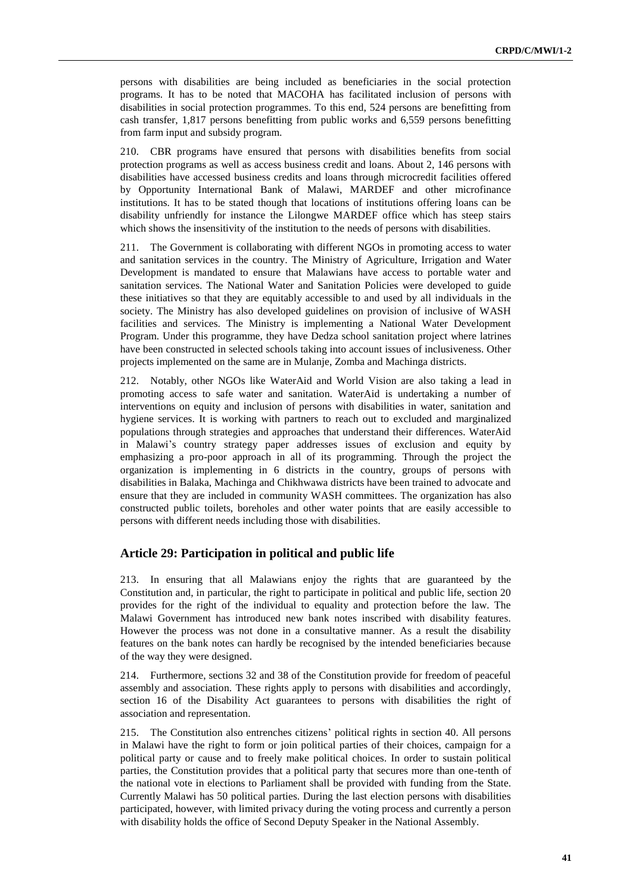persons with disabilities are being included as beneficiaries in the social protection programs. It has to be noted that MACOHA has facilitated inclusion of persons with disabilities in social protection programmes. To this end, 524 persons are benefitting from cash transfer, 1,817 persons benefitting from public works and 6,559 persons benefitting from farm input and subsidy program.

210. CBR programs have ensured that persons with disabilities benefits from social protection programs as well as access business credit and loans. About 2, 146 persons with disabilities have accessed business credits and loans through microcredit facilities offered by Opportunity International Bank of Malawi, MARDEF and other microfinance institutions. It has to be stated though that locations of institutions offering loans can be disability unfriendly for instance the Lilongwe MARDEF office which has steep stairs which shows the insensitivity of the institution to the needs of persons with disabilities.

211. The Government is collaborating with different NGOs in promoting access to water and sanitation services in the country. The Ministry of Agriculture, Irrigation and Water Development is mandated to ensure that Malawians have access to portable water and sanitation services. The National Water and Sanitation Policies were developed to guide these initiatives so that they are equitably accessible to and used by all individuals in the society. The Ministry has also developed guidelines on provision of inclusive of WASH facilities and services. The Ministry is implementing a National Water Development Program. Under this programme, they have Dedza school sanitation project where latrines have been constructed in selected schools taking into account issues of inclusiveness. Other projects implemented on the same are in Mulanje, Zomba and Machinga districts.

212. Notably, other NGOs like WaterAid and World Vision are also taking a lead in promoting access to safe water and sanitation. WaterAid is undertaking a number of interventions on equity and inclusion of persons with disabilities in water, sanitation and hygiene services. It is working with partners to reach out to excluded and marginalized populations through strategies and approaches that understand their differences. WaterAid in Malawi's country strategy paper addresses issues of exclusion and equity by emphasizing a pro-poor approach in all of its programming. Through the project the organization is implementing in 6 districts in the country, groups of persons with disabilities in Balaka, Machinga and Chikhwawa districts have been trained to advocate and ensure that they are included in community WASH committees. The organization has also constructed public toilets, boreholes and other water points that are easily accessible to persons with different needs including those with disabilities.

## Article 29: Participation in political and public life

213. In ensuring that all Malawians enjoy the rights that are guaranteed by the Constitution and, in particular, the right to participate in political and public life, section 20 provides for the right of the individual to equality and protection before the law. The Malawi Government has introduced new bank notes inscribed with disability features. However the process was not done in a consultative manner. As a result the disability features on the bank notes can hardly be recognised by the intended beneficiaries because of the way they were designed.

214. Furthermore, sections 32 and 38 of the Constitution provide for freedom of peaceful assembly and association. These rights apply to persons with disabilities and accordingly, section 16 of the Disability Act guarantees to persons with disabilities the right of association and representation.

215. The Constitution also entrenches citizens' political rights in section 40. All persons in Malawi have the right to form or join political parties of their choices, campaign for a political party or cause and to freely make political choices. In order to sustain political parties, the Constitution provides that a political party that secures more than one-tenth of the national vote in elections to Parliament shall be provided with funding from the State. Currently Malawi has 50 political parties. During the last election persons with disabilities participated, however, with limited privacy during the voting process and currently a person with disability holds the office of Second Deputy Speaker in the National Assembly.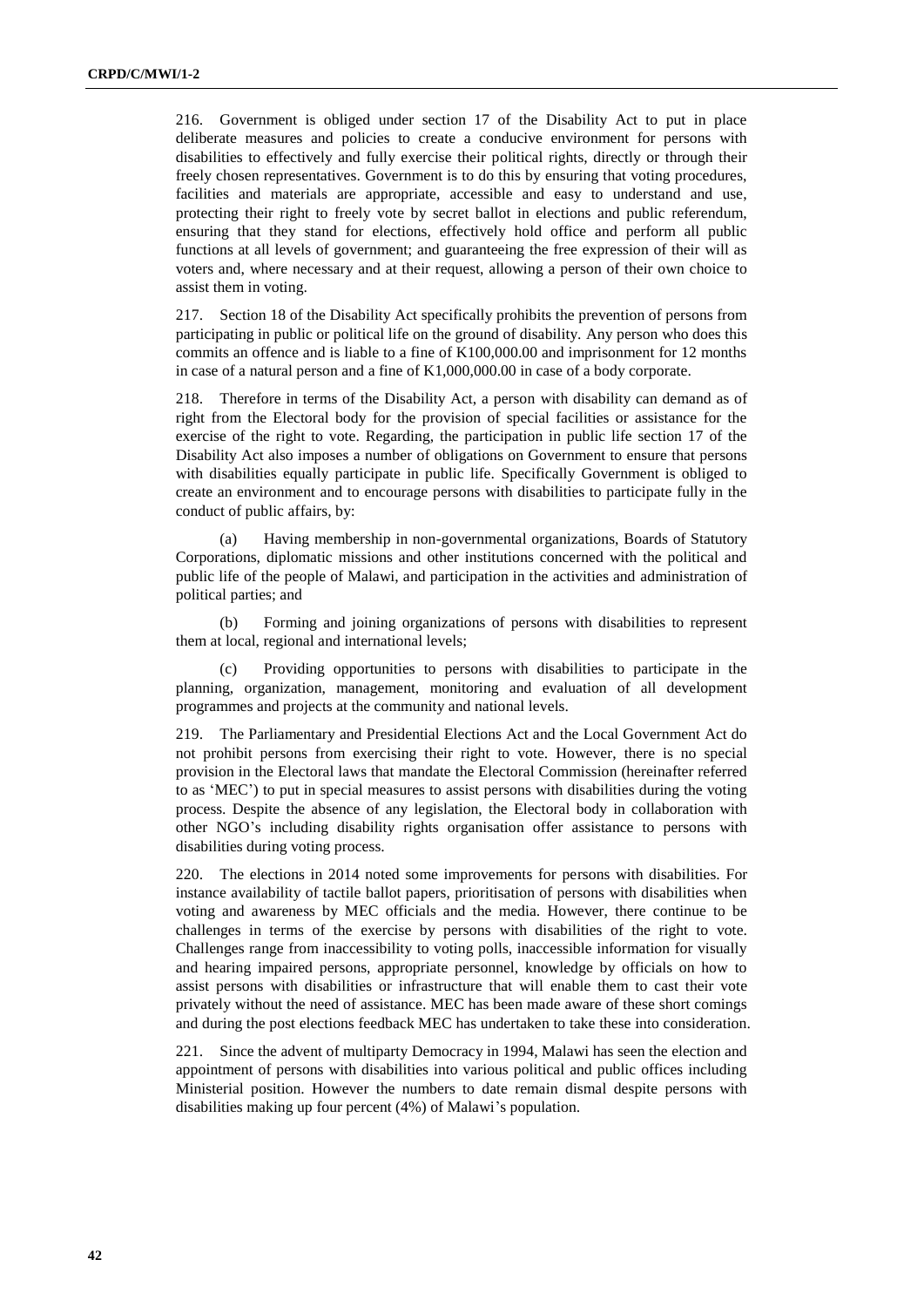216. Government is obliged under section 17 of the Disability Act to put in place deliberate measures and policies to create a conducive environment for persons with disabilities to effectively and fully exercise their political rights, directly or through their freely chosen representatives. Government is to do this by ensuring that voting procedures, facilities and materials are appropriate, accessible and easy to understand and use, protecting their right to freely vote by secret ballot in elections and public referendum, ensuring that they stand for elections, effectively hold office and perform all public functions at all levels of government; and guaranteeing the free expression of their will as voters and, where necessary and at their request, allowing a person of their own choice to assist them in voting.

217. Section 18 of the Disability Act specifically prohibits the prevention of persons from participating in public or political life on the ground of disability. Any person who does this commits an offence and is liable to a fine of K100,000.00 and imprisonment for 12 months in case of a natural person and a fine of K1,000,000.00 in case of a body corporate.

218. Therefore in terms of the Disability Act, a person with disability can demand as of right from the Electoral body for the provision of special facilities or assistance for the exercise of the right to vote. Regarding, the participation in public life section 17 of the Disability Act also imposes a number of obligations on Government to ensure that persons with disabilities equally participate in public life. Specifically Government is obliged to create an environment and to encourage persons with disabilities to participate fully in the conduct of public affairs, by:

(a) Having membership in non-governmental organizations, Boards of Statutory Corporations, diplomatic missions and other institutions concerned with the political and public life of the people of Malawi, and participation in the activities and administration of political parties; and

(b) Forming and joining organizations of persons with disabilities to represent them at local, regional and international levels;

(c) Providing opportunities to persons with disabilities to participate in the planning, organization, management, monitoring and evaluation of all development programmes and projects at the community and national levels.

219. The Parliamentary and Presidential Elections Act and the Local Government Act do not prohibit persons from exercising their right to vote. However, there is no special provision in the Electoral laws that mandate the Electoral Commission (hereinafter referred to as 'MEC') to put in special measures to assist persons with disabilities during the voting process. Despite the absence of any legislation, the Electoral body in collaboration with other NGO's including disability rights organisation offer assistance to persons with disabilities during voting process.

220. The elections in 2014 noted some improvements for persons with disabilities. For instance availability of tactile ballot papers, prioritisation of persons with disabilities when voting and awareness by MEC officials and the media. However, there continue to be challenges in terms of the exercise by persons with disabilities of the right to vote. Challenges range from inaccessibility to voting polls, inaccessible information for visually and hearing impaired persons, appropriate personnel, knowledge by officials on how to assist persons with disabilities or infrastructure that will enable them to cast their vote privately without the need of assistance. MEC has been made aware of these short comings and during the post elections feedback MEC has undertaken to take these into consideration.

221. Since the advent of multiparty Democracy in 1994, Malawi has seen the election and appointment of persons with disabilities into various political and public offices including Ministerial position. However the numbers to date remain dismal despite persons with disabilities making up four percent (4%) of Malawi's population.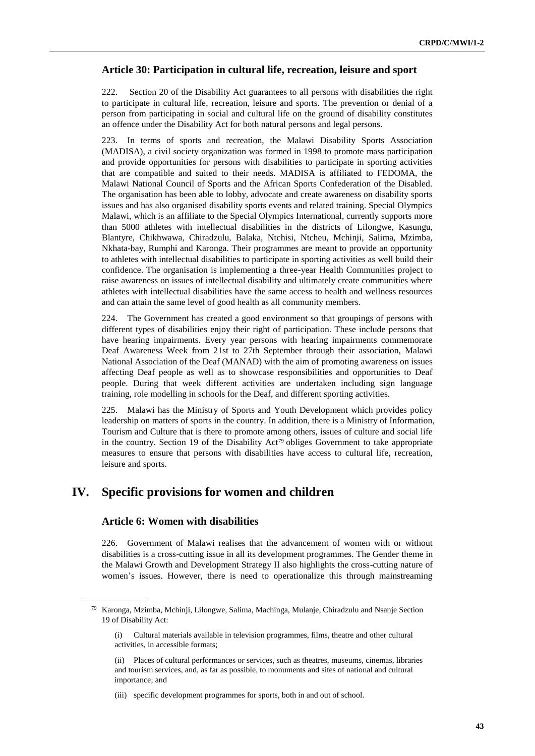### Article 30: Participation in cultural life, recreation, leisure and sport

222. Section 20 of the Disability Act guarantees to all persons with disabilities the right to participate in cultural life, recreation, leisure and sports. The prevention or denial of a person from participating in social and cultural life on the ground of disability constitutes an offence under the Disability Act for both natural persons and legal persons.

223. In terms of sports and recreation, the Malawi Disability Sports Association (MADISA), a civil society organization was formed in 1998 to promote mass participation and provide opportunities for persons with disabilities to participate in sporting activities that are compatible and suited to their needs. MADISA is affiliated to FEDOMA, the Malawi National Council of Sports and the African Sports Confederation of the Disabled. The organisation has been able to lobby, advocate and create awareness on disability sports issues and has also organised disability sports events and related training. Special Olympics Malawi, which is an affiliate to the Special Olympics International, currently supports more than 5000 athletes with intellectual disabilities in the districts of Lilongwe, Kasungu, Blantyre, Chikhwawa, Chiradzulu, Balaka, Ntchisi, Ntcheu, Mchinji, Salima, Mzimba, Nkhata-bay, Rumphi and Karonga. Their programmes are meant to provide an opportunity to athletes with intellectual disabilities to participate in sporting activities as well build their confidence. The organisation is implementing a three-year Health Communities project to raise awareness on issues of intellectual disability and ultimately create communities where athletes with intellectual disabilities have the same access to health and wellness resources and can attain the same level of good health as all community members.

224. The Government has created a good environment so that groupings of persons with different types of disabilities enjoy their right of participation. These include persons that have hearing impairments. Every year persons with hearing impairments commemorate Deaf Awareness Week from 21st to 27th September through their association, Malawi National Association of the Deaf (MANAD) with the aim of promoting awareness on issues affecting Deaf people as well as to showcase responsibilities and opportunities to Deaf people. During that week different activities are undertaken including sign language training, role modelling in schools for the Deaf, and different sporting activities.

225. Malawi has the Ministry of Sports and Youth Development which provides policy leadership on matters of sports in the country. In addition, there is a Ministry of Information, Tourism and Culture that is there to promote among others, issues of culture and social life in the country. Section 19 of the Disability Act[79] obliges Government to take appropriate measures to ensure that persons with disabilities have access to cultural life, recreation, leisure and sports.

## IV. Specific provisions for women and children

### Article 6: Women with disabilities

226. Government of Malawi realises that the advancement of women with or without disabilities is a cross-cutting issue in all its development programmes. The Gender theme in the Malawi Growth and Development Strategy II also highlights the cross-cutting nature of women's issues. However, there is need to operationalize this through mainstreaming

---

[79] Karonga, Mzimba, Mchinji, Lilongwe, Salima, Machinga, Mulanje, Chiradzulu and Nsanje Section 19 of Disability Act:

(i) Cultural materials available in television programmes, films, theatre and other cultural activities, in accessible formats;

(ii) Places of cultural performances or services, such as theatres, museums, cinemas, libraries and tourism services, and, as far as possible, to monuments and sites of national and cultural importance; and

(iii) specific development programmes for sports, both in and out of school.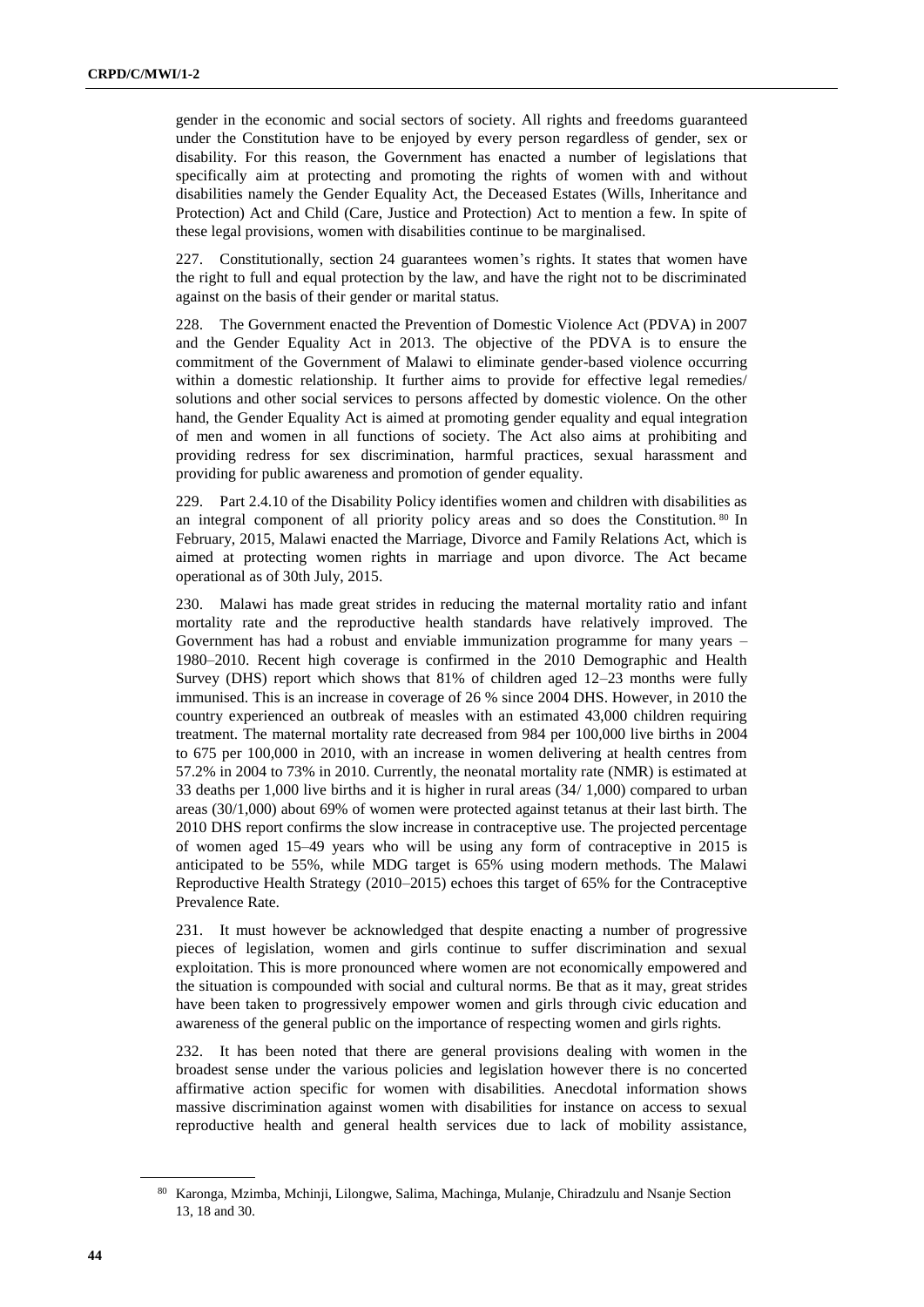gender in the economic and social sectors of society. All rights and freedoms guaranteed under the Constitution have to be enjoyed by every person regardless of gender, sex or disability. For this reason, the Government has enacted a number of legislations that specifically aim at protecting and promoting the rights of women with and without disabilities namely the Gender Equality Act, the Deceased Estates (Wills, Inheritance and Protection) Act and Child (Care, Justice and Protection) Act to mention a few. In spite of these legal provisions, women with disabilities continue to be marginalised.

227. Constitutionally, section 24 guarantees women's rights. It states that women have the right to full and equal protection by the law, and have the right not to be discriminated against on the basis of their gender or marital status.

228. The Government enacted the Prevention of Domestic Violence Act (PDVA) in 2007 and the Gender Equality Act in 2013. The objective of the PDVA is to ensure the commitment of the Government of Malawi to eliminate gender-based violence occurring within a domestic relationship. It further aims to provide for effective legal remedies/ solutions and other social services to persons affected by domestic violence. On the other hand, the Gender Equality Act is aimed at promoting gender equality and equal integration of men and women in all functions of society. The Act also aims at prohibiting and providing redress for sex discrimination, harmful practices, sexual harassment and providing for public awareness and promotion of gender equality.

229. Part 2.4.10 of the Disability Policy identifies women and children with disabilities as an integral component of all priority policy areas and so does the Constitution.[80] In February, 2015, Malawi enacted the Marriage, Divorce and Family Relations Act, which is aimed at protecting women rights in marriage and upon divorce. The Act became operational as of 30th July, 2015.

230. Malawi has made great strides in reducing the maternal mortality ratio and infant mortality rate and the reproductive health standards have relatively improved. The Government has had a robust and enviable immunization programme for many years – 1980–2010. Recent high coverage is confirmed in the 2010 Demographic and Health Survey (DHS) report which shows that 81% of children aged 12–23 months were fully immunised. This is an increase in coverage of 26 % since 2004 DHS. However, in 2010 the country experienced an outbreak of measles with an estimated 43,000 children requiring treatment. The maternal mortality rate decreased from 984 per 100,000 live births in 2004 to 675 per 100,000 in 2010, with an increase in women delivering at health centres from 57.2% in 2004 to 73% in 2010. Currently, the neonatal mortality rate (NMR) is estimated at 33 deaths per 1,000 live births and it is higher in rural areas (34/ 1,000) compared to urban areas (30/1,000) about 69% of women were protected against tetanus at their last birth. The 2010 DHS report confirms the slow increase in contraceptive use. The projected percentage of women aged 15–49 years who will be using any form of contraceptive in 2015 is anticipated to be 55%, while MDG target is 65% using modern methods. The Malawi Reproductive Health Strategy (2010–2015) echoes this target of 65% for the Contraceptive Prevalence Rate.

231. It must however be acknowledged that despite enacting a number of progressive pieces of legislation, women and girls continue to suffer discrimination and sexual exploitation. This is more pronounced where women are not economically empowered and the situation is compounded with social and cultural norms. Be that as it may, great strides have been taken to progressively empower women and girls through civic education and awareness of the general public on the importance of respecting women and girls rights.

232. It has been noted that there are general provisions dealing with women in the broadest sense under the various policies and legislation however there is no concerted affirmative action specific for women with disabilities. Anecdotal information shows massive discrimination against women with disabilities for instance on access to sexual reproductive health and general health services due to lack of mobility assistance,

[80] Karonga, Mzimba, Mchinji, Lilongwe, Salima, Machinga, Mulanje, Chiradzulu and Nsanje Section 13, 18 and 30.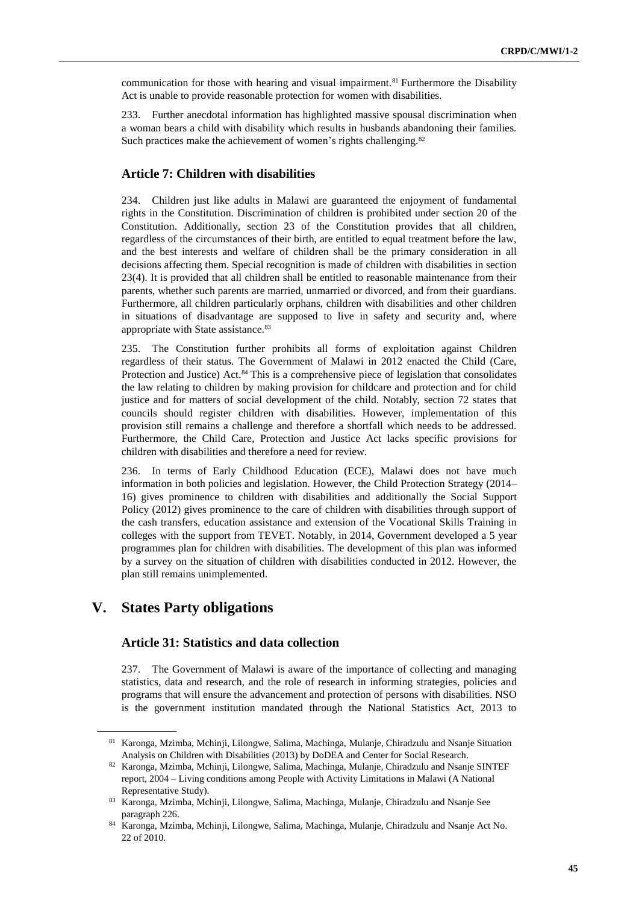communication for those with hearing and visual impairment.[81] Furthermore the Disability Act is unable to provide reasonable protection for women with disabilities.

233. Further anecdotal information has highlighted massive spousal discrimination when a woman bears a child with disability which results in husbands abandoning their families. Such practices make the achievement of women's rights challenging.[82]

### Article 7: Children with disabilities

234. Children just like adults in Malawi are guaranteed the enjoyment of fundamental rights in the Constitution. Discrimination of children is prohibited under section 20 of the Constitution. Additionally, section 23 of the Constitution provides that all children, regardless of the circumstances of their birth, are entitled to equal treatment before the law, and the best interests and welfare of children shall be the primary consideration in all decisions affecting them. Special recognition is made of children with disabilities in section 23(4). It is provided that all children shall be entitled to reasonable maintenance from their parents, whether such parents are married, unmarried or divorced, and from their guardians. Furthermore, all children particularly orphans, children with disabilities and other children in situations of disadvantage are supposed to live in safety and security and, where appropriate with State assistance.[83]

235. The Constitution further prohibits all forms of exploitation against Children regardless of their status. The Government of Malawi in 2012 enacted the Child (Care, Protection and Justice) Act.[84] This is a comprehensive piece of legislation that consolidates the law relating to children by making provision for childcare and protection and for child justice and for matters of social development of the child. Notably, section 72 states that councils should register children with disabilities. However, implementation of this provision still remains a challenge and therefore a shortfall which needs to be addressed. Furthermore, the Child Care, Protection and Justice Act lacks specific provisions for children with disabilities and therefore a need for review.

236. In terms of Early Childhood Education (ECE), Malawi does not have much information in both policies and legislation. However, the Child Protection Strategy (2014–16) gives prominence to children with disabilities and additionally the Social Support Policy (2012) gives prominence to the care of children with disabilities through support of the cash transfers, education assistance and extension of the Vocational Skills Training in colleges with the support from TEVET. Notably, in 2014, Government developed a 5 year programmes plan for children with disabilities. The development of this plan was informed by a survey on the situation of children with disabilities conducted in 2012. However, the plan still remains unimplemented.

## V. States Party obligations

### Article 31: Statistics and data collection

237. The Government of Malawi is aware of the importance of collecting and managing statistics, data and research, and the role of research in informing strategies, policies and programs that will ensure the advancement and protection of persons with disabilities. NSO is the government institution mandated through the National Statistics Act, 2013 to

---

[81] Karonga, Mzimba, Mchinji, Lilongwe, Salima, Machinga, Mulanje, Chiradzulu and Nsanje Situation Analysis on Children with Disabilities (2013) by DoDEA and Center for Social Research.

[82] Karonga, Mzimba, Mchinji, Lilongwe, Salima, Machinga, Mulanje, Chiradzulu and Nsanje SINTEF report, 2004 – Living conditions among People with Activity Limitations in Malawi (A National Representative Study).

[83] Karonga, Mzimba, Mchinji, Lilongwe, Salima, Machinga, Mulanje, Chiradzulu and Nsanje See paragraph 226.

[84] Karonga, Mzimba, Mchinji, Lilongwe, Salima, Machinga, Mulanje, Chiradzulu and Nsanje Act No. 22 of 2010.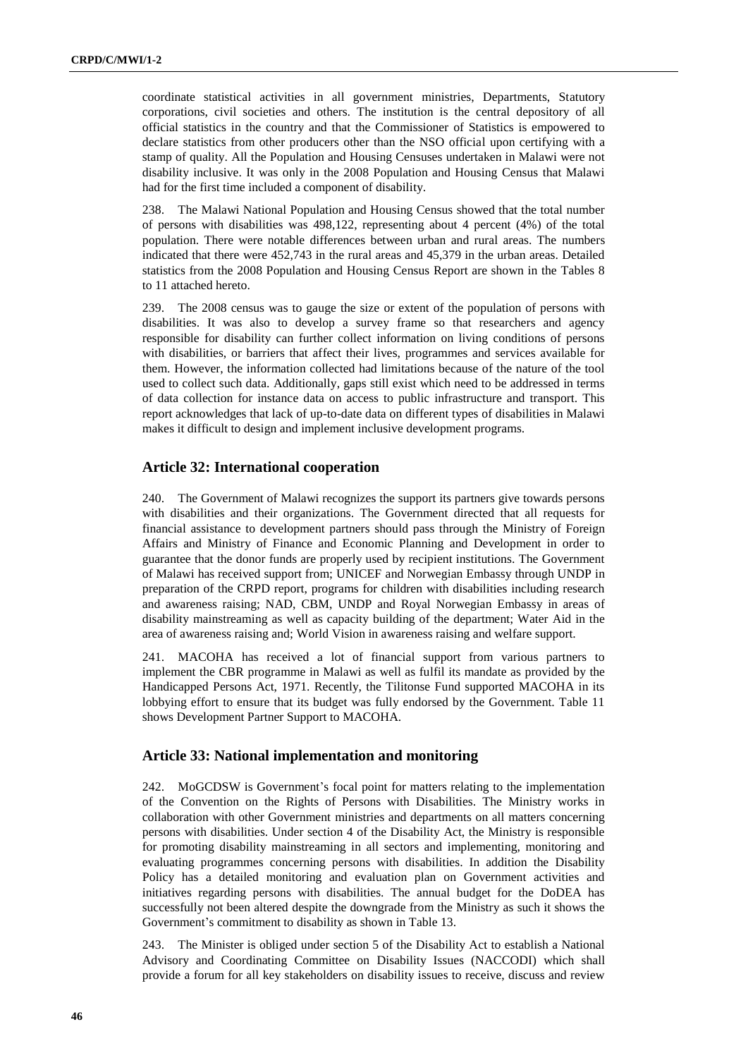coordinate statistical activities in all government ministries, Departments, Statutory corporations, civil societies and others. The institution is the central depository of all official statistics in the country and that the Commissioner of Statistics is empowered to declare statistics from other producers other than the NSO official upon certifying with a stamp of quality. All the Population and Housing Censuses undertaken in Malawi were not disability inclusive. It was only in the 2008 Population and Housing Census that Malawi had for the first time included a component of disability.

238. The Malawi National Population and Housing Census showed that the total number of persons with disabilities was 498,122, representing about 4 percent (4%) of the total population. There were notable differences between urban and rural areas. The numbers indicated that there were 452,743 in the rural areas and 45,379 in the urban areas. Detailed statistics from the 2008 Population and Housing Census Report are shown in the Tables 8 to 11 attached hereto.

239. The 2008 census was to gauge the size or extent of the population of persons with disabilities. It was also to develop a survey frame so that researchers and agency responsible for disability can further collect information on living conditions of persons with disabilities, or barriers that affect their lives, programmes and services available for them. However, the information collected had limitations because of the nature of the tool used to collect such data. Additionally, gaps still exist which need to be addressed in terms of data collection for instance data on access to public infrastructure and transport. This report acknowledges that lack of up-to-date data on different types of disabilities in Malawi makes it difficult to design and implement inclusive development programs.

## Article 32: International cooperation

240. The Government of Malawi recognizes the support its partners give towards persons with disabilities and their organizations. The Government directed that all requests for financial assistance to development partners should pass through the Ministry of Foreign Affairs and Ministry of Finance and Economic Planning and Development in order to guarantee that the donor funds are properly used by recipient institutions. The Government of Malawi has received support from; UNICEF and Norwegian Embassy through UNDP in preparation of the CRPD report, programs for children with disabilities including research and awareness raising; NAD, CBM, UNDP and Royal Norwegian Embassy in areas of disability mainstreaming as well as capacity building of the department; Water Aid in the area of awareness raising and; World Vision in awareness raising and welfare support.

241. MACOHA has received a lot of financial support from various partners to implement the CBR programme in Malawi as well as fulfil its mandate as provided by the Handicapped Persons Act, 1971. Recently, the Tilitonse Fund supported MACOHA in its lobbying effort to ensure that its budget was fully endorsed by the Government. Table 11 shows Development Partner Support to MACOHA.

## Article 33: National implementation and monitoring

242. MoGCDSW is Government's focal point for matters relating to the implementation of the Convention on the Rights of Persons with Disabilities. The Ministry works in collaboration with other Government ministries and departments on all matters concerning persons with disabilities. Under section 4 of the Disability Act, the Ministry is responsible for promoting disability mainstreaming in all sectors and implementing, monitoring and evaluating programmes concerning persons with disabilities. In addition the Disability Policy has a detailed monitoring and evaluation plan on Government activities and initiatives regarding persons with disabilities. The annual budget for the DoDEA has successfully not been altered despite the downgrade from the Ministry as such it shows the Government's commitment to disability as shown in Table 13.

243. The Minister is obliged under section 5 of the Disability Act to establish a National Advisory and Coordinating Committee on Disability Issues (NACCODI) which shall provide a forum for all key stakeholders on disability issues to receive, discuss and review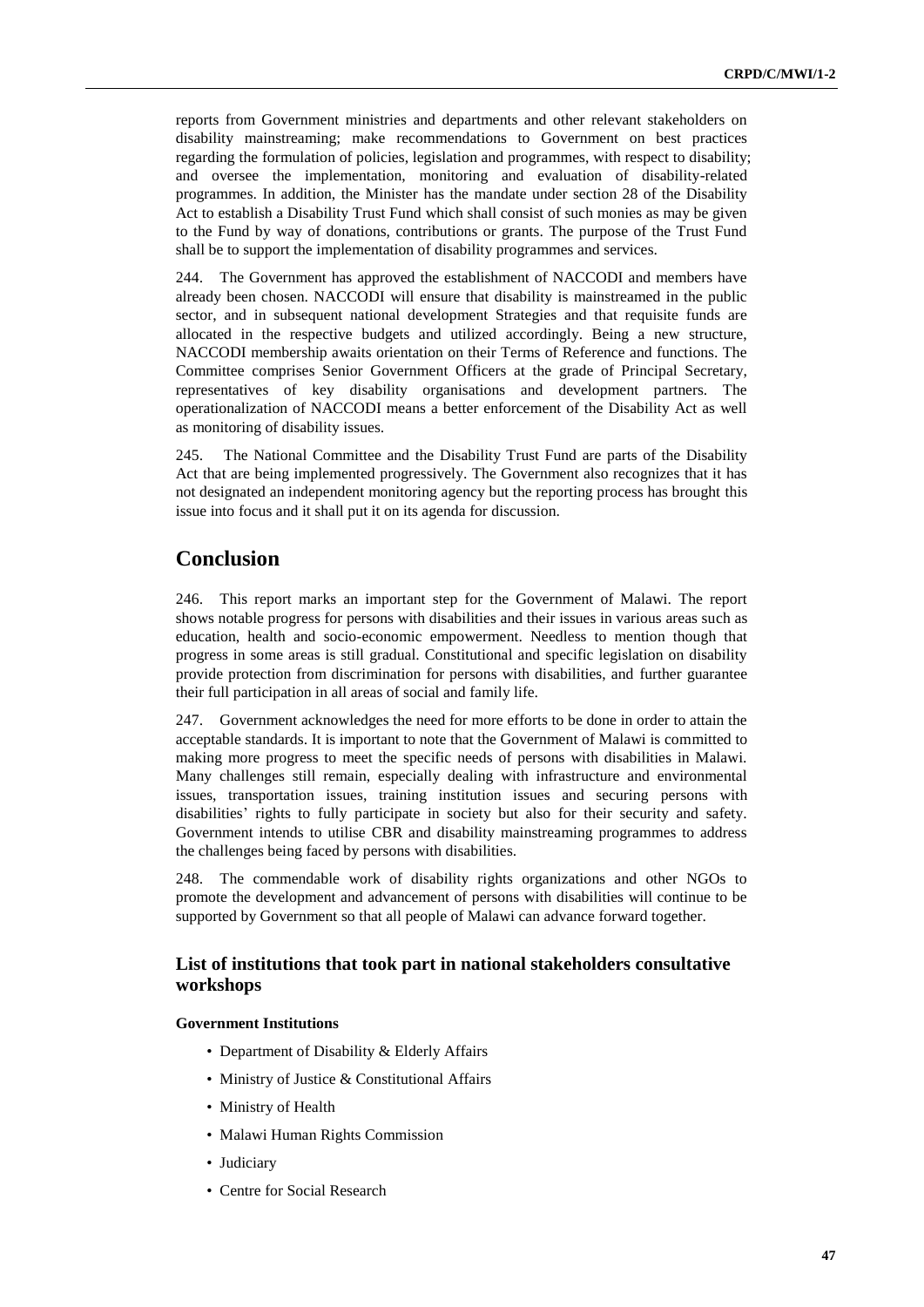reports from Government ministries and departments and other relevant stakeholders on disability mainstreaming; make recommendations to Government on best practices regarding the formulation of policies, legislation and programmes, with respect to disability; and oversee the implementation, monitoring and evaluation of disability-related programmes. In addition, the Minister has the mandate under section 28 of the Disability Act to establish a Disability Trust Fund which shall consist of such monies as may be given to the Fund by way of donations, contributions or grants. The purpose of the Trust Fund shall be to support the implementation of disability programmes and services.

244. The Government has approved the establishment of NACCODI and members have already been chosen. NACCODI will ensure that disability is mainstreamed in the public sector, and in subsequent national development Strategies and that requisite funds are allocated in the respective budgets and utilized accordingly. Being a new structure, NACCODI membership awaits orientation on their Terms of Reference and functions. The Committee comprises Senior Government Officers at the grade of Principal Secretary, representatives of key disability organisations and development partners. The operationalization of NACCODI means a better enforcement of the Disability Act as well as monitoring of disability issues.

245. The National Committee and the Disability Trust Fund are parts of the Disability Act that are being implemented progressively. The Government also recognizes that it has not designated an independent monitoring agency but the reporting process has brought this issue into focus and it shall put it on its agenda for discussion.

## Conclusion

246. This report marks an important step for the Government of Malawi. The report shows notable progress for persons with disabilities and their issues in various areas such as education, health and socio-economic empowerment. Needless to mention though that progress in some areas is still gradual. Constitutional and specific legislation on disability provide protection from discrimination for persons with disabilities, and further guarantee their full participation in all areas of social and family life.

247. Government acknowledges the need for more efforts to be done in order to attain the acceptable standards. It is important to note that the Government of Malawi is committed to making more progress to meet the specific needs of persons with disabilities in Malawi. Many challenges still remain, especially dealing with infrastructure and environmental issues, transportation issues, training institution issues and securing persons with disabilities' rights to fully participate in society but also for their security and safety. Government intends to utilise CBR and disability mainstreaming programmes to address the challenges being faced by persons with disabilities.

248. The commendable work of disability rights organizations and other NGOs to promote the development and advancement of persons with disabilities will continue to be supported by Government so that all people of Malawi can advance forward together.

### List of institutions that took part in national stakeholders consultative workshops

**Government Institutions**

- Department of Disability & Elderly Affairs
- Ministry of Justice & Constitutional Affairs
- Ministry of Health
- Malawi Human Rights Commission
- Judiciary
- Centre for Social Research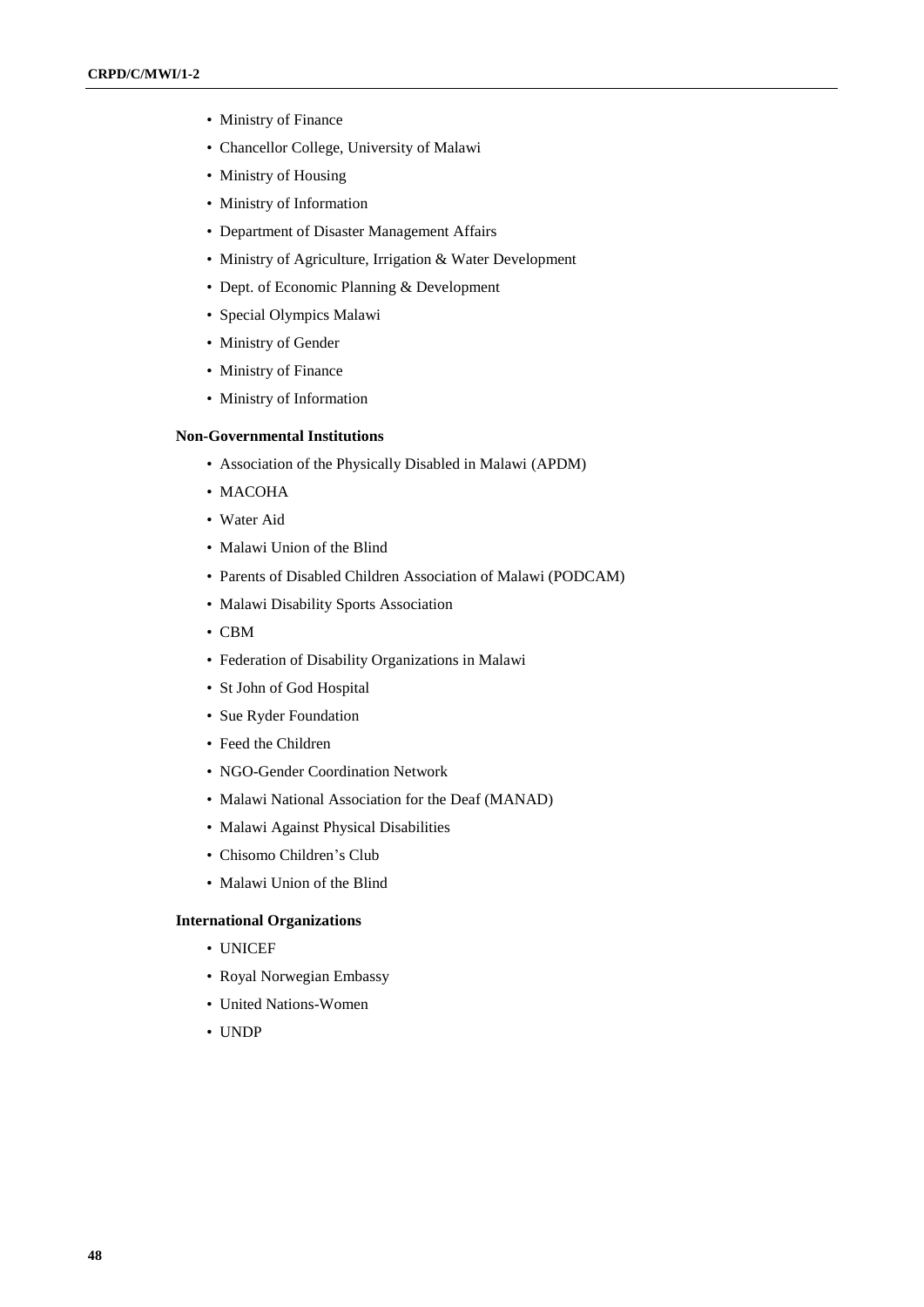- Ministry of Finance
- Chancellor College, University of Malawi
- Ministry of Housing
- Ministry of Information
- Department of Disaster Management Affairs
- Ministry of Agriculture, Irrigation & Water Development
- Dept. of Economic Planning & Development
- Special Olympics Malawi
- Ministry of Gender
- Ministry of Finance
- Ministry of Information

**Non-Governmental Institutions**

- Association of the Physically Disabled in Malawi (APDM)
- MACOHA
- Water Aid
- Malawi Union of the Blind
- Parents of Disabled Children Association of Malawi (PODCAM)
- Malawi Disability Sports Association
- CBM
- Federation of Disability Organizations in Malawi
- St John of God Hospital
- Sue Ryder Foundation
- Feed the Children
- NGO-Gender Coordination Network
- Malawi National Association for the Deaf (MANAD)
- Malawi Against Physical Disabilities
- Chisomo Children's Club
- Malawi Union of the Blind

**International Organizations**

- UNICEF
- Royal Norwegian Embassy
- United Nations-Women
- UNDP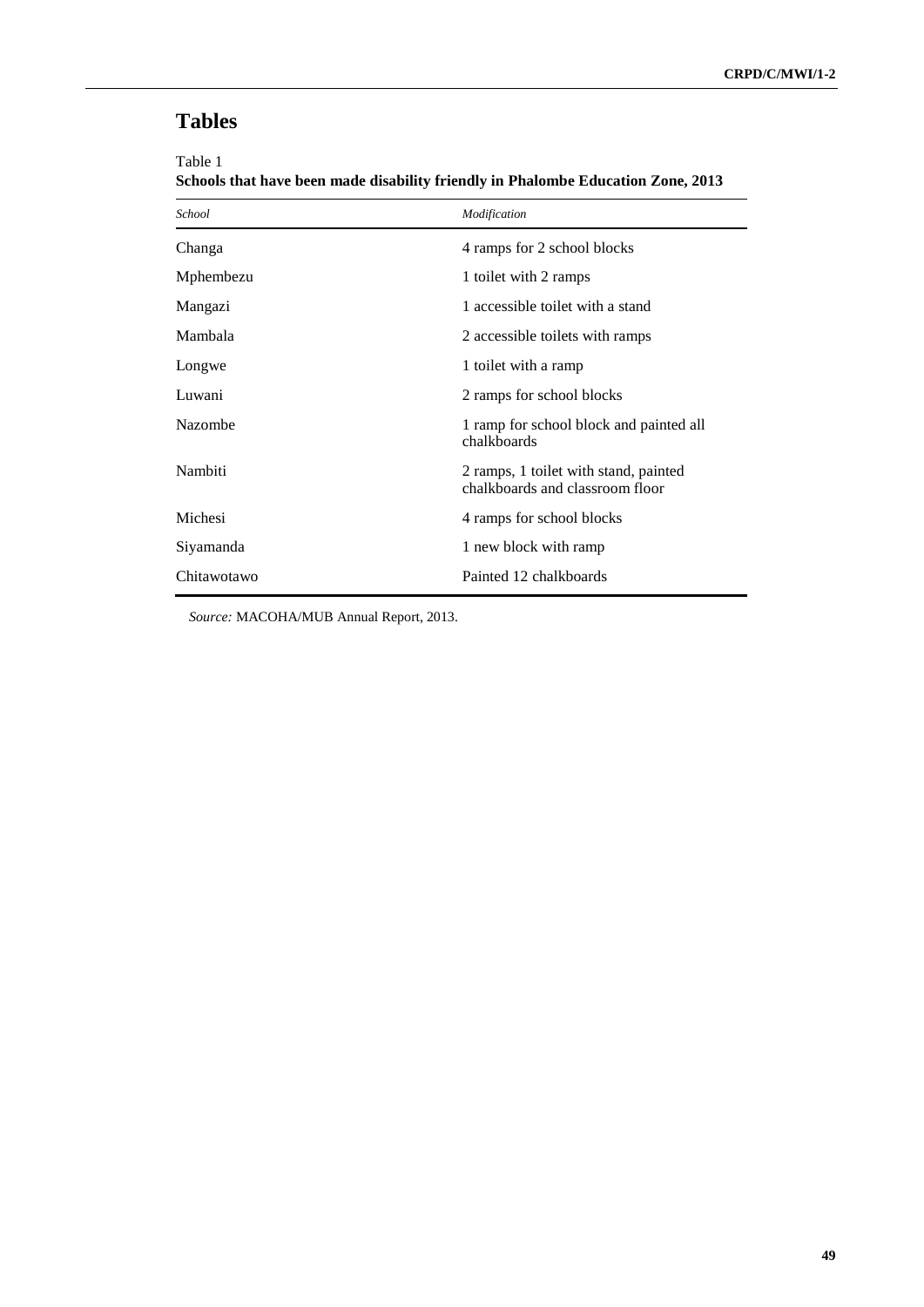# Tables

Table 1
**Schools that have been made disability friendly in Phalombe Education Zone, 2013**

| *School* | *Modification* |
|---|---|
| Changa | 4 ramps for 2 school blocks |
| Mphembezu | 1 toilet with 2 ramps |
| Mangazi | 1 accessible toilet with a stand |
| Mambala | 2 accessible toilets with ramps |
| Longwe | 1 toilet with a ramp |
| Luwani | 2 ramps for school blocks |
| Nazombe | 1 ramp for school block and painted all chalkboards |
| Nambiti | 2 ramps, 1 toilet with stand, painted chalkboards and classroom floor |
| Michesi | 4 ramps for school blocks |
| Siyamanda | 1 new block with ramp |
| Chitawotawo | Painted 12 chalkboards |

*Source:* MACOHA/MUB Annual Report, 2013.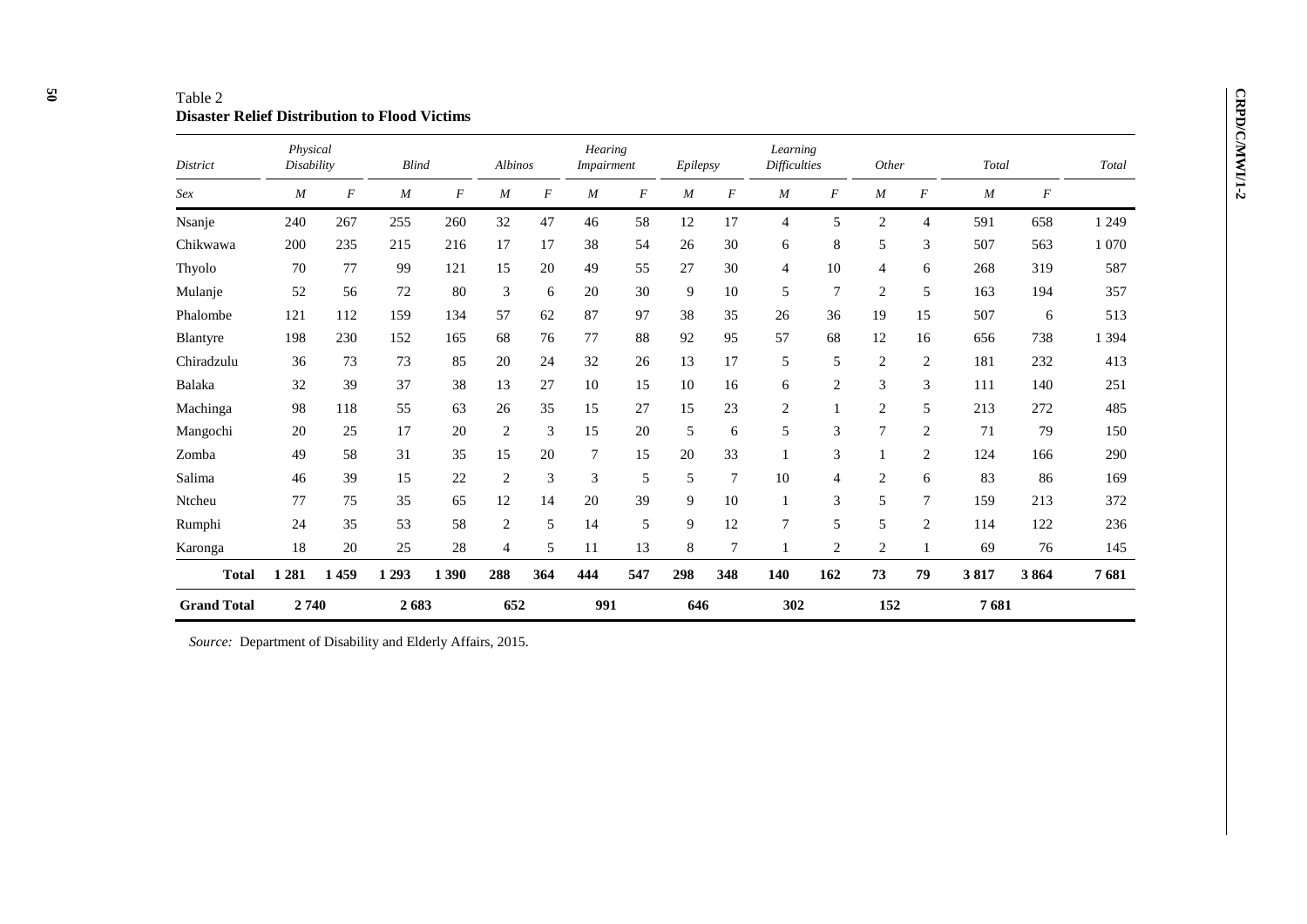Table 2
**Disaster Relief Distribution to Flood Victims**

| *District* | *Physical Disability* | | *Blind* | | *Albinos* | | *Hearing Impairment* | | *Epilepsy* | | *Learning Difficulties* | | *Other* | | *Total* | | *Total* |
|---|---|---|---|---|---|---|---|---|---|---|---|---|---|---|---|---|---|
| *Sex* | *M* | *F* | *M* | *F* | *M* | *F* | *M* | *F* | *M* | *F* | *M* | *F* | *M* | *F* | *M* | *F* | |
| Nsanje | 240 | 267 | 255 | 260 | 32 | 47 | 46 | 58 | 12 | 17 | 4 | 5 | 2 | 4 | 591 | 658 | 1 249 |
| Chikwawa | 200 | 235 | 215 | 216 | 17 | 17 | 38 | 54 | 26 | 30 | 6 | 8 | 5 | 3 | 507 | 563 | 1 070 |
| Thyolo | 70 | 77 | 99 | 121 | 15 | 20 | 49 | 55 | 27 | 30 | 4 | 10 | 4 | 6 | 268 | 319 | 587 |
| Mulanje | 52 | 56 | 72 | 80 | 3 | 6 | 20 | 30 | 9 | 10 | 5 | 7 | 2 | 5 | 163 | 194 | 357 |
| Phalombe | 121 | 112 | 159 | 134 | 57 | 62 | 87 | 97 | 38 | 35 | 26 | 36 | 19 | 15 | 507 | 6 | 513 |
| Blantyre | 198 | 230 | 152 | 165 | 68 | 76 | 77 | 88 | 92 | 95 | 57 | 68 | 12 | 16 | 656 | 738 | 1 394 |
| Chiradzulu | 36 | 73 | 73 | 85 | 20 | 24 | 32 | 26 | 13 | 17 | 5 | 5 | 2 | 2 | 181 | 232 | 413 |
| Balaka | 32 | 39 | 37 | 38 | 13 | 27 | 10 | 15 | 10 | 16 | 6 | 2 | 3 | 3 | 111 | 140 | 251 |
| Machinga | 98 | 118 | 55 | 63 | 26 | 35 | 15 | 27 | 15 | 23 | 2 | 1 | 2 | 5 | 213 | 272 | 485 |
| Mangochi | 20 | 25 | 17 | 20 | 2 | 3 | 15 | 20 | 5 | 6 | 5 | 3 | 7 | 2 | 71 | 79 | 150 |
| Zomba | 49 | 58 | 31 | 35 | 15 | 20 | 7 | 15 | 20 | 33 | 1 | 3 | 1 | 2 | 124 | 166 | 290 |
| Salima | 46 | 39 | 15 | 22 | 2 | 3 | 3 | 5 | 5 | 7 | 10 | 4 | 2 | 6 | 83 | 86 | 169 |
| Ntcheu | 77 | 75 | 35 | 65 | 12 | 14 | 20 | 39 | 9 | 10 | 1 | 3 | 5 | 7 | 159 | 213 | 372 |
| Rumphi | 24 | 35 | 53 | 58 | 2 | 5 | 14 | 5 | 9 | 12 | 7 | 5 | 5 | 2 | 114 | 122 | 236 |
| Karonga | 18 | 20 | 25 | 28 | 4 | 5 | 11 | 13 | 8 | 7 | 1 | 2 | 2 | 1 | 69 | 76 | 145 |
| **Total** | **1 281** | **1 459** | **1 293** | **1 390** | **288** | **364** | **444** | **547** | **298** | **348** | **140** | **162** | **73** | **79** | **3 817** | **3 864** | **7 681** |
| **Grand Total** | **2 740** | | **2 683** | | **652** | | **991** | | **646** | | **302** | | **152** | | **7 681** | | |

*Source:* Department of Disability and Elderly Affairs, 2015.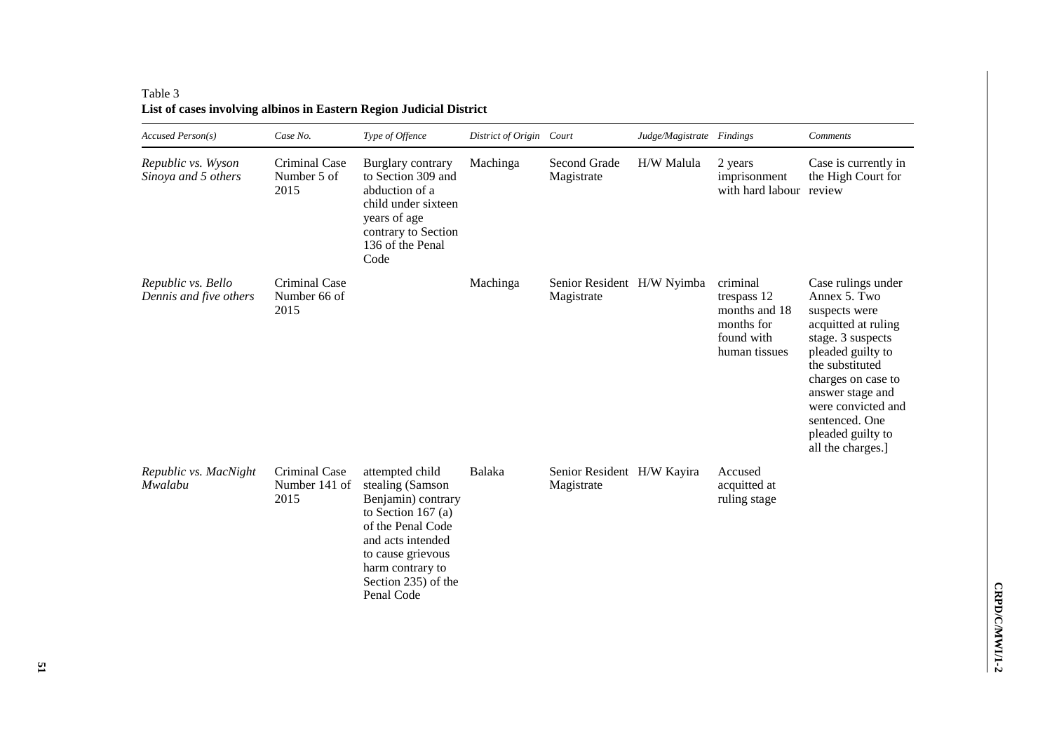Table 3
**List of cases involving albinos in Eastern Region Judicial District**

| *Accused Person(s)* | *Case No.* | *Type of Offence* | *District of Origin* | *Court* | *Judge/Magistrate* | *Findings* | *Comments* |
|---|---|---|---|---|---|---|---|
| *Republic vs. Wyson Sinoya and 5 others* | Criminal Case Number 5 of 2015 | Burglary contrary to Section 309 and abduction of a child under sixteen years of age contrary to Section 136 of the Penal Code | Machinga | Second Grade Magistrate | H/W Malula | 2 years imprisonment with hard labour | Case is currently in the High Court for review |
| *Republic vs. Bello Dennis and five others* | Criminal Case Number 66 of 2015 | | Machinga | Senior Resident Magistrate | H/W Nyimba | criminal trespass 12 months and 18 months for found with human tissues | Case rulings under Annex 5. Two suspects were acquitted at ruling stage. 3 suspects pleaded guilty to the substituted charges on case to answer stage and were convicted and sentenced. One pleaded guilty to all the charges.] |
| *Republic vs. MacNight Mwalabu* | Criminal Case Number 141 of 2015 | attempted child stealing (Samson Benjamin) contrary to Section 167 (a) of the Penal Code and acts intended to cause grievous harm contrary to Section 235) of the Penal Code | Balaka | Senior Resident Magistrate | H/W Kayira | Accused acquitted at ruling stage | |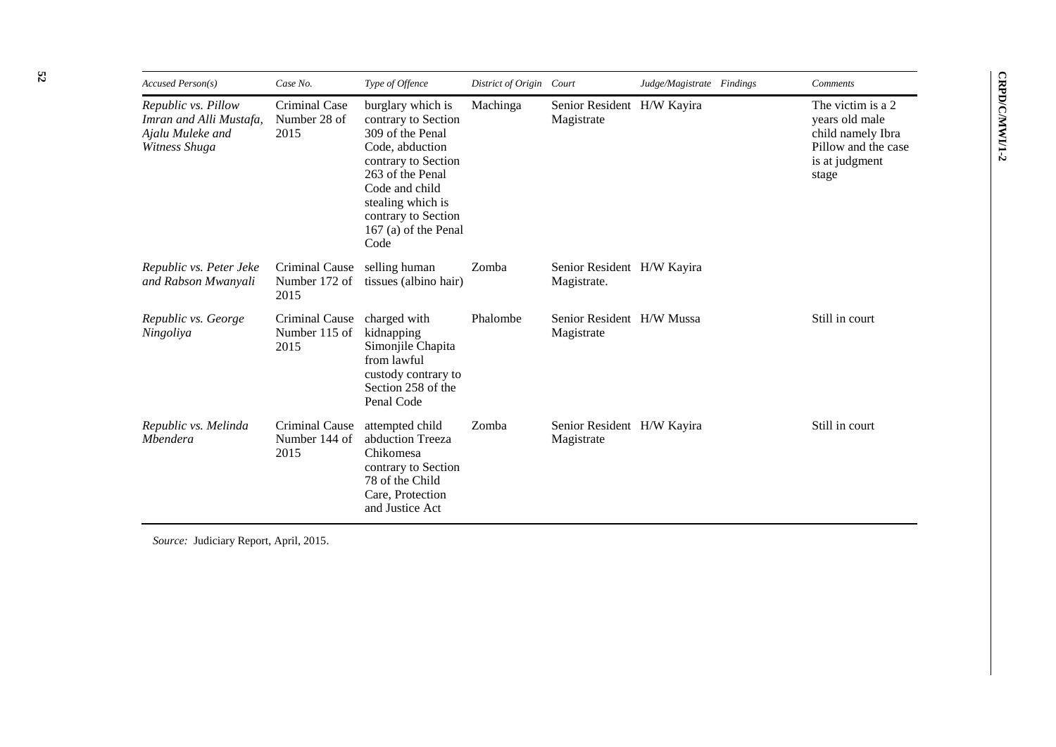| *Accused Person(s)* | *Case No.* | *Type of Offence* | *District of Origin* | *Court* | *Judge/Magistrate* | *Findings* | *Comments* |
|---|---|---|---|---|---|---|---|
| *Republic vs. Pillow Imran and Alli Mustafa, Ajalu Muleke and Witness Shuga* | Criminal Case Number 28 of 2015 | burglary which is contrary to Section 309 of the Penal Code, abduction contrary to Section 263 of the Penal Code and child stealing which is contrary to Section 167 (a) of the Penal Code | Machinga | Senior Resident Magistrate | H/W Kayira | | The victim is a 2 years old male child namely Ibra Pillow and the case is at judgment stage |
| *Republic vs. Peter Jeke and Rabson Mwanyali* | Criminal Cause Number 172 of 2015 | selling human tissues (albino hair) | Zomba | Senior Resident Magistrate. | H/W Kayira | | |
| *Republic vs. George Ningoliya* | Criminal Cause Number 115 of 2015 | charged with kidnapping Simonjile Chapita from lawful custody contrary to Section 258 of the Penal Code | Phalombe | Senior Resident Magistrate | H/W Mussa | | Still in court |
| *Republic vs. Melinda Mbendera* | Criminal Cause Number 144 of 2015 | attempted child abduction Treeza Chikomesa contrary to Section 78 of the Child Care, Protection and Justice Act | Zomba | Senior Resident Magistrate | H/W Kayira | | Still in court |

*Source:* Judiciary Report, April, 2015.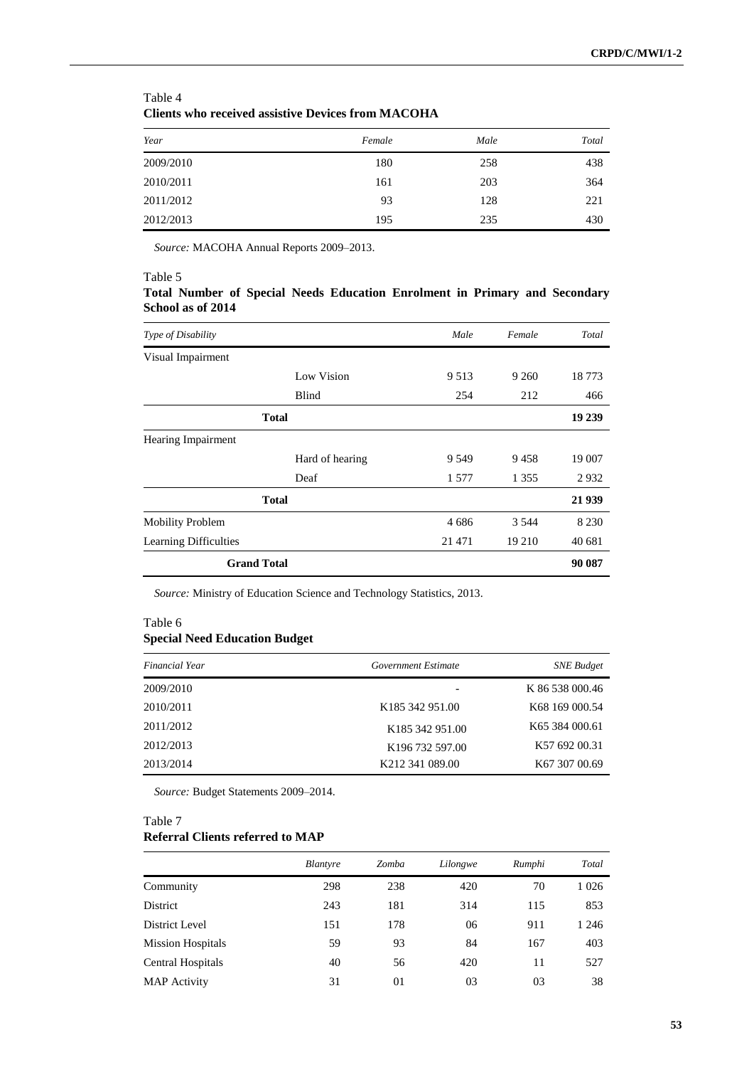Table 4
**Clients who received assistive Devices from MACOHA**

| *Year* | *Female* | *Male* | *Total* |
|---|---|---|---|
| 2009/2010 | 180 | 258 | 438 |
| 2010/2011 | 161 | 203 | 364 |
| 2011/2012 | 93 | 128 | 221 |
| 2012/2013 | 195 | 235 | 430 |

*Source:* MACOHA Annual Reports 2009–2013.

Table 5
**Total Number of Special Needs Education Enrolment in Primary and Secondary School as of 2014**

| *Type of Disability* | | *Male* | *Female* | *Total* |
|---|---|---|---|---|
| Visual Impairment | | | | |
| | Low Vision | 9 513 | 9 260 | 18 773 |
| | Blind | 254 | 212 | 466 |
| **Total** | | | | **19 239** |
| Hearing Impairment | | | | |
| | Hard of hearing | 9 549 | 9 458 | 19 007 |
| | Deaf | 1 577 | 1 355 | 2 932 |
| **Total** | | | | **21 939** |
| Mobility Problem | | 4 686 | 3 544 | 8 230 |
| Learning Difficulties | | 21 471 | 19 210 | 40 681 |
| **Grand Total** | | | | **90 087** |

*Source:* Ministry of Education Science and Technology Statistics, 2013.

Table 6
**Special Need Education Budget**

| *Financial Year* | *Government Estimate* | *SNE Budget* |
|---|---|---|
| 2009/2010 | - | K 86 538 000.46 |
| 2010/2011 | K185 342 951.00 | K68 169 000.54 |
| 2011/2012 | K185 342 951.00 | K65 384 000.61 |
| 2012/2013 | K196 732 597.00 | K57 692 00.31 |
| 2013/2014 | K212 341 089.00 | K67 307 00.69 |

*Source:* Budget Statements 2009–2014.

Table 7
**Referral Clients referred to MAP**

| | *Blantyre* | *Zomba* | *Lilongwe* | *Rumphi* | *Total* |
|---|---|---|---|---|---|
| Community | 298 | 238 | 420 | 70 | 1 026 |
| District | 243 | 181 | 314 | 115 | 853 |
| District Level | 151 | 178 | 06 | 911 | 1 246 |
| Mission Hospitals | 59 | 93 | 84 | 167 | 403 |
| Central Hospitals | 40 | 56 | 420 | 11 | 527 |
| MAP Activity | 31 | 01 | 03 | 03 | 38 |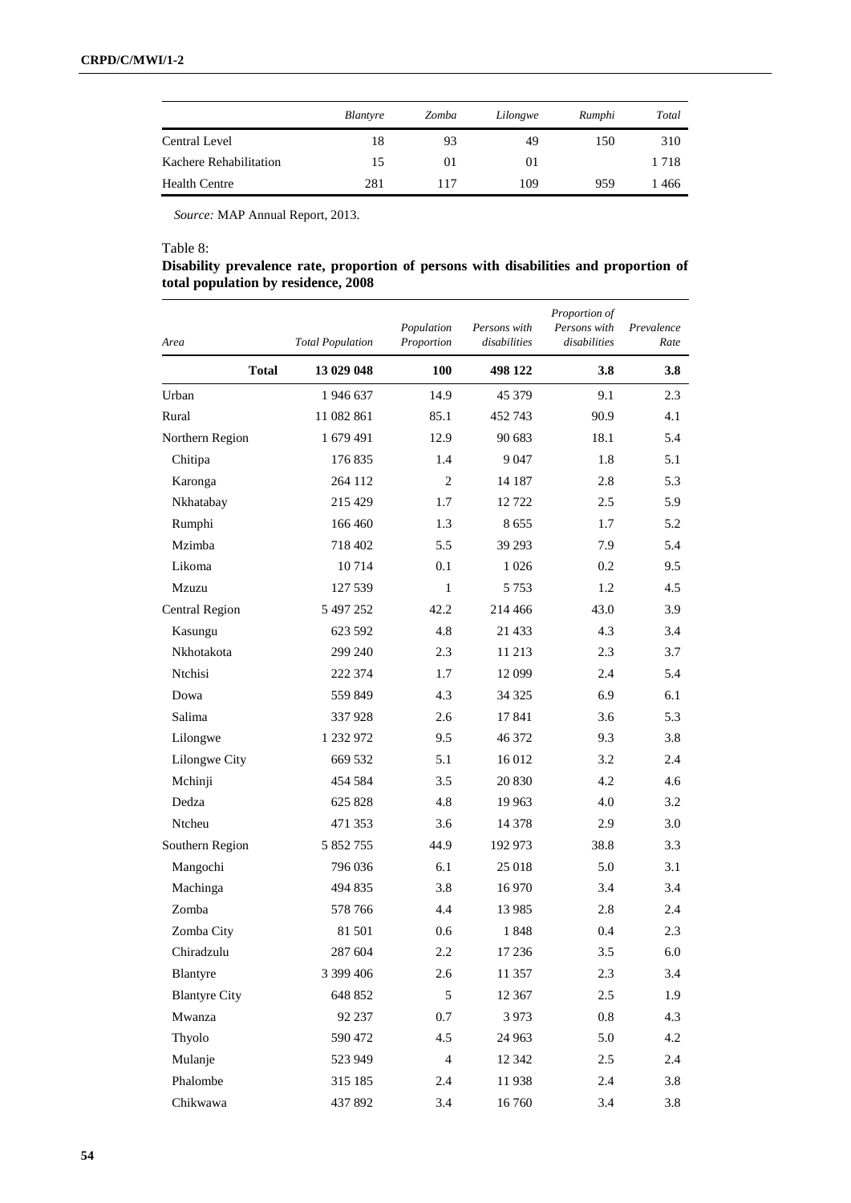| | *Blantyre* | *Zomba* | *Lilongwe* | *Rumphi* | *Total* |
|---|---|---|---|---|---|
| Central Level | 18 | 93 | 49 | 150 | 310 |
| Kachere Rehabilitation | 15 | 01 | 01 | | 1 718 |
| Health Centre | 281 | 117 | 109 | 959 | 1 466 |

*Source:* MAP Annual Report, 2013.

Table 8:

**Disability prevalence rate, proportion of persons with disabilities and proportion of total population by residence, 2008**

| *Area* | *Total Population* | *Population Proportion* | *Persons with disabilities* | *Proportion of Persons with disabilities* | *Prevalence Rate* |
|---|---|---|---|---|---|
| **Total** | **13 029 048** | **100** | **498 122** | **3.8** | **3.8** |
| Urban | 1 946 637 | 14.9 | 45 379 | 9.1 | 2.3 |
| Rural | 11 082 861 | 85.1 | 452 743 | 90.9 | 4.1 |
| Northern Region | 1 679 491 | 12.9 | 90 683 | 18.1 | 5.4 |
| Chitipa | 176 835 | 1.4 | 9 047 | 1.8 | 5.1 |
| Karonga | 264 112 | 2 | 14 187 | 2.8 | 5.3 |
| Nkhatabay | 215 429 | 1.7 | 12 722 | 2.5 | 5.9 |
| Rumphi | 166 460 | 1.3 | 8 655 | 1.7 | 5.2 |
| Mzimba | 718 402 | 5.5 | 39 293 | 7.9 | 5.4 |
| Likoma | 10 714 | 0.1 | 1 026 | 0.2 | 9.5 |
| Mzuzu | 127 539 | 1 | 5 753 | 1.2 | 4.5 |
| Central Region | 5 497 252 | 42.2 | 214 466 | 43.0 | 3.9 |
| Kasungu | 623 592 | 4.8 | 21 433 | 4.3 | 3.4 |
| Nkhotakota | 299 240 | 2.3 | 11 213 | 2.3 | 3.7 |
| Ntchisi | 222 374 | 1.7 | 12 099 | 2.4 | 5.4 |
| Dowa | 559 849 | 4.3 | 34 325 | 6.9 | 6.1 |
| Salima | 337 928 | 2.6 | 17 841 | 3.6 | 5.3 |
| Lilongwe | 1 232 972 | 9.5 | 46 372 | 9.3 | 3.8 |
| Lilongwe City | 669 532 | 5.1 | 16 012 | 3.2 | 2.4 |
| Mchinji | 454 584 | 3.5 | 20 830 | 4.2 | 4.6 |
| Dedza | 625 828 | 4.8 | 19 963 | 4.0 | 3.2 |
| Ntcheu | 471 353 | 3.6 | 14 378 | 2.9 | 3.0 |
| Southern Region | 5 852 755 | 44.9 | 192 973 | 38.8 | 3.3 |
| Mangochi | 796 036 | 6.1 | 25 018 | 5.0 | 3.1 |
| Machinga | 494 835 | 3.8 | 16 970 | 3.4 | 3.4 |
| Zomba | 578 766 | 4.4 | 13 985 | 2.8 | 2.4 |
| Zomba City | 81 501 | 0.6 | 1 848 | 0.4 | 2.3 |
| Chiradzulu | 287 604 | 2.2 | 17 236 | 3.5 | 6.0 |
| Blantyre | 3 399 406 | 2.6 | 11 357 | 2.3 | 3.4 |
| Blantyre City | 648 852 | 5 | 12 367 | 2.5 | 1.9 |
| Mwanza | 92 237 | 0.7 | 3 973 | 0.8 | 4.3 |
| Thyolo | 590 472 | 4.5 | 24 963 | 5.0 | 4.2 |
| Mulanje | 523 949 | 4 | 12 342 | 2.5 | 2.4 |
| Phalombe | 315 185 | 2.4 | 11 938 | 2.4 | 3.8 |
| Chikwawa | 437 892 | 3.4 | 16 760 | 3.4 | 3.8 |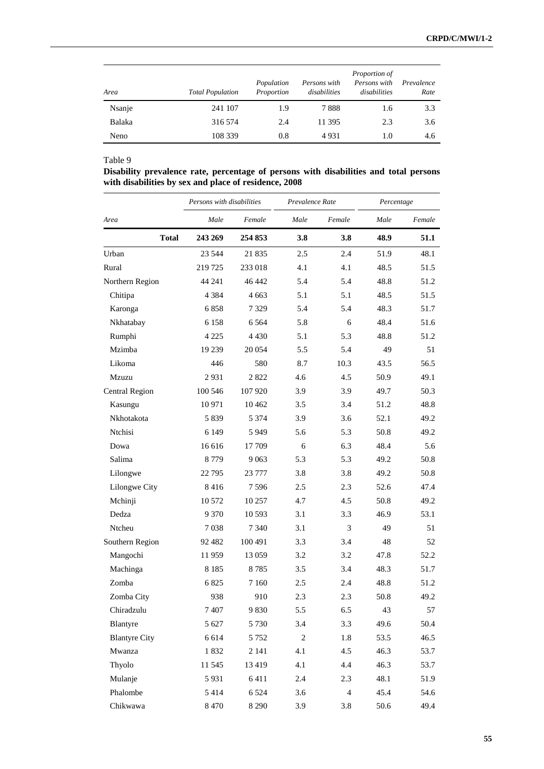| Area | Total Population | Population Proportion | Persons with disabilities | Proportion of Persons with disabilities | Prevalence Rate |
|---|---|---|---|---|---|
| Nsanje | 241 107 | 1.9 | 7 888 | 1.6 | 3.3 |
| Balaka | 316 574 | 2.4 | 11 395 | 2.3 | 3.6 |
| Neno | 108 339 | 0.8 | 4 931 | 1.0 | 4.6 |

Table 9

**Disability prevalence rate, percentage of persons with disabilities and total persons with disabilities by sex and place of residence, 2008**

| | Persons with disabilities | | Prevalence Rate | | Percentage | |
|---|---|---|---|---|---|---|
| Area | Male | Female | Male | Female | Male | Female |
| **Total** | **243 269** | **254 853** | **3.8** | **3.8** | **48.9** | **51.1** |
| Urban | 23 544 | 21 835 | 2.5 | 2.4 | 51.9 | 48.1 |
| Rural | 219 725 | 233 018 | 4.1 | 4.1 | 48.5 | 51.5 |
| Northern Region | 44 241 | 46 442 | 5.4 | 5.4 | 48.8 | 51.2 |
| Chitipa | 4 384 | 4 663 | 5.1 | 5.1 | 48.5 | 51.5 |
| Karonga | 6 858 | 7 329 | 5.4 | 5.4 | 48.3 | 51.7 |
| Nkhatabay | 6 158 | 6 564 | 5.8 | 6 | 48.4 | 51.6 |
| Rumphi | 4 225 | 4 430 | 5.1 | 5.3 | 48.8 | 51.2 |
| Mzimba | 19 239 | 20 054 | 5.5 | 5.4 | 49 | 51 |
| Likoma | 446 | 580 | 8.7 | 10.3 | 43.5 | 56.5 |
| Mzuzu | 2 931 | 2 822 | 4.6 | 4.5 | 50.9 | 49.1 |
| Central Region | 100 546 | 107 920 | 3.9 | 3.9 | 49.7 | 50.3 |
| Kasungu | 10 971 | 10 462 | 3.5 | 3.4 | 51.2 | 48.8 |
| Nkhotakota | 5 839 | 5 374 | 3.9 | 3.6 | 52.1 | 49.2 |
| Ntchisi | 6 149 | 5 949 | 5.6 | 5.3 | 50.8 | 49.2 |
| Dowa | 16 616 | 17 709 | 6 | 6.3 | 48.4 | 5.6 |
| Salima | 8 779 | 9 063 | 5.3 | 5.3 | 49.2 | 50.8 |
| Lilongwe | 22 795 | 23 777 | 3.8 | 3.8 | 49.2 | 50.8 |
| Lilongwe City | 8 416 | 7 596 | 2.5 | 2.3 | 52.6 | 47.4 |
| Mchinji | 10 572 | 10 257 | 4.7 | 4.5 | 50.8 | 49.2 |
| Dedza | 9 370 | 10 593 | 3.1 | 3.3 | 46.9 | 53.1 |
| Ntcheu | 7 038 | 7 340 | 3.1 | 3 | 49 | 51 |
| Southern Region | 92 482 | 100 491 | 3.3 | 3.4 | 48 | 52 |
| Mangochi | 11 959 | 13 059 | 3.2 | 3.2 | 47.8 | 52.2 |
| Machinga | 8 185 | 8 785 | 3.5 | 3.4 | 48.3 | 51.7 |
| Zomba | 6 825 | 7 160 | 2.5 | 2.4 | 48.8 | 51.2 |
| Zomba City | 938 | 910 | 2.3 | 2.3 | 50.8 | 49.2 |
| Chiradzulu | 7 407 | 9 830 | 5.5 | 6.5 | 43 | 57 |
| Blantyre | 5 627 | 5 730 | 3.4 | 3.3 | 49.6 | 50.4 |
| Blantyre City | 6 614 | 5 752 | 2 | 1.8 | 53.5 | 46.5 |
| Mwanza | 1 832 | 2 141 | 4.1 | 4.5 | 46.3 | 53.7 |
| Thyolo | 11 545 | 13 419 | 4.1 | 4.4 | 46.3 | 53.7 |
| Mulanje | 5 931 | 6 411 | 2.4 | 2.3 | 48.1 | 51.9 |
| Phalombe | 5 414 | 6 524 | 3.6 | 4 | 45.4 | 54.6 |
| Chikwawa | 8 470 | 8 290 | 3.9 | 3.8 | 50.6 | 49.4 |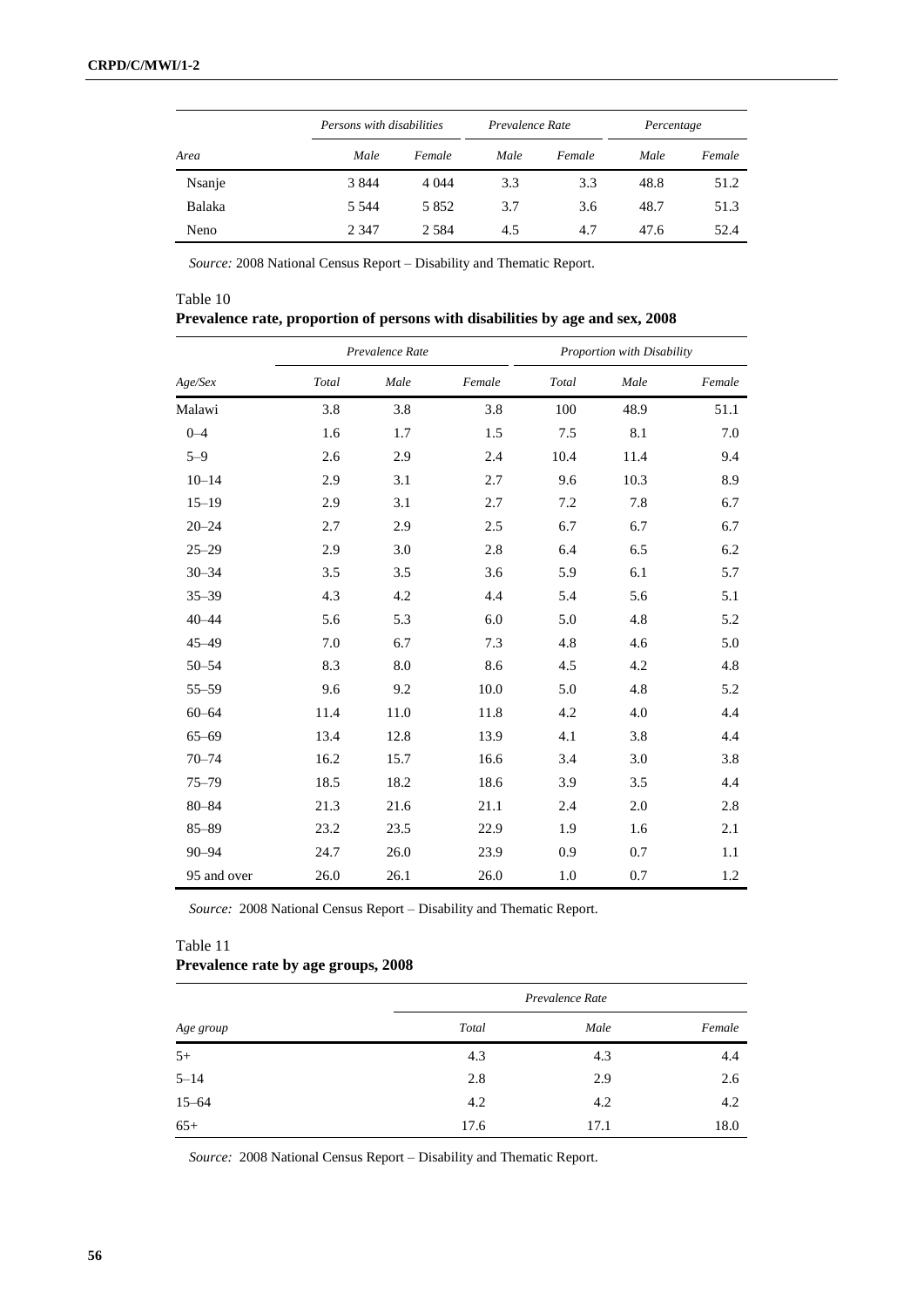| Area | Persons with disabilities | | Prevalence Rate | | Percentage | |
|---|---|---|---|---|---|---|
| | Male | Female | Male | Female | Male | Female |
| Nsanje | 3 844 | 4 044 | 3.3 | 3.3 | 48.8 | 51.2 |
| Balaka | 5 544 | 5 852 | 3.7 | 3.6 | 48.7 | 51.3 |
| Neno | 2 347 | 2 584 | 4.5 | 4.7 | 47.6 | 52.4 |

*Source:* 2008 National Census Report – Disability and Thematic Report.

Table 10
**Prevalence rate, proportion of persons with disabilities by age and sex, 2008**

| Age/Sex | Prevalence Rate | | | Proportion with Disability | | |
|---|---|---|---|---|---|---|
| | Total | Male | Female | Total | Male | Female |
| Malawi | 3.8 | 3.8 | 3.8 | 100 | 48.9 | 51.1 |
| 0–4 | 1.6 | 1.7 | 1.5 | 7.5 | 8.1 | 7.0 |
| 5–9 | 2.6 | 2.9 | 2.4 | 10.4 | 11.4 | 9.4 |
| 10–14 | 2.9 | 3.1 | 2.7 | 9.6 | 10.3 | 8.9 |
| 15–19 | 2.9 | 3.1 | 2.7 | 7.2 | 7.8 | 6.7 |
| 20–24 | 2.7 | 2.9 | 2.5 | 6.7 | 6.7 | 6.7 |
| 25–29 | 2.9 | 3.0 | 2.8 | 6.4 | 6.5 | 6.2 |
| 30–34 | 3.5 | 3.5 | 3.6 | 5.9 | 6.1 | 5.7 |
| 35–39 | 4.3 | 4.2 | 4.4 | 5.4 | 5.6 | 5.1 |
| 40–44 | 5.6 | 5.3 | 6.0 | 5.0 | 4.8 | 5.2 |
| 45–49 | 7.0 | 6.7 | 7.3 | 4.8 | 4.6 | 5.0 |
| 50–54 | 8.3 | 8.0 | 8.6 | 4.5 | 4.2 | 4.8 |
| 55–59 | 9.6 | 9.2 | 10.0 | 5.0 | 4.8 | 5.2 |
| 60–64 | 11.4 | 11.0 | 11.8 | 4.2 | 4.0 | 4.4 |
| 65–69 | 13.4 | 12.8 | 13.9 | 4.1 | 3.8 | 4.4 |
| 70–74 | 16.2 | 15.7 | 16.6 | 3.4 | 3.0 | 3.8 |
| 75–79 | 18.5 | 18.2 | 18.6 | 3.9 | 3.5 | 4.4 |
| 80–84 | 21.3 | 21.6 | 21.1 | 2.4 | 2.0 | 2.8 |
| 85–89 | 23.2 | 23.5 | 22.9 | 1.9 | 1.6 | 2.1 |
| 90–94 | 24.7 | 26.0 | 23.9 | 0.9 | 0.7 | 1.1 |
| 95 and over | 26.0 | 26.1 | 26.0 | 1.0 | 0.7 | 1.2 |

*Source:* 2008 National Census Report – Disability and Thematic Report.

Table 11
**Prevalence rate by age groups, 2008**

| Age group | Prevalence Rate | | |
|---|---|---|---|
| | Total | Male | Female |
| 5+ | 4.3 | 4.3 | 4.4 |
| 5–14 | 2.8 | 2.9 | 2.6 |
| 15–64 | 4.2 | 4.2 | 4.2 |
| 65+ | 17.6 | 17.1 | 18.0 |

*Source:* 2008 National Census Report – Disability and Thematic Report.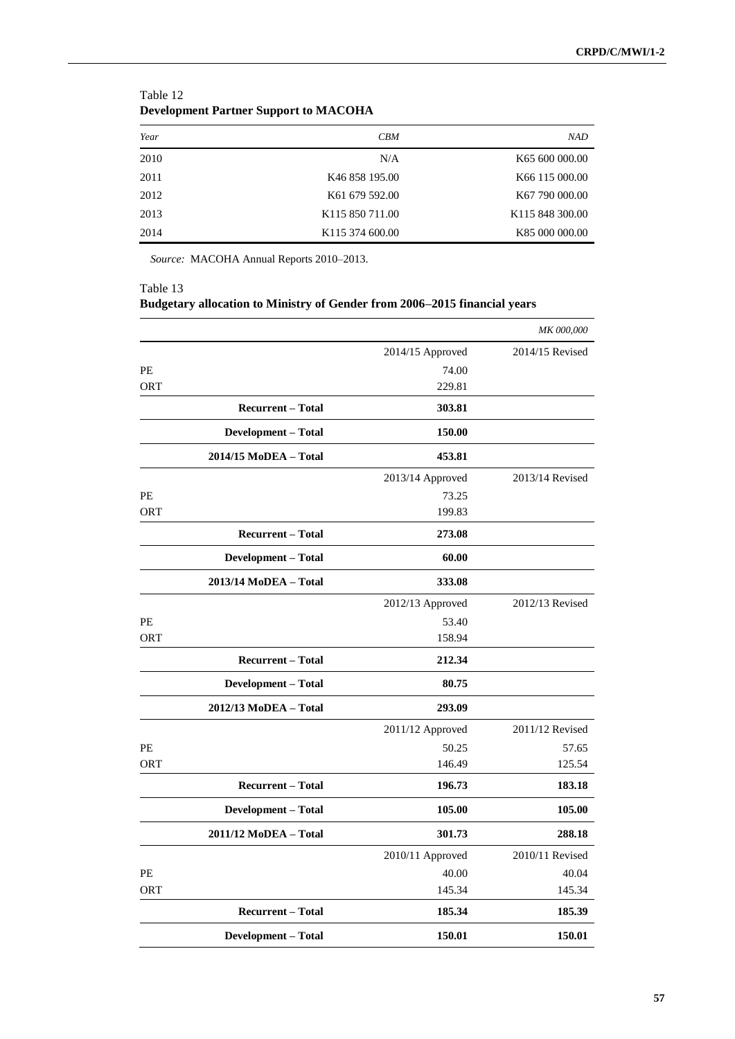Table 12
**Development Partner Support to MACOHA**

| *Year* | *CBM* | *NAD* |
|---|---|---|
| 2010 | N/A | K65 600 000.00 |
| 2011 | K46 858 195.00 | K66 115 000.00 |
| 2012 | K61 679 592.00 | K67 790 000.00 |
| 2013 | K115 850 711.00 | K115 848 300.00 |
| 2014 | K115 374 600.00 | K85 000 000.00 |

*Source:* MACOHA Annual Reports 2010–2013.

Table 13
**Budgetary allocation to Ministry of Gender from 2006–2015 financial years**

| | | *MK 000,000* |
|---|---|---|
| | 2014/15 Approved | 2014/15 Revised |
| PE | 74.00 | |
| ORT | 229.81 | |
| **Recurrent – Total** | **303.81** | |
| **Development – Total** | **150.00** | |
| **2014/15 MoDEA – Total** | **453.81** | |
| | 2013/14 Approved | 2013/14 Revised |
| PE | 73.25 | |
| ORT | 199.83 | |
| **Recurrent – Total** | **273.08** | |
| **Development – Total** | **60.00** | |
| **2013/14 MoDEA – Total** | **333.08** | |
| | 2012/13 Approved | 2012/13 Revised |
| PE | 53.40 | |
| ORT | 158.94 | |
| **Recurrent – Total** | **212.34** | |
| **Development – Total** | **80.75** | |
| **2012/13 MoDEA – Total** | **293.09** | |
| | 2011/12 Approved | 2011/12 Revised |
| PE | 50.25 | 57.65 |
| ORT | 146.49 | 125.54 |
| **Recurrent – Total** | **196.73** | **183.18** |
| **Development – Total** | **105.00** | **105.00** |
| **2011/12 MoDEA – Total** | **301.73** | **288.18** |
| | 2010/11 Approved | 2010/11 Revised |
| PE | 40.00 | 40.04 |
| ORT | 145.34 | 145.34 |
| **Recurrent – Total** | **185.34** | **185.39** |
| **Development – Total** | **150.01** | **150.01** |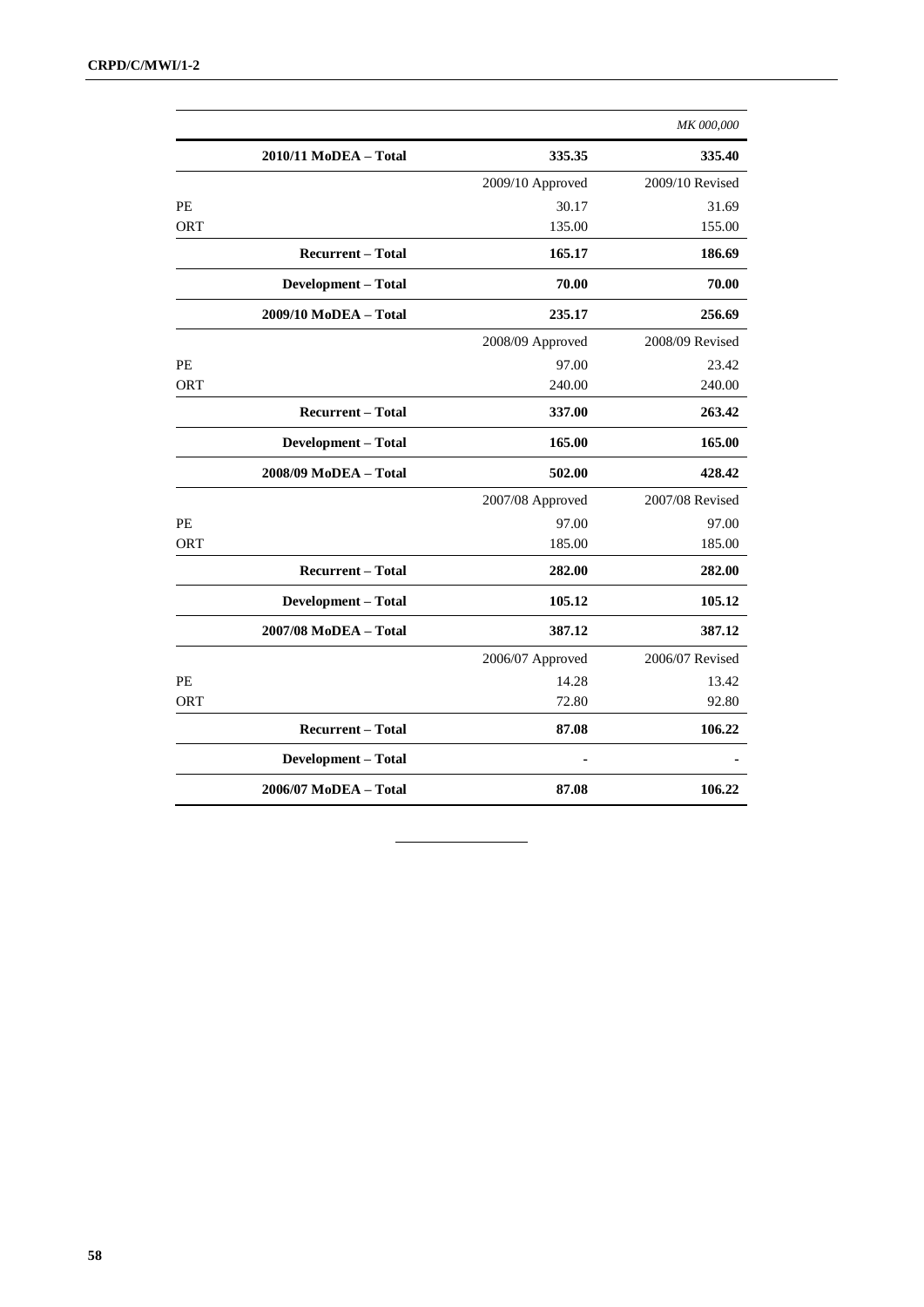| | | | MK 000,000 |
|---|---|---|---|
| | **2010/11 MoDEA – Total** | **335.35** | **335.40** |
| | | 2009/10 Approved | 2009/10 Revised |
| PE | | 30.17 | 31.69 |
| ORT | | 135.00 | 155.00 |
| | **Recurrent – Total** | **165.17** | **186.69** |
| | **Development – Total** | **70.00** | **70.00** |
| | **2009/10 MoDEA – Total** | **235.17** | **256.69** |
| | | 2008/09 Approved | 2008/09 Revised |
| PE | | 97.00 | 23.42 |
| ORT | | 240.00 | 240.00 |
| | **Recurrent – Total** | **337.00** | **263.42** |
| | **Development – Total** | **165.00** | **165.00** |
| | **2008/09 MoDEA – Total** | **502.00** | **428.42** |
| | | 2007/08 Approved | 2007/08 Revised |
| PE | | 97.00 | 97.00 |
| ORT | | 185.00 | 185.00 |
| | **Recurrent – Total** | **282.00** | **282.00** |
| | **Development – Total** | **105.12** | **105.12** |
| | **2007/08 MoDEA – Total** | **387.12** | **387.12** |
| | | 2006/07 Approved | 2006/07 Revised |
| PE | | 14.28 | 13.42 |
| ORT | | 72.80 | 92.80 |
| | **Recurrent – Total** | **87.08** | **106.22** |
| | **Development – Total** | **-** | **-** |
| | **2006/07 MoDEA – Total** | **87.08** | **106.22** |